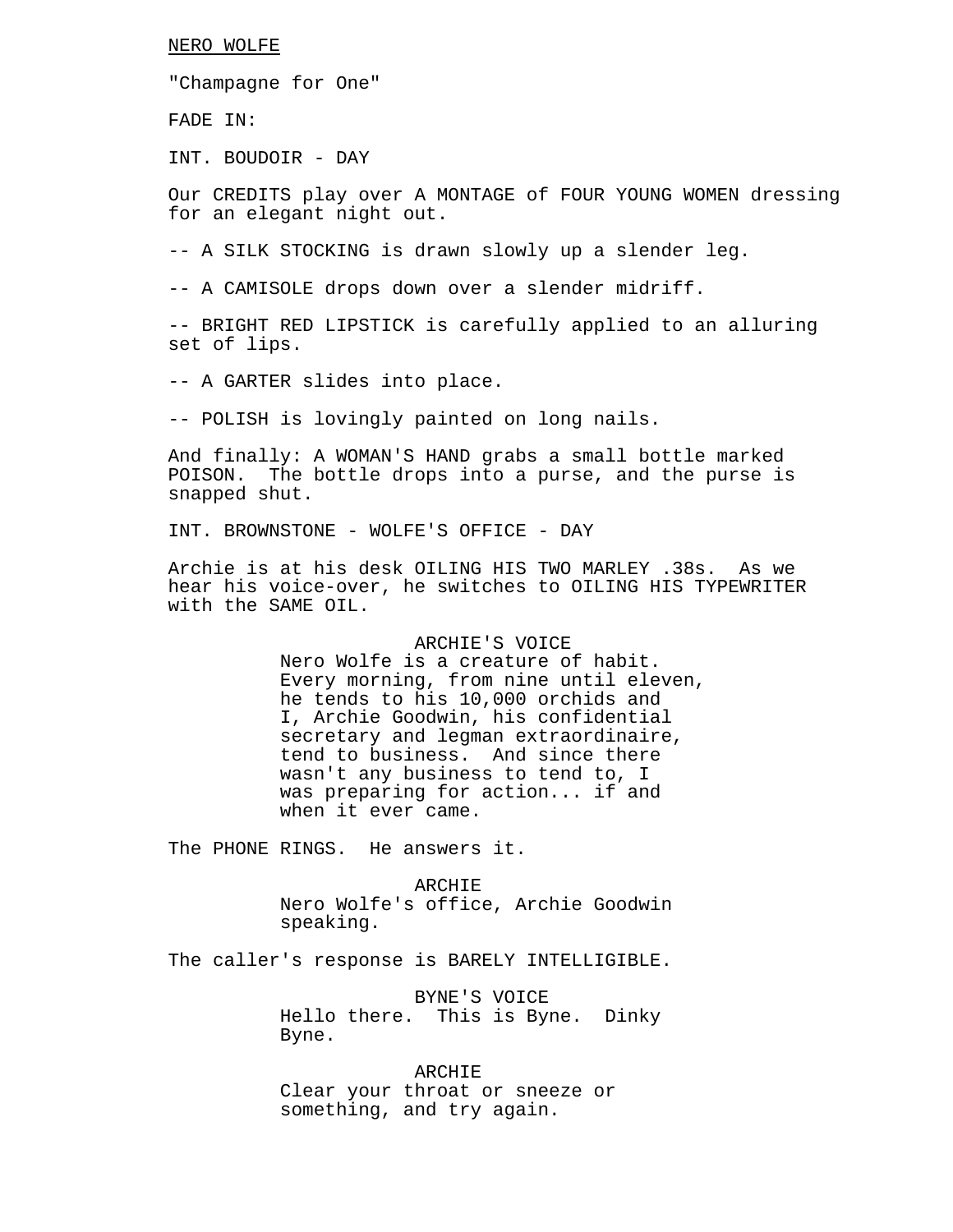NERO WOLFE

"Champagne for One"

FADE IN:

INT. BOUDOIR - DAY

Our CREDITS play over A MONTAGE of FOUR YOUNG WOMEN dressing for an elegant night out.

-- A SILK STOCKING is drawn slowly up a slender leg.

-- A CAMISOLE drops down over a slender midriff.

-- BRIGHT RED LIPSTICK is carefully applied to an alluring set of lips.

-- A GARTER slides into place.

-- POLISH is lovingly painted on long nails.

And finally: A WOMAN'S HAND grabs a small bottle marked POISON. The bottle drops into a purse, and the purse is snapped shut.

INT. BROWNSTONE - WOLFE'S OFFICE - DAY

Archie is at his desk OILING HIS TWO MARLEY .38s. As we hear his voice-over, he switches to OILING HIS TYPEWRITER with the SAME OIL.

ARCHIE'S VOICE

Nero Wolfe is a creature of habit. Every morning, from nine until eleven, he tends to his 10,000 orchids and I, Archie Goodwin, his confidential secretary and legman extraordinaire, tend to business. And since there wasn't any business to tend to, I was preparing for action... if and when it ever came.

The PHONE RINGS. He answers it.

ARCHIE

Nero Wolfe's office, Archie Goodwin speaking.

The caller's response is BARELY INTELLIGIBLE.

BYNE'S VOICE

Hello there. This is Byne. Dinky Byne.

ARCHIE

Clear your throat or sneeze or something, and try again.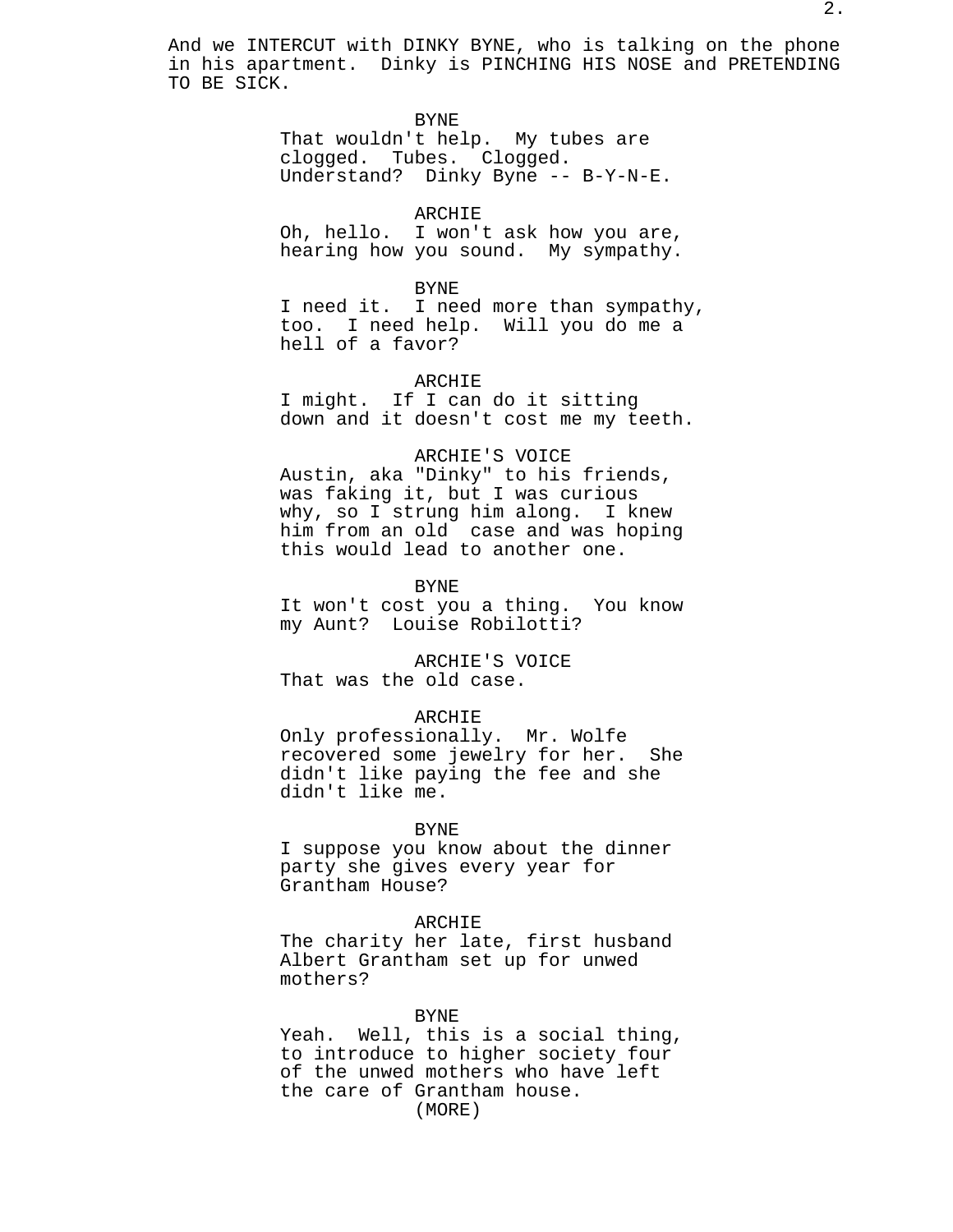And we INTERCUT with DINKY BYNE, who is talking on the phone in his apartment. Dinky is PINCHING HIS NOSE and PRETENDING TO BE SICK.

BYNE
That wouldn't help. My tubes are clogged. Tubes. Clogged. Understand? Dinky Byne -- B-Y-N-E.

ARCHIE
Oh, hello. I won't ask how you are, hearing how you sound. My sympathy.

BYNE
I need it. I need more than sympathy, too. I need help. Will you do me a hell of a favor?

ARCHIE
I might. If I can do it sitting down and it doesn't cost me my teeth.

ARCHIE'S VOICE
Austin, aka "Dinky" to his friends, was faking it, but I was curious why, so I strung him along. I knew him from an old case and was hoping this would lead to another one.

BYNE
It won't cost you a thing. You know my Aunt? Louise Robilotti?

ARCHIE'S VOICE
That was the old case.

ARCHIE
Only professionally. Mr. Wolfe recovered some jewelry for her. She didn't like paying the fee and she didn't like me.

BYNE
I suppose you know about the dinner party she gives every year for Grantham House?

ARCHIE
The charity her late, first husband Albert Grantham set up for unwed mothers?

BYNE
Yeah. Well, this is a social thing, to introduce to higher society four of the unwed mothers who have left the care of Grantham house.
(MORE)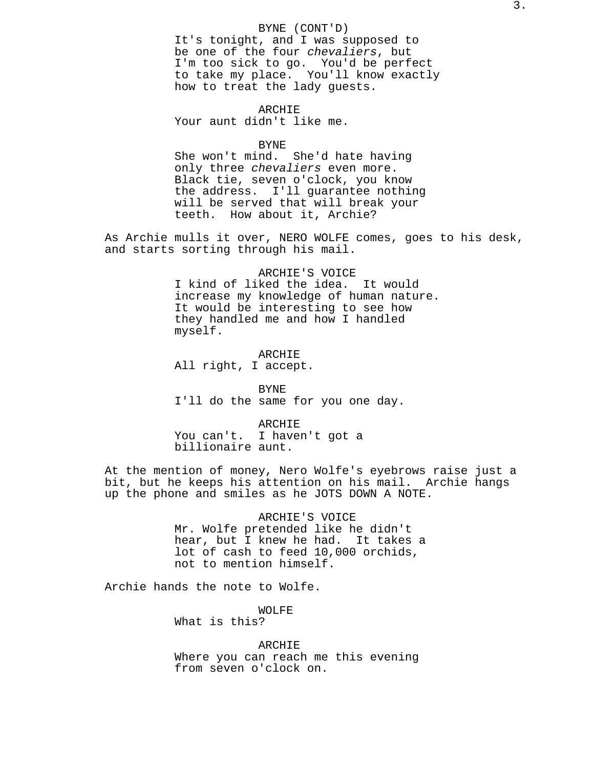BYNE (CONT'D)
It's tonight, and I was supposed to be one of the four *chevaliers*, but I'm too sick to go. You'd be perfect to take my place. You'll know exactly how to treat the lady guests.

ARCHIE
Your aunt didn't like me.

BYNE
She won't mind. She'd hate having only three *chevaliers* even more. Black tie, seven o'clock, you know the address. I'll guarantee nothing will be served that will break your teeth. How about it, Archie?

As Archie mulls it over, NERO WOLFE comes, goes to his desk, and starts sorting through his mail.

ARCHIE'S VOICE
I kind of liked the idea. It would increase my knowledge of human nature. It would be interesting to see how they handled me and how I handled myself.

ARCHIE
All right, I accept.

BYNE
I'll do the same for you one day.

ARCHIE
You can't. I haven't got a billionaire aunt.

At the mention of money, Nero Wolfe's eyebrows raise just a bit, but he keeps his attention on his mail. Archie hangs up the phone and smiles as he JOTS DOWN A NOTE.

ARCHIE'S VOICE
Mr. Wolfe pretended like he didn't hear, but I knew he had. It takes a lot of cash to feed 10,000 orchids, not to mention himself.

Archie hands the note to Wolfe.

WOLFE
What is this?

ARCHIE
Where you can reach me this evening from seven o'clock on.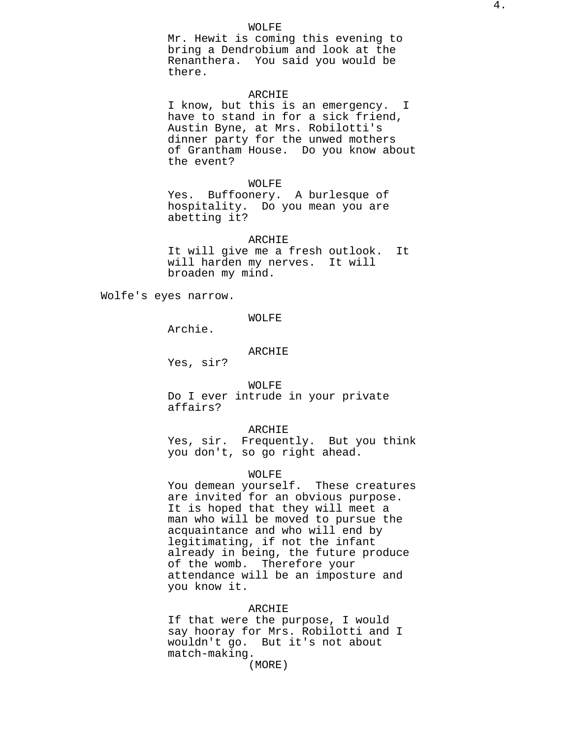WOLFE

Mr. Hewit is coming this evening to bring a Dendrobium and look at the Renanthera. You said you would be there.

ARCHIE

I know, but this is an emergency. I have to stand in for a sick friend, Austin Byne, at Mrs. Robilotti's dinner party for the unwed mothers of Grantham House. Do you know about the event?

WOLFE

Yes. Buffoonery. A burlesque of hospitality. Do you mean you are abetting it?

ARCHIE

It will give me a fresh outlook. It will harden my nerves. It will broaden my mind.

Wolfe's eyes narrow.

WOLFE

Archie.

ARCHIE

Yes, sir?

WOLFE

Do I ever intrude in your private affairs?

ARCHIE

Yes, sir. Frequently. But you think you don't, so go right ahead.

WOLFE

You demean yourself. These creatures are invited for an obvious purpose. It is hoped that they will meet a man who will be moved to pursue the acquaintance and who will end by legitimating, if not the infant already in being, the future produce of the womb. Therefore your attendance will be an imposture and you know it.

ARCHIE

If that were the purpose, I would say hooray for Mrs. Robilotti and I wouldn't go. But it's not about match-making.

(MORE)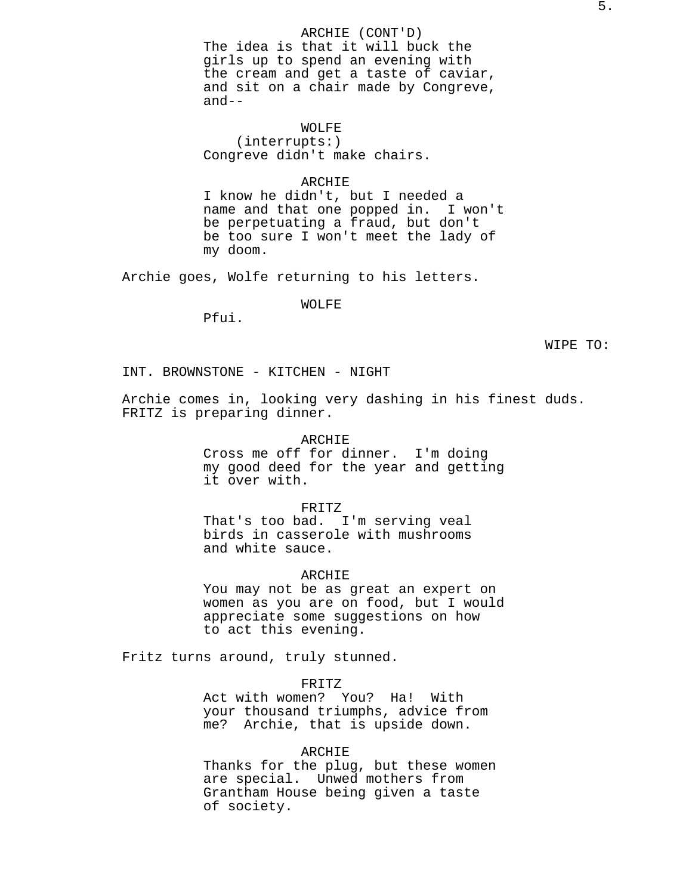ARCHIE (CONT'D)
The idea is that it will buck the girls up to spend an evening with the cream and get a taste of caviar, and sit on a chair made by Congreve, and--

WOLFE
(interrupts:)
Congreve didn't make chairs.

ARCHIE
I know he didn't, but I needed a name and that one popped in. I won't be perpetuating a fraud, but don't be too sure I won't meet the lady of my doom.

Archie goes, Wolfe returning to his letters.

WOLFE
Pfui.

WIPE TO:

INT. BROWNSTONE - KITCHEN - NIGHT

Archie comes in, looking very dashing in his finest duds. FRITZ is preparing dinner.

ARCHIE
Cross me off for dinner. I'm doing my good deed for the year and getting it over with.

FRITZ
That's too bad. I'm serving veal birds in casserole with mushrooms and white sauce.

ARCHIE
You may not be as great an expert on women as you are on food, but I would appreciate some suggestions on how to act this evening.

Fritz turns around, truly stunned.

FRITZ
Act with women? You? Ha! With your thousand triumphs, advice from me? Archie, that is upside down.

ARCHIE
Thanks for the plug, but these women are special. Unwed mothers from Grantham House being given a taste of society.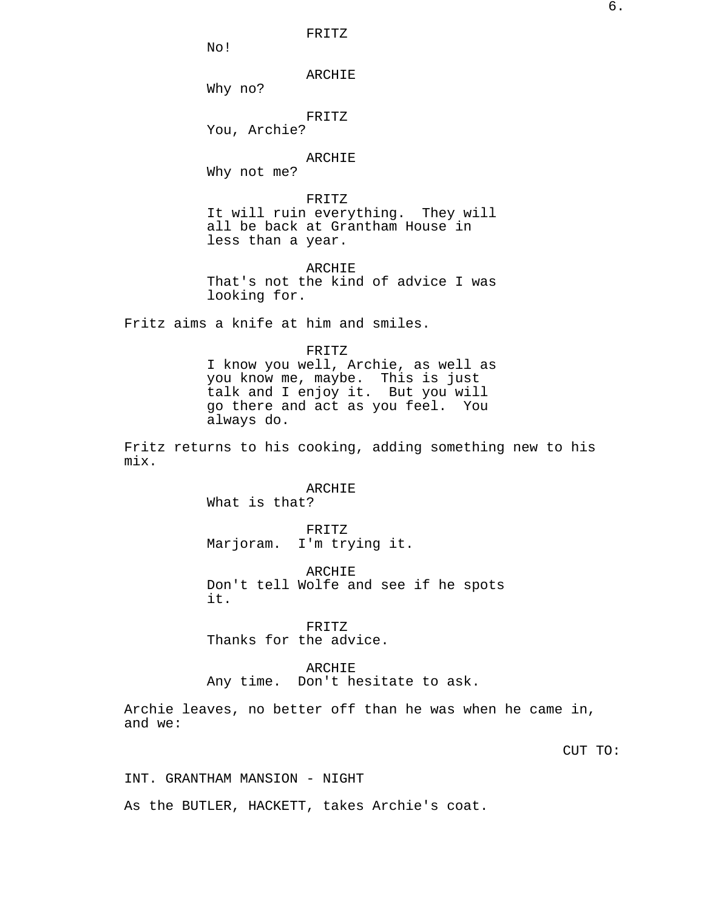FRITZ
No!

ARCHIE
Why no?

FRITZ
You, Archie?

ARCHIE
Why not me?

FRITZ
It will ruin everything. They will all be back at Grantham House in less than a year.

ARCHIE
That's not the kind of advice I was looking for.

Fritz aims a knife at him and smiles.

FRITZ
I know you well, Archie, as well as you know me, maybe. This is just talk and I enjoy it. But you will go there and act as you feel. You always do.

Fritz returns to his cooking, adding something new to his mix.

ARCHIE
What is that?

FRITZ
Marjoram. I'm trying it.

ARCHIE
Don't tell Wolfe and see if he spots it.

FRITZ
Thanks for the advice.

ARCHIE
Any time. Don't hesitate to ask.

Archie leaves, no better off than he was when he came in, and we:

CUT TO:

INT. GRANTHAM MANSION - NIGHT

As the BUTLER, HACKETT, takes Archie's coat.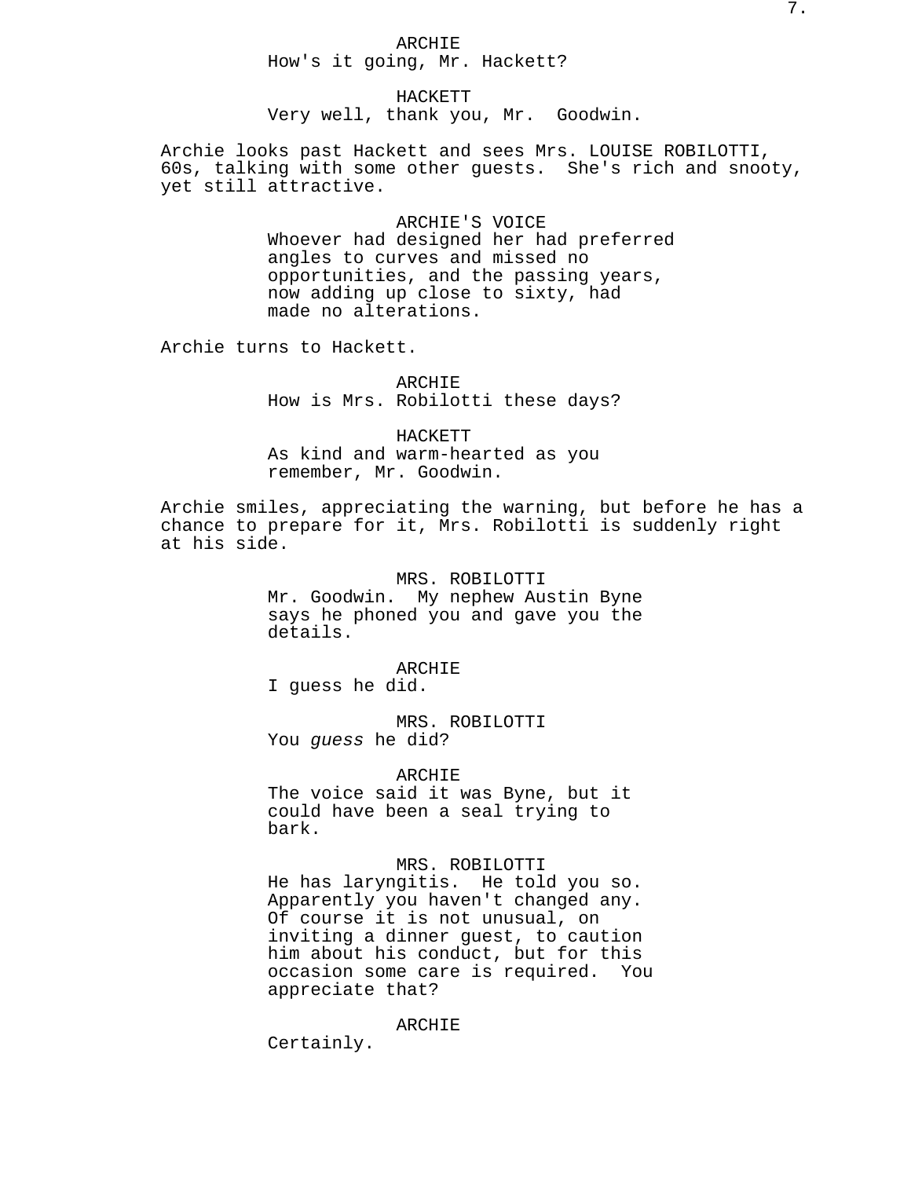ARCHIE
How's it going, Mr. Hackett?

HACKETT
Very well, thank you, Mr. Goodwin.

Archie looks past Hackett and sees Mrs. LOUISE ROBILOTTI, 60s, talking with some other guests. She's rich and snooty, yet still attractive.

ARCHIE'S VOICE
Whoever had designed her had preferred angles to curves and missed no opportunities, and the passing years, now adding up close to sixty, had made no alterations.

Archie turns to Hackett.

ARCHIE
How is Mrs. Robilotti these days?

HACKETT
As kind and warm-hearted as you remember, Mr. Goodwin.

Archie smiles, appreciating the warning, but before he has a chance to prepare for it, Mrs. Robilotti is suddenly right at his side.

MRS. ROBILOTTI
Mr. Goodwin. My nephew Austin Byne says he phoned you and gave you the details.

ARCHIE
I guess he did.

MRS. ROBILOTTI
You *guess* he did?

ARCHIE
The voice said it was Byne, but it could have been a seal trying to bark.

MRS. ROBILOTTI
He has laryngitis. He told you so. Apparently you haven't changed any. Of course it is not unusual, on inviting a dinner guest, to caution him about his conduct, but for this occasion some care is required. You appreciate that?

ARCHIE
Certainly.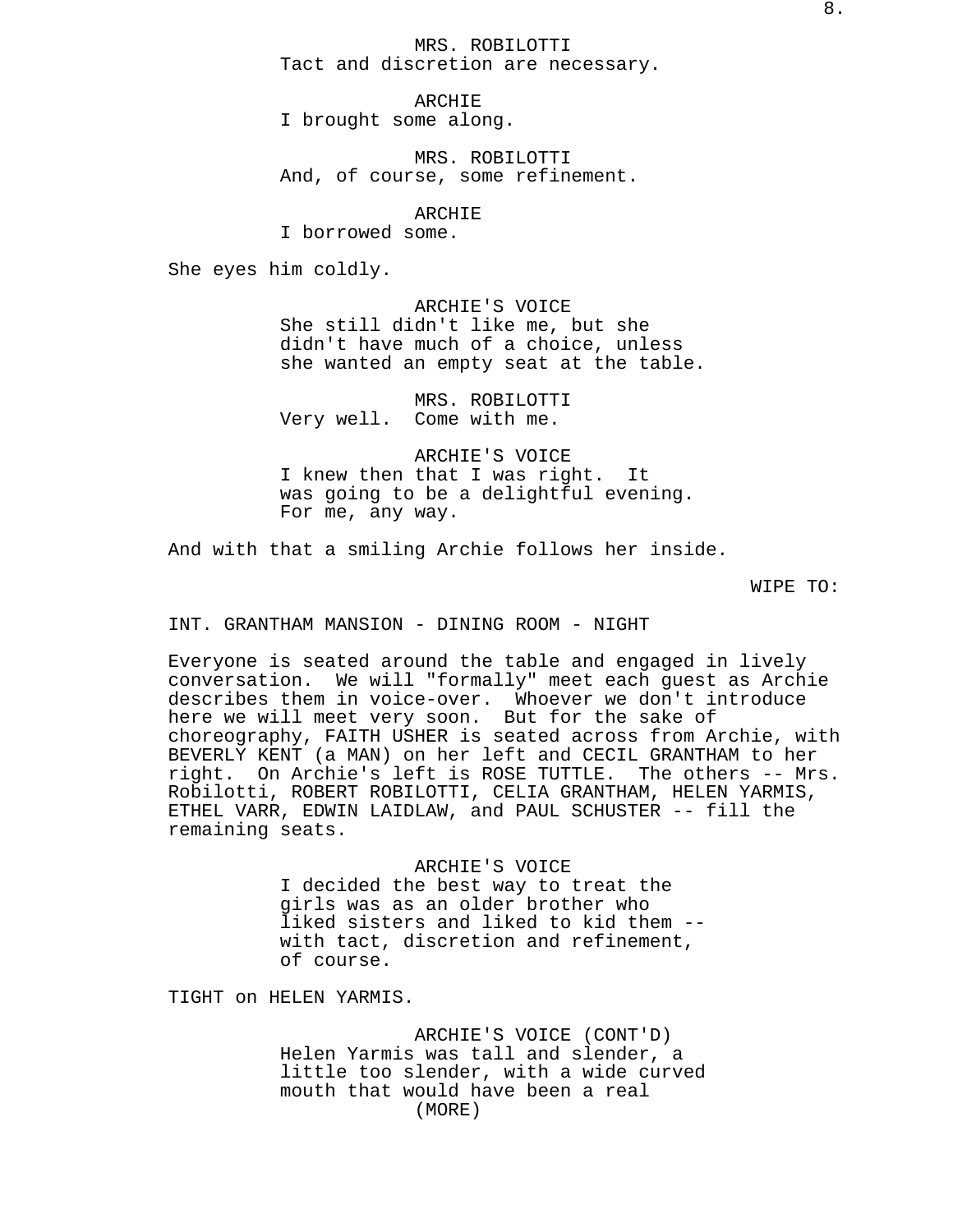MRS. ROBILOTTI
Tact and discretion are necessary.

ARCHIE
I brought some along.

MRS. ROBILOTTI
And, of course, some refinement.

ARCHIE
I borrowed some.

She eyes him coldly.

ARCHIE'S VOICE
She still didn't like me, but she didn't have much of a choice, unless she wanted an empty seat at the table.

MRS. ROBILOTTI
Very well. Come with me.

ARCHIE'S VOICE
I knew then that I was right. It was going to be a delightful evening. For me, any way.

And with that a smiling Archie follows her inside.

WIPE TO:

INT. GRANTHAM MANSION - DINING ROOM - NIGHT

Everyone is seated around the table and engaged in lively conversation. We will "formally" meet each guest as Archie describes them in voice-over. Whoever we don't introduce here we will meet very soon. But for the sake of choreography, FAITH USHER is seated across from Archie, with BEVERLY KENT (a MAN) on her left and CECIL GRANTHAM to her right. On Archie's left is ROSE TUTTLE. The others -- Mrs. Robilotti, ROBERT ROBILOTTI, CELIA GRANTHAM, HELEN YARMIS, ETHEL VARR, EDWIN LAIDLAW, and PAUL SCHUSTER -- fill the remaining seats.

ARCHIE'S VOICE
I decided the best way to treat the girls was as an older brother who liked sisters and liked to kid them -- with tact, discretion and refinement, of course.

TIGHT on HELEN YARMIS.

ARCHIE'S VOICE (CONT'D)
Helen Yarmis was tall and slender, a little too slender, with a wide curved mouth that would have been a real
(MORE)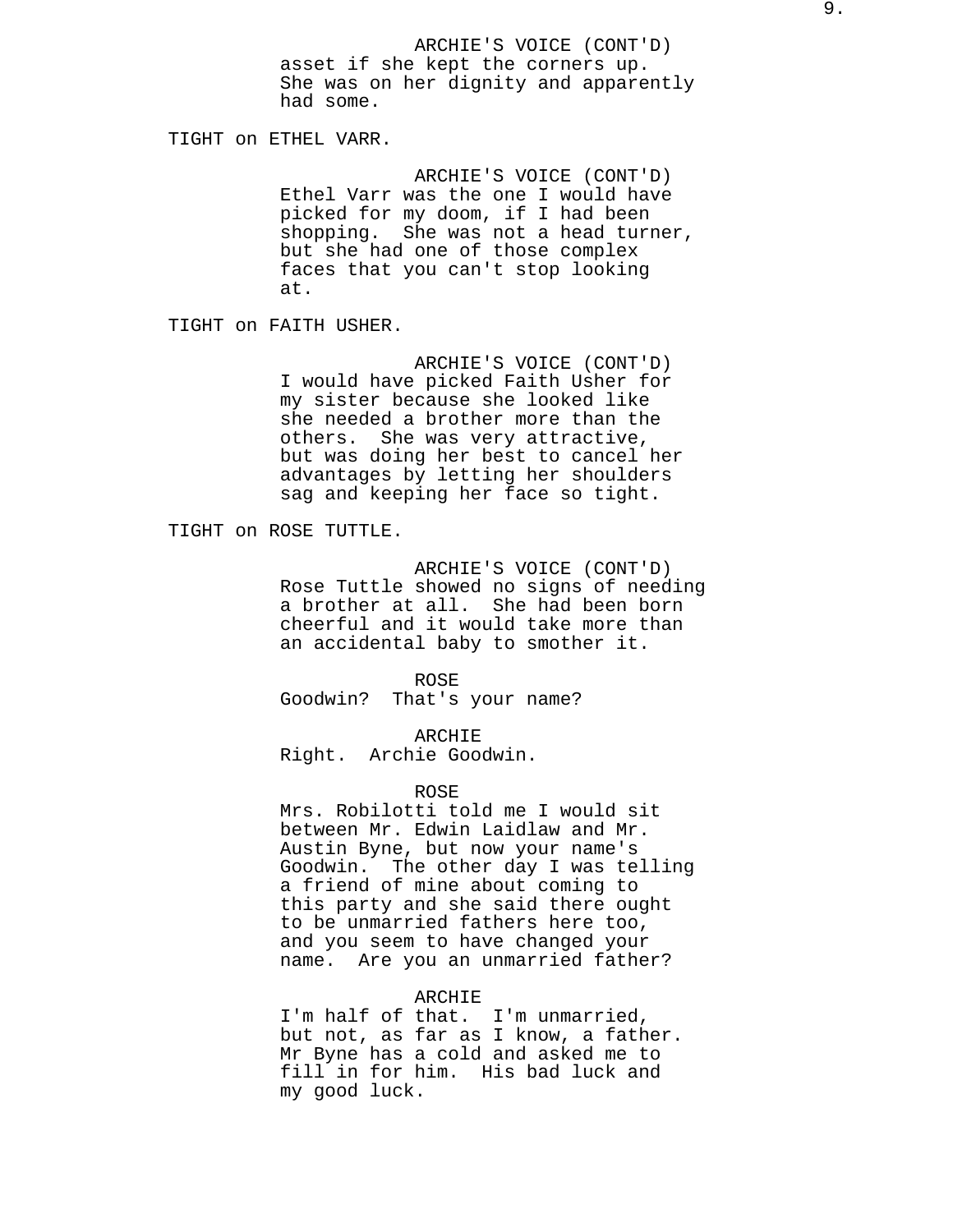ARCHIE'S VOICE (CONT'D)

asset if she kept the corners up. She was on her dignity and apparently had some.

TIGHT on ETHEL VARR.

ARCHIE'S VOICE (CONT'D)

Ethel Varr was the one I would have picked for my doom, if I had been shopping.  She was not a head turner, but she had one of those complex faces that you can't stop looking at.

TIGHT on FAITH USHER.

ARCHIE'S VOICE (CONT'D)

I would have picked Faith Usher for my sister because she looked like she needed a brother more than the others.  She was very attractive, but was doing her best to cancel her advantages by letting her shoulders sag and keeping her face so tight.

TIGHT on ROSE TUTTLE.

ARCHIE'S VOICE (CONT'D)

Rose Tuttle showed no signs of needing a brother at all.  She had been born cheerful and it would take more than an accidental baby to smother it.

ROSE

Goodwin?  That's your name?

ARCHIE

Right.  Archie Goodwin.

ROSE

Mrs. Robilotti told me I would sit between Mr. Edwin Laidlaw and Mr. Austin Byne, but now your name's Goodwin.  The other day I was telling a friend of mine about coming to this party and she said there ought to be unmarried fathers here too, and you seem to have changed your name.  Are you an unmarried father?

ARCHIE

I'm half of that.  I'm unmarried, but not, as far as I know, a father.  Mr Byne has a cold and asked me to fill in for him.  His bad luck and my good luck.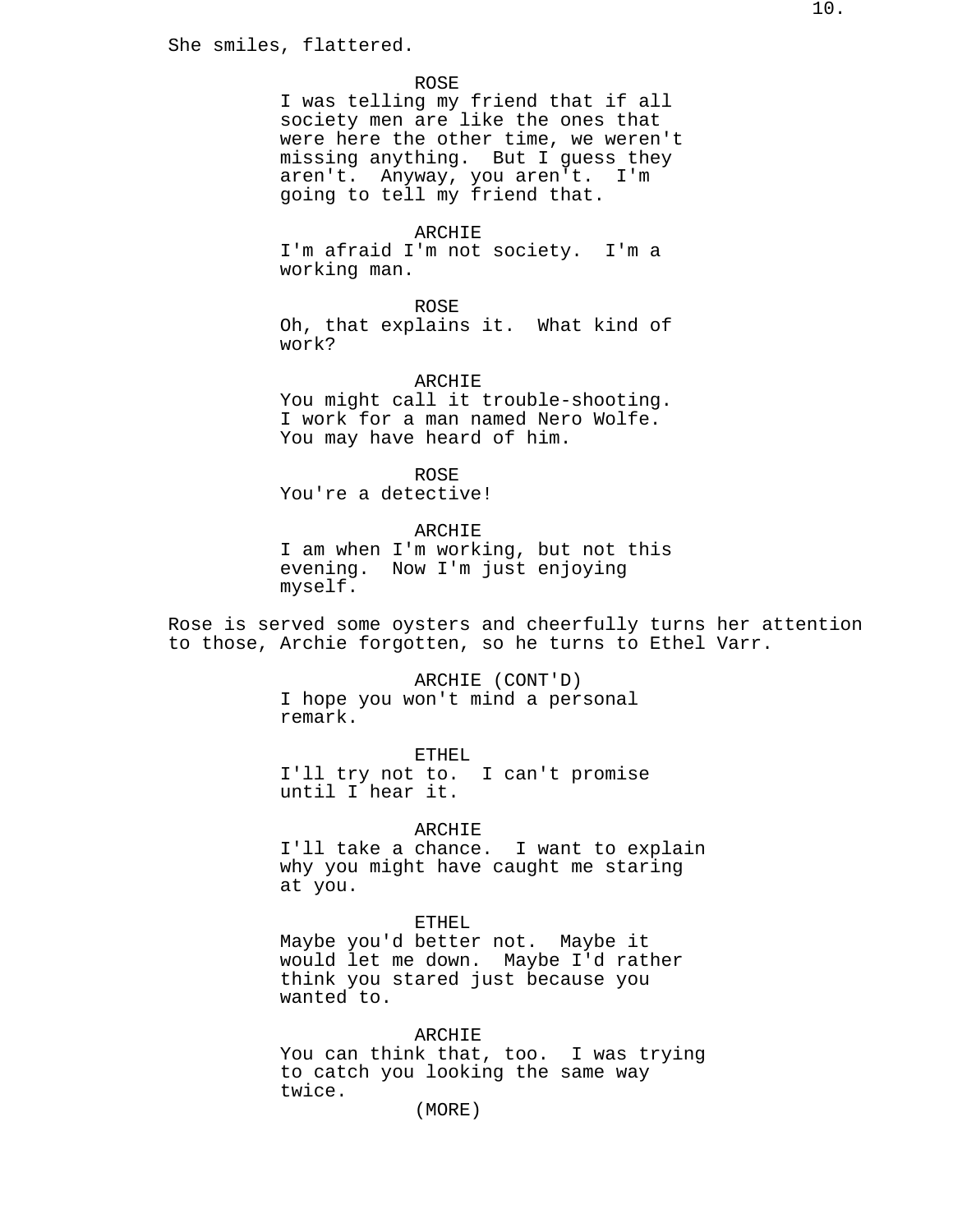She smiles, flattered.

ROSE
I was telling my friend that if all society men are like the ones that were here the other time, we weren't missing anything. But I guess they aren't. Anyway, you aren't. I'm going to tell my friend that.

ARCHIE
I'm afraid I'm not society. I'm a working man.

ROSE
Oh, that explains it. What kind of work?

ARCHIE
You might call it trouble-shooting. I work for a man named Nero Wolfe. You may have heard of him.

ROSE
You're a detective!

ARCHIE
I am when I'm working, but not this evening. Now I'm just enjoying myself.

Rose is served some oysters and cheerfully turns her attention to those, Archie forgotten, so he turns to Ethel Varr.

ARCHIE (CONT'D)
I hope you won't mind a personal remark.

ETHEL
I'll try not to. I can't promise until I hear it.

ARCHIE
I'll take a chance. I want to explain why you might have caught me staring at you.

ETHEL
Maybe you'd better not. Maybe it would let me down. Maybe I'd rather think you stared just because you wanted to.

ARCHIE
You can think that, too. I was trying to catch you looking the same way twice.
(MORE)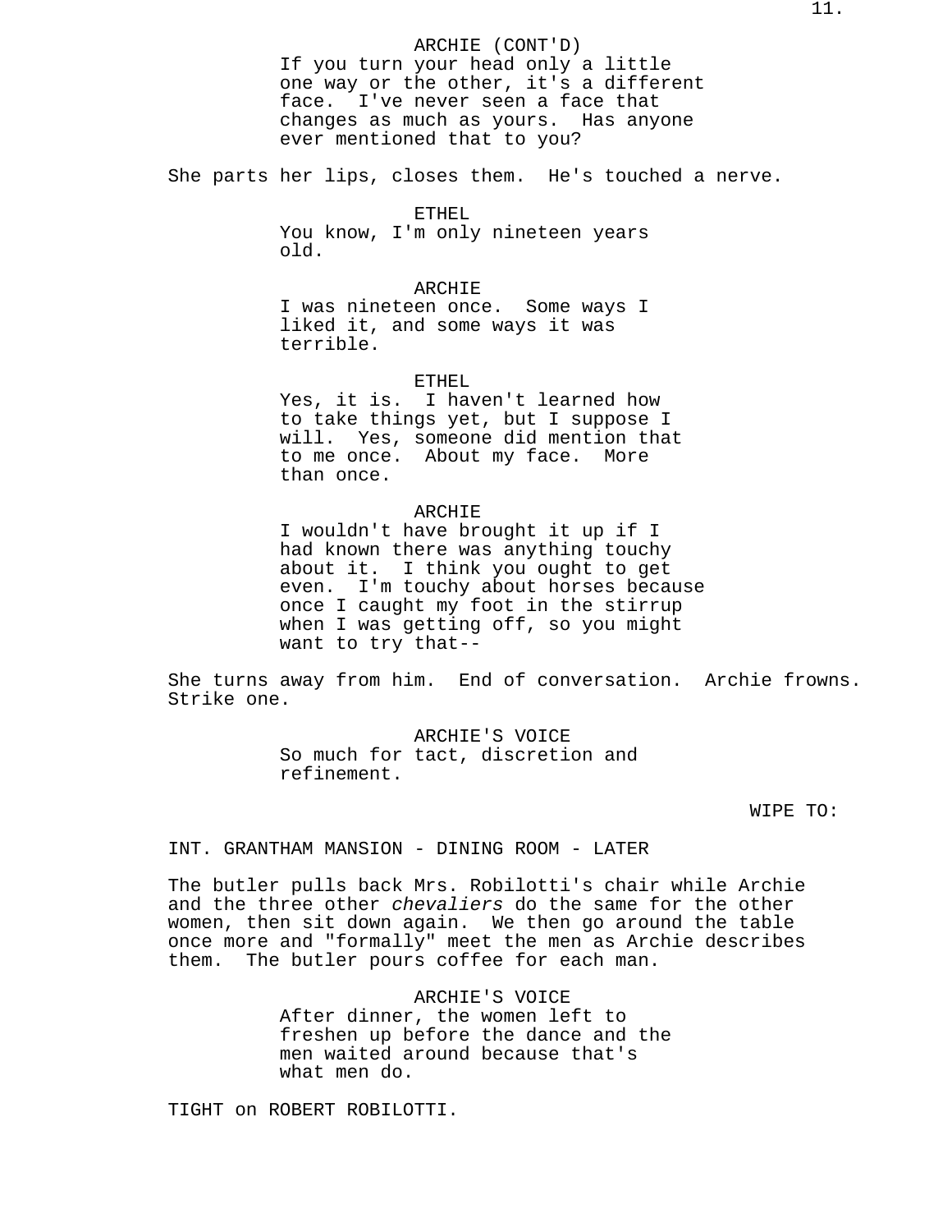ARCHIE (CONT'D)
If you turn your head only a little one way or the other, it's a different face. I've never seen a face that changes as much as yours. Has anyone ever mentioned that to you?

She parts her lips, closes them. He's touched a nerve.

ETHEL
You know, I'm only nineteen years old.

ARCHIE
I was nineteen once. Some ways I liked it, and some ways it was terrible.

ETHEL
Yes, it is. I haven't learned how to take things yet, but I suppose I will. Yes, someone did mention that to me once. About my face. More than once.

ARCHIE
I wouldn't have brought it up if I had known there was anything touchy about it. I think you ought to get even. I'm touchy about horses because once I caught my foot in the stirrup when I was getting off, so you might want to try that--

She turns away from him. End of conversation. Archie frowns. Strike one.

ARCHIE'S VOICE
So much for tact, discretion and refinement.

WIPE TO:

INT. GRANTHAM MANSION - DINING ROOM - LATER

The butler pulls back Mrs. Robilotti's chair while Archie and the three other *chevaliers* do the same for the other women, then sit down again. We then go around the table once more and "formally" meet the men as Archie describes them. The butler pours coffee for each man.

ARCHIE'S VOICE
After dinner, the women left to freshen up before the dance and the men waited around because that's what men do.

TIGHT on ROBERT ROBILOTTI.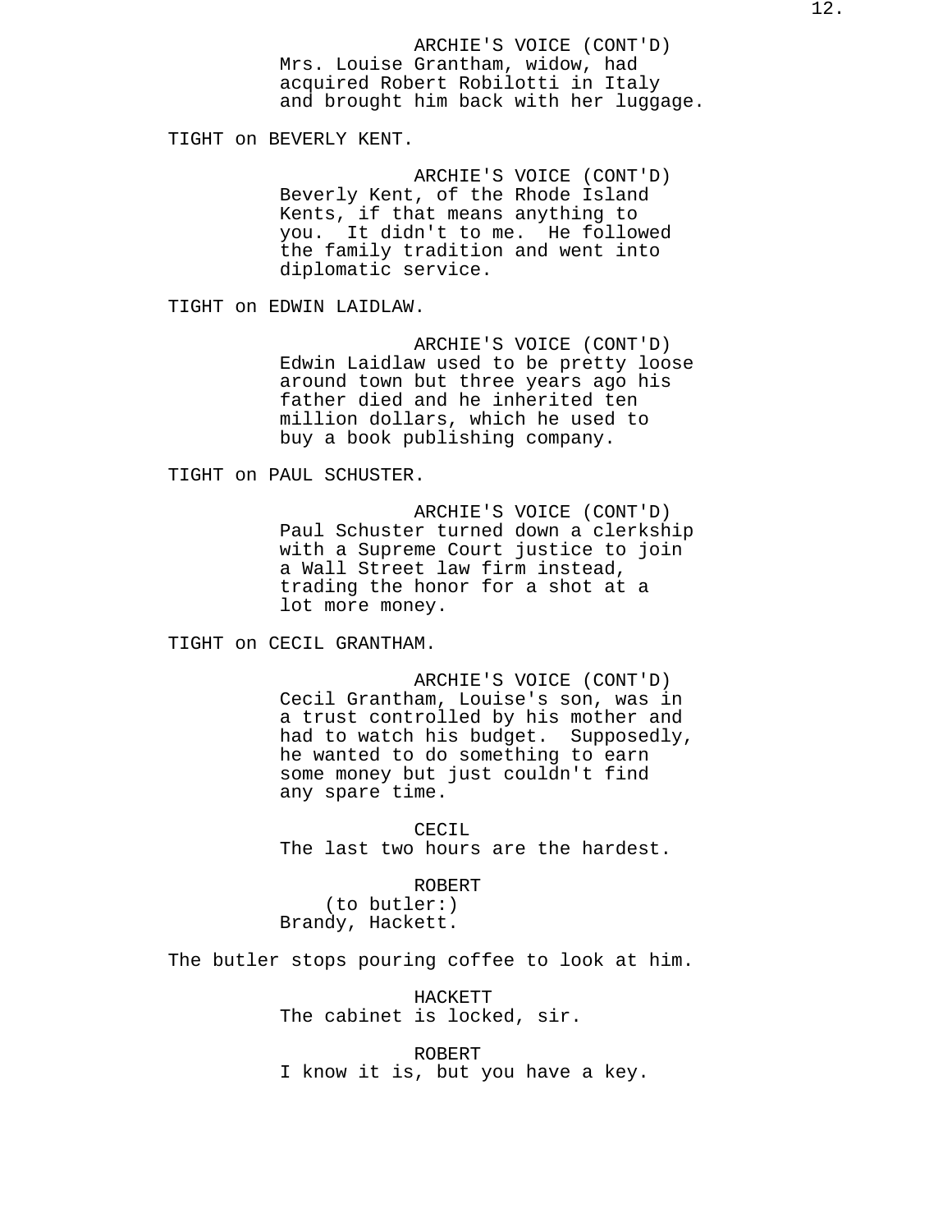ARCHIE'S VOICE (CONT'D)
Mrs. Louise Grantham, widow, had acquired Robert Robilotti in Italy and brought him back with her luggage.

TIGHT on BEVERLY KENT.

ARCHIE'S VOICE (CONT'D)
Beverly Kent, of the Rhode Island Kents, if that means anything to you.  It didn't to me.  He followed the family tradition and went into diplomatic service.

TIGHT on EDWIN LAIDLAW.

ARCHIE'S VOICE (CONT'D)
Edwin Laidlaw used to be pretty loose around town but three years ago his father died and he inherited ten million dollars, which he used to buy a book publishing company.

TIGHT on PAUL SCHUSTER.

ARCHIE'S VOICE (CONT'D)
Paul Schuster turned down a clerkship with a Supreme Court justice to join a Wall Street law firm instead, trading the honor for a shot at a lot more money.

TIGHT on CECIL GRANTHAM.

ARCHIE'S VOICE (CONT'D)
Cecil Grantham, Louise's son, was in a trust controlled by his mother and had to watch his budget.  Supposedly, he wanted to do something to earn some money but just couldn't find any spare time.

CECIL
The last two hours are the hardest.

ROBERT
(to butler:)
Brandy, Hackett.

The butler stops pouring coffee to look at him.

HACKETT
The cabinet is locked, sir.

ROBERT
I know it is, but you have a key.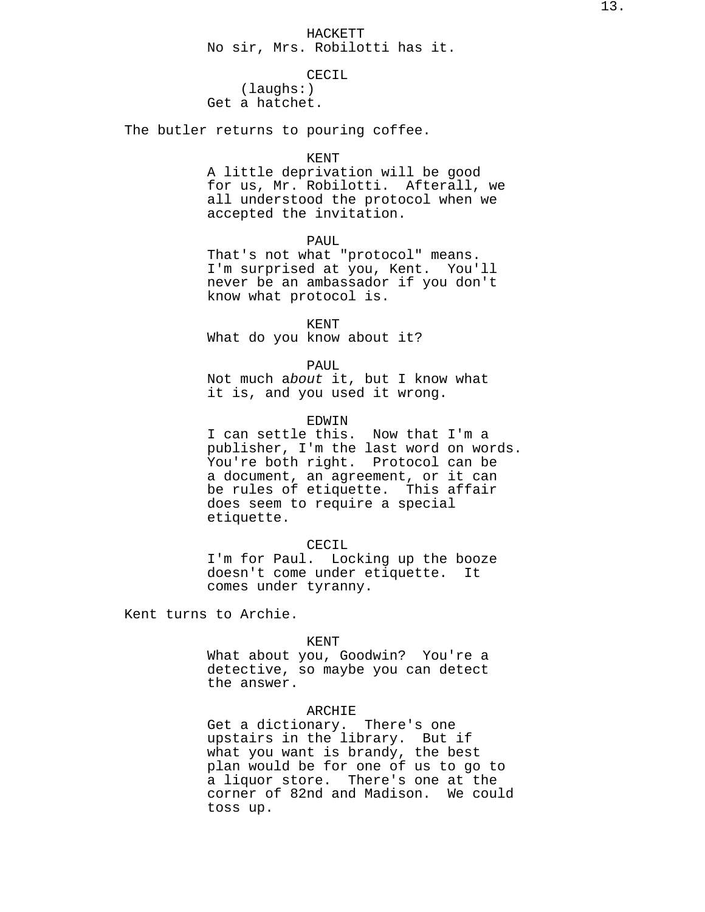HACKETT
No sir, Mrs. Robilotti has it.

CECIL
(laughs:)
Get a hatchet.

The butler returns to pouring coffee.

KENT
A little deprivation will be good for us, Mr. Robilotti. Afterall, we all understood the protocol when we accepted the invitation.

PAUL
That's not what "protocol" means. I'm surprised at you, Kent. You'll never be an ambassador if you don't know what protocol is.

KENT
What do you know about it?

PAUL
Not much a*bout* it, but I know what it is, and you used it wrong.

EDWIN
I can settle this. Now that I'm a publisher, I'm the last word on words. You're both right. Protocol can be a document, an agreement, or it can be rules of etiquette. This affair does seem to require a special etiquette.

CECIL
I'm for Paul. Locking up the booze doesn't come under etiquette. It comes under tyranny.

Kent turns to Archie.

KENT
What about you, Goodwin? You're a detective, so maybe you can detect the answer.

ARCHIE
Get a dictionary. There's one upstairs in the library. But if what you want is brandy, the best plan would be for one of us to go to a liquor store. There's one at the corner of 82nd and Madison. We could toss up.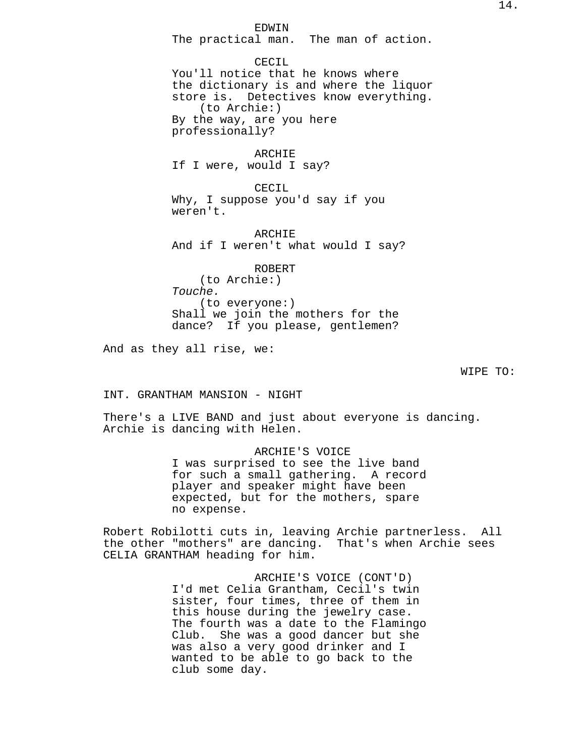EDWIN
The practical man.  The man of action.

CECIL
You'll notice that he knows where the dictionary is and where the liquor store is.  Detectives know everything.
(to Archie:)
By the way, are you here professionally?

ARCHIE
If I were, would I say?

CECIL
Why, I suppose you'd say if you weren't.

ARCHIE
And if I weren't what would I say?

ROBERT
(to Archie:)
*Touche.*
(to everyone:)
Shall we join the mothers for the dance?  If you please, gentlemen?

And as they all rise, we:

WIPE TO:

INT. GRANTHAM MANSION - NIGHT

There's a LIVE BAND and just about everyone is dancing. Archie is dancing with Helen.

ARCHIE'S VOICE
I was surprised to see the live band for such a small gathering.  A record player and speaker might have been expected, but for the mothers, spare no expense.

Robert Robilotti cuts in, leaving Archie partnerless.  All the other "mothers" are dancing.  That's when Archie sees CELIA GRANTHAM heading for him.

ARCHIE'S VOICE (CONT'D)
I'd met Celia Grantham, Cecil's twin sister, four times, three of them in this house during the jewelry case. The fourth was a date to the Flamingo Club.  She was a good dancer but she was also a very good drinker and I wanted to be able to go back to the club some day.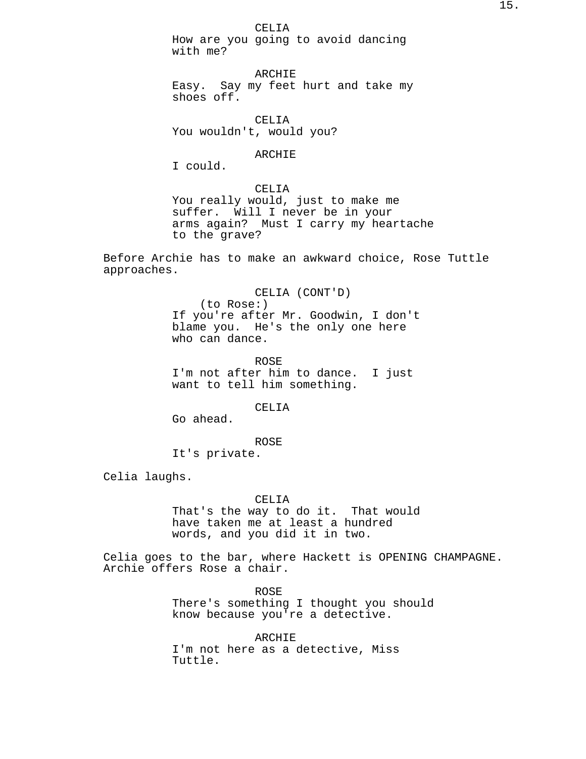CELIA
How are you going to avoid dancing with me?

ARCHIE
Easy.  Say my feet hurt and take my shoes off.

CELIA
You wouldn't, would you?

ARCHIE
I could.

CELIA
You really would, just to make me suffer.  Will I never be in your arms again?  Must I carry my heartache to the grave?

Before Archie has to make an awkward choice, Rose Tuttle approaches.

CELIA (CONT'D)
(to Rose:)
If you're after Mr. Goodwin, I don't blame you.  He's the only one here who can dance.

ROSE
I'm not after him to dance.  I just want to tell him something.

CELIA
Go ahead.

ROSE
It's private.

Celia laughs.

CELIA
That's the way to do it.  That would have taken me at least a hundred words, and you did it in two.

Celia goes to the bar, where Hackett is OPENING CHAMPAGNE.
Archie offers Rose a chair.

ROSE
There's something I thought you should know because you're a detective.

ARCHIE
I'm not here as a detective, Miss Tuttle.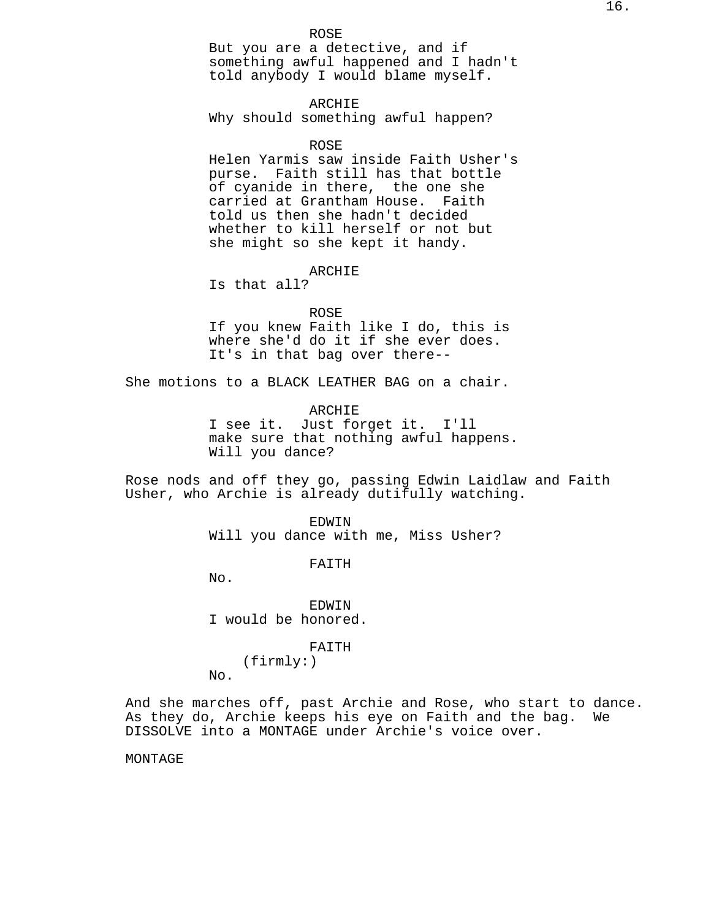ROSE
But you are a detective, and if something awful happened and I hadn't told anybody I would blame myself.

ARCHIE
Why should something awful happen?

ROSE
Helen Yarmis saw inside Faith Usher's purse. Faith still has that bottle of cyanide in there, the one she carried at Grantham House. Faith told us then she hadn't decided whether to kill herself or not but she might so she kept it handy.

ARCHIE
Is that all?

ROSE
If you knew Faith like I do, this is where she'd do it if she ever does. It's in that bag over there--

She motions to a BLACK LEATHER BAG on a chair.

ARCHIE
I see it. Just forget it. I'll make sure that nothing awful happens. Will you dance?

Rose nods and off they go, passing Edwin Laidlaw and Faith Usher, who Archie is already dutifully watching.

EDWIN
Will you dance with me, Miss Usher?

FAITH
No.

EDWIN
I would be honored.

FAITH
(firmly:)
No.

And she marches off, past Archie and Rose, who start to dance. As they do, Archie keeps his eye on Faith and the bag. We DISSOLVE into a MONTAGE under Archie's voice over.

MONTAGE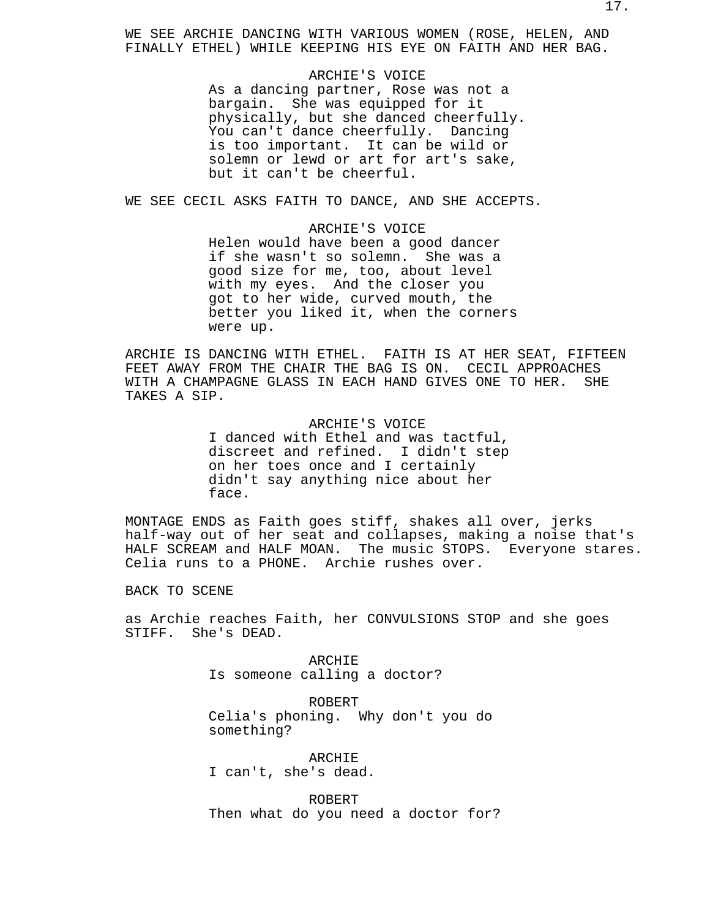WE SEE ARCHIE DANCING WITH VARIOUS WOMEN (ROSE, HELEN, AND FINALLY ETHEL) WHILE KEEPING HIS EYE ON FAITH AND HER BAG.

ARCHIE'S VOICE
As a dancing partner, Rose was not a bargain. She was equipped for it physically, but she danced cheerfully. You can't dance cheerfully. Dancing is too important. It can be wild or solemn or lewd or art for art's sake, but it can't be cheerful.

WE SEE CECIL ASKS FAITH TO DANCE, AND SHE ACCEPTS.

ARCHIE'S VOICE
Helen would have been a good dancer if she wasn't so solemn. She was a good size for me, too, about level with my eyes. And the closer you got to her wide, curved mouth, the better you liked it, when the corners were up.

ARCHIE IS DANCING WITH ETHEL. FAITH IS AT HER SEAT, FIFTEEN FEET AWAY FROM THE CHAIR THE BAG IS ON. CECIL APPROACHES WITH A CHAMPAGNE GLASS IN EACH HAND GIVES ONE TO HER. SHE TAKES A SIP.

ARCHIE'S VOICE
I danced with Ethel and was tactful, discreet and refined. I didn't step on her toes once and I certainly didn't say anything nice about her face.

MONTAGE ENDS as Faith goes stiff, shakes all over, jerks half-way out of her seat and collapses, making a noise that's HALF SCREAM and HALF MOAN. The music STOPS. Everyone stares. Celia runs to a PHONE. Archie rushes over.

BACK TO SCENE

as Archie reaches Faith, her CONVULSIONS STOP and she goes STIFF. She's DEAD.

ARCHIE
Is someone calling a doctor?

ROBERT
Celia's phoning. Why don't you do something?

ARCHIE
I can't, she's dead.

ROBERT
Then what do you need a doctor for?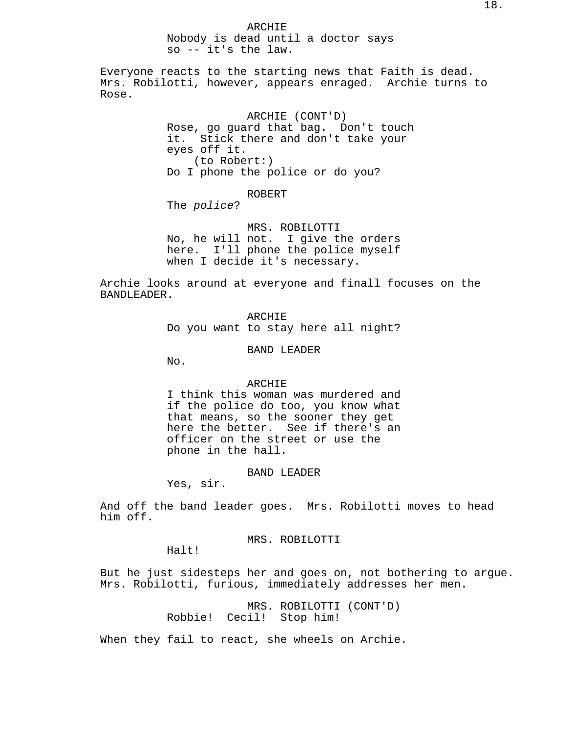ARCHIE
Nobody is dead until a doctor says so -- it's the law.

Everyone reacts to the starting news that Faith is dead. Mrs. Robilotti, however, appears enraged. Archie turns to Rose.

ARCHIE (CONT'D)
Rose, go guard that bag. Don't touch it. Stick there and don't take your eyes off it.
(to Robert:)
Do I phone the police or do you?

ROBERT
The *police*?

MRS. ROBILOTTI
No, he will not. I give the orders here. I'll phone the police myself when I decide it's necessary.

Archie looks around at everyone and finall focuses on the BANDLEADER.

ARCHIE
Do you want to stay here all night?

BAND LEADER
No.

ARCHIE
I think this woman was murdered and if the police do too, you know what that means, so the sooner they get here the better. See if there's an officer on the street or use the phone in the hall.

BAND LEADER
Yes, sir.

And off the band leader goes. Mrs. Robilotti moves to head him off.

MRS. ROBILOTTI
Halt!

But he just sidesteps her and goes on, not bothering to argue. Mrs. Robilotti, furious, immediately addresses her men.

MRS. ROBILOTTI (CONT'D)
Robbie! Cecil! Stop him!

When they fail to react, she wheels on Archie.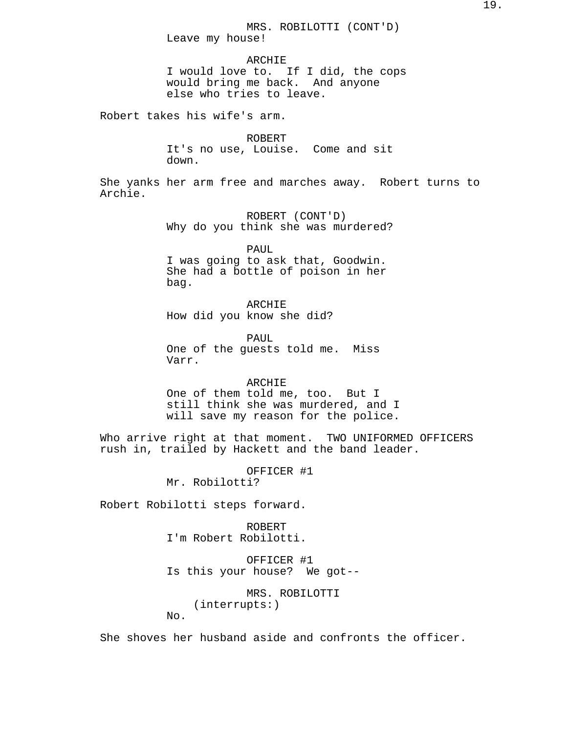MRS. ROBILOTTI (CONT'D)
Leave my house!

ARCHIE
I would love to.  If I did, the cops would bring me back.  And anyone else who tries to leave.

Robert takes his wife's arm.

ROBERT
It's no use, Louise.  Come and sit down.

She yanks her arm free and marches away.  Robert turns to Archie.

ROBERT (CONT'D)
Why do you think she was murdered?

PAUL
I was going to ask that, Goodwin.  She had a bottle of poison in her bag.

ARCHIE
How did you know she did?

PAUL
One of the guests told me.  Miss Varr.

ARCHIE
One of them told me, too.  But I still think she was murdered, and I will save my reason for the police.

Who arrive right at that moment.  TWO UNIFORMED OFFICERS rush in, trailed by Hackett and the band leader.

OFFICER #1
Mr. Robilotti?

Robert Robilotti steps forward.

ROBERT
I'm Robert Robilotti.

OFFICER #1
Is this your house?  We got--

MRS. ROBILOTTI
(interrupts:)
No.

She shoves her husband aside and confronts the officer.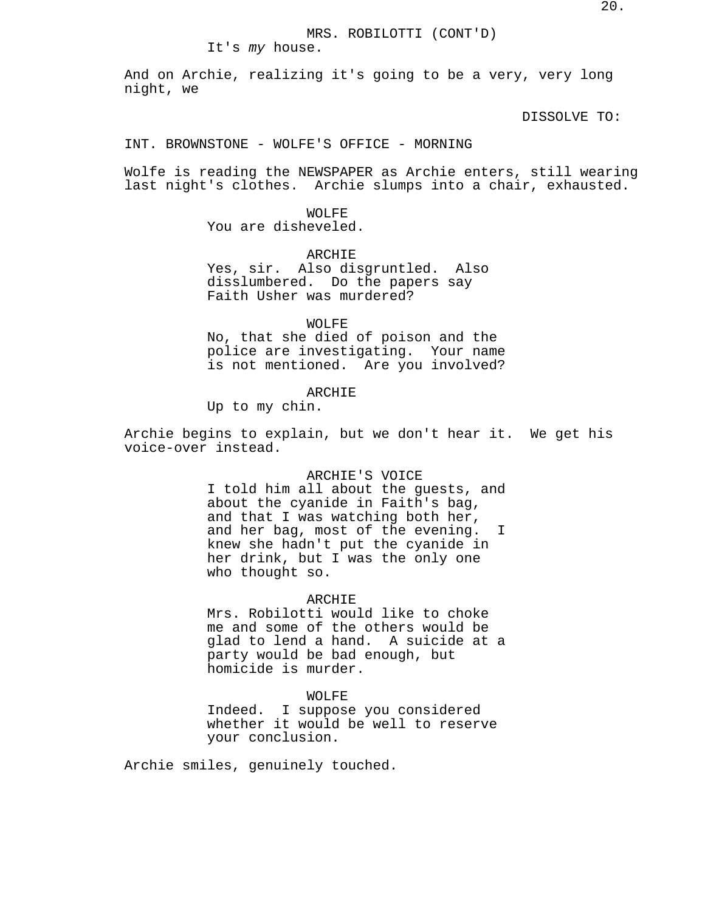MRS. ROBILOTTI (CONT'D)
It's *my* house.

And on Archie, realizing it's going to be a very, very long night, we

DISSOLVE TO:

INT. BROWNSTONE - WOLFE'S OFFICE - MORNING

Wolfe is reading the NEWSPAPER as Archie enters, still wearing last night's clothes. Archie slumps into a chair, exhausted.

WOLFE
You are disheveled.

ARCHIE
Yes, sir. Also disgruntled. Also disslumbered. Do the papers say Faith Usher was murdered?

WOLFE
No, that she died of poison and the police are investigating. Your name is not mentioned. Are you involved?

ARCHIE
Up to my chin.

Archie begins to explain, but we don't hear it. We get his voice-over instead.

ARCHIE'S VOICE
I told him all about the guests, and about the cyanide in Faith's bag, and that I was watching both her, and her bag, most of the evening. I knew she hadn't put the cyanide in her drink, but I was the only one who thought so.

ARCHIE
Mrs. Robilotti would like to choke me and some of the others would be glad to lend a hand. A suicide at a party would be bad enough, but homicide is murder.

WOLFE
Indeed. I suppose you considered whether it would be well to reserve your conclusion.

Archie smiles, genuinely touched.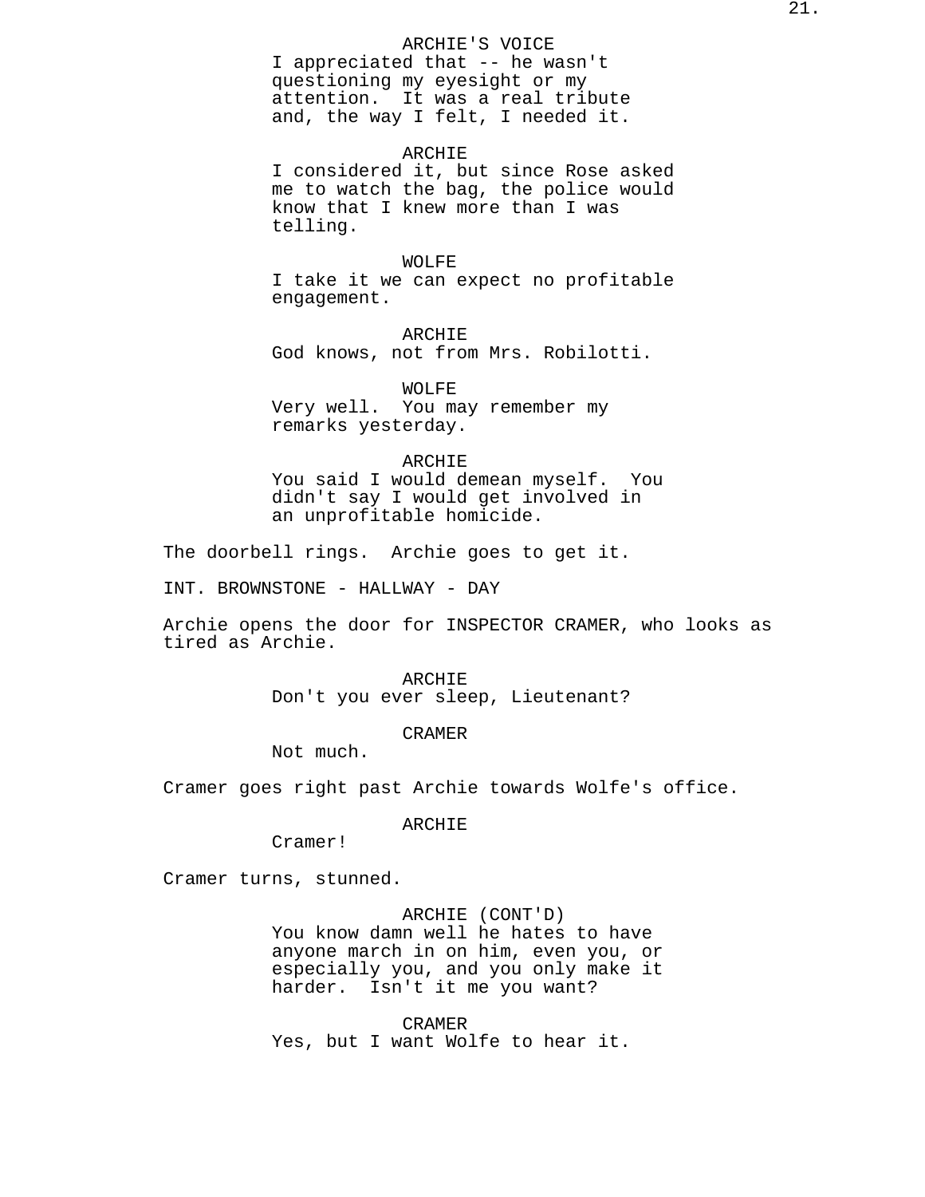ARCHIE'S VOICE
I appreciated that -- he wasn't questioning my eyesight or my attention. It was a real tribute and, the way I felt, I needed it.

ARCHIE
I considered it, but since Rose asked me to watch the bag, the police would know that I knew more than I was telling.

WOLFE
I take it we can expect no profitable engagement.

ARCHIE
God knows, not from Mrs. Robilotti.

WOLFE
Very well. You may remember my remarks yesterday.

ARCHIE
You said I would demean myself. You didn't say I would get involved in an unprofitable homicide.

The doorbell rings. Archie goes to get it.

INT. BROWNSTONE - HALLWAY - DAY

Archie opens the door for INSPECTOR CRAMER, who looks as tired as Archie.

ARCHIE
Don't you ever sleep, Lieutenant?

CRAMER
Not much.

Cramer goes right past Archie towards Wolfe's office.

ARCHIE
Cramer!

Cramer turns, stunned.

ARCHIE (CONT'D)
You know damn well he hates to have anyone march in on him, even you, or especially you, and you only make it harder. Isn't it me you want?

CRAMER
Yes, but I want Wolfe to hear it.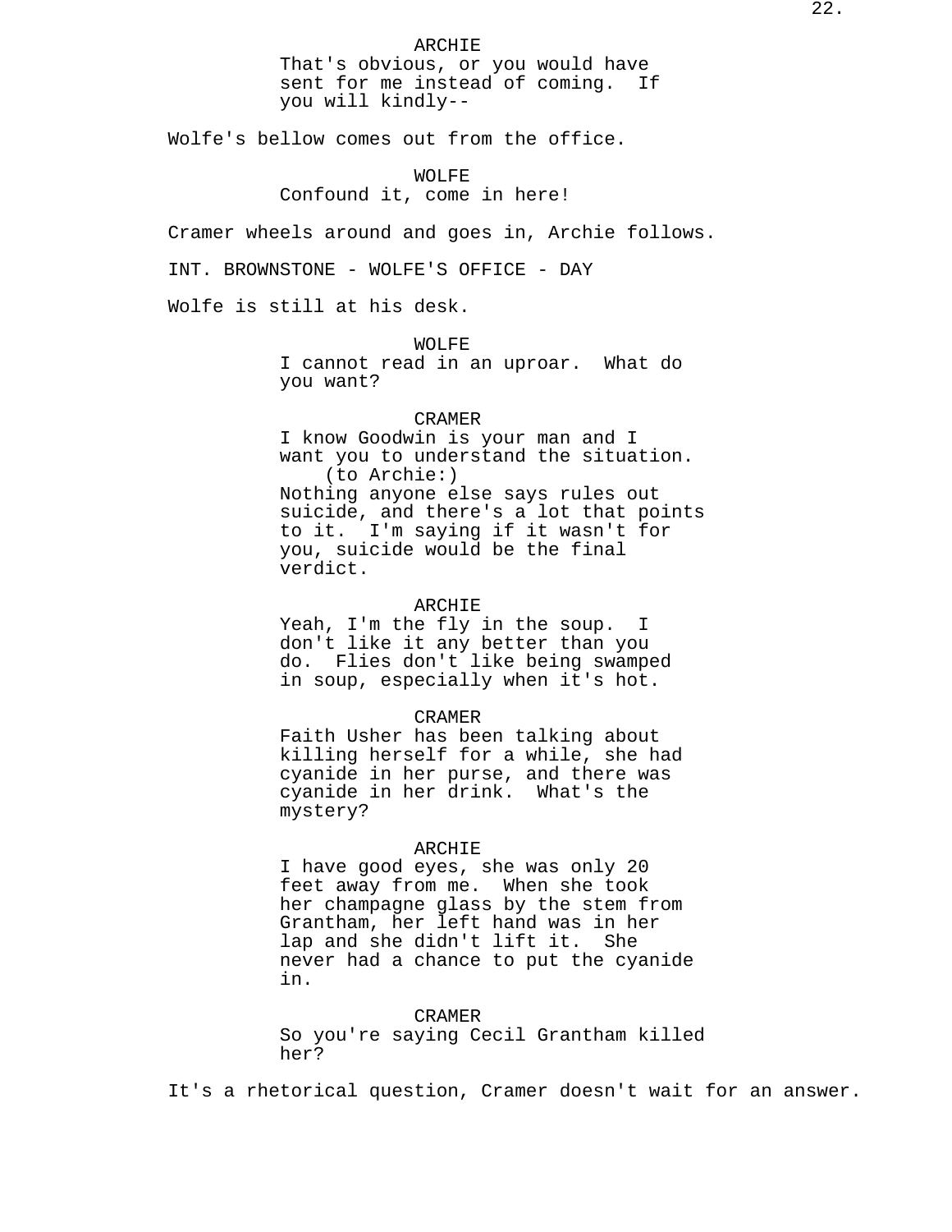ARCHIE
That's obvious, or you would have sent for me instead of coming. If you will kindly--

Wolfe's bellow comes out from the office.

WOLFE
Confound it, come in here!

Cramer wheels around and goes in, Archie follows.

INT. BROWNSTONE - WOLFE'S OFFICE - DAY

Wolfe is still at his desk.

WOLFE
I cannot read in an uproar. What do you want?

CRAMER
I know Goodwin is your man and I want you to understand the situation.
(to Archie:)
Nothing anyone else says rules out suicide, and there's a lot that points to it. I'm saying if it wasn't for you, suicide would be the final verdict.

ARCHIE
Yeah, I'm the fly in the soup. I don't like it any better than you do. Flies don't like being swamped in soup, especially when it's hot.

CRAMER
Faith Usher has been talking about killing herself for a while, she had cyanide in her purse, and there was cyanide in her drink. What's the mystery?

ARCHIE
I have good eyes, she was only 20 feet away from me. When she took her champagne glass by the stem from Grantham, her left hand was in her lap and she didn't lift it. She never had a chance to put the cyanide in.

CRAMER
So you're saying Cecil Grantham killed her?

It's a rhetorical question, Cramer doesn't wait for an answer.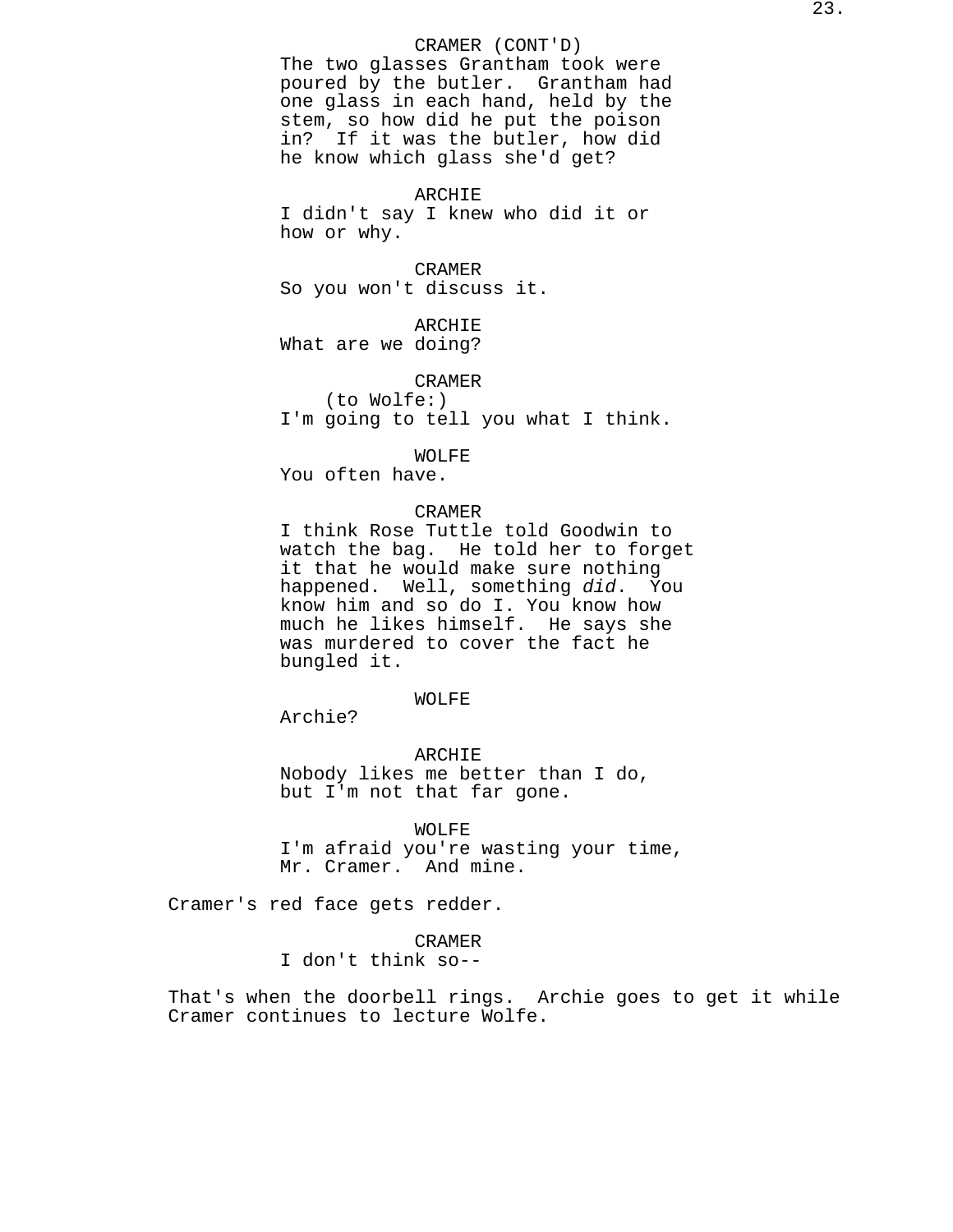CRAMER (CONT'D)
The two glasses Grantham took were poured by the butler. Grantham had one glass in each hand, held by the stem, so how did he put the poison in? If it was the butler, how did he know which glass she'd get?

ARCHIE
I didn't say I knew who did it or how or why.

CRAMER
So you won't discuss it.

ARCHIE
What are we doing?

CRAMER
(to Wolfe:)
I'm going to tell you what I think.

WOLFE
You often have.

CRAMER
I think Rose Tuttle told Goodwin to watch the bag. He told her to forget it that he would make sure nothing happened. Well, something *did*. You know him and so do I. You know how much he likes himself. He says she was murdered to cover the fact he bungled it.

WOLFE
Archie?

ARCHIE
Nobody likes me better than I do, but I'm not that far gone.

WOLFE
I'm afraid you're wasting your time, Mr. Cramer. And mine.

Cramer's red face gets redder.

CRAMER
I don't think so--

That's when the doorbell rings. Archie goes to get it while Cramer continues to lecture Wolfe.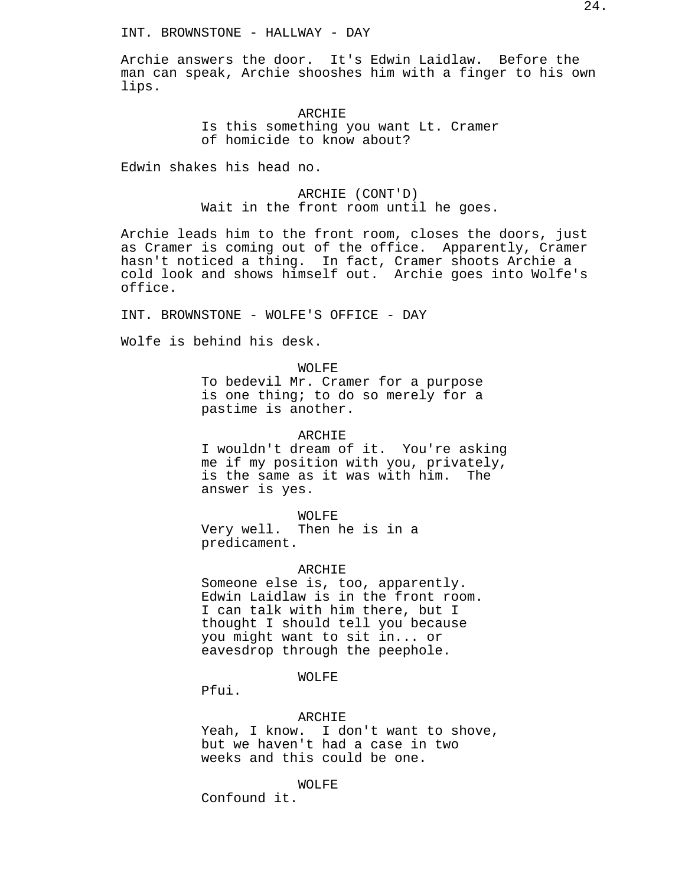INT. BROWNSTONE - HALLWAY - DAY

Archie answers the door. It's Edwin Laidlaw. Before the man can speak, Archie shooshes him with a finger to his own lips.

ARCHIE
Is this something you want Lt. Cramer of homicide to know about?

Edwin shakes his head no.

ARCHIE (CONT'D)
Wait in the front room until he goes.

Archie leads him to the front room, closes the doors, just as Cramer is coming out of the office. Apparently, Cramer hasn't noticed a thing. In fact, Cramer shoots Archie a cold look and shows himself out. Archie goes into Wolfe's office.

INT. BROWNSTONE - WOLFE'S OFFICE - DAY

Wolfe is behind his desk.

WOLFE
To bedevil Mr. Cramer for a purpose is one thing; to do so merely for a pastime is another.

ARCHIE
I wouldn't dream of it. You're asking me if my position with you, privately, is the same as it was with him. The answer is yes.

WOLFE
Very well. Then he is in a predicament.

ARCHIE
Someone else is, too, apparently. Edwin Laidlaw is in the front room. I can talk with him there, but I thought I should tell you because you might want to sit in... or eavesdrop through the peephole.

WOLFE
Pfui.

ARCHIE
Yeah, I know. I don't want to shove, but we haven't had a case in two weeks and this could be one.

WOLFE
Confound it.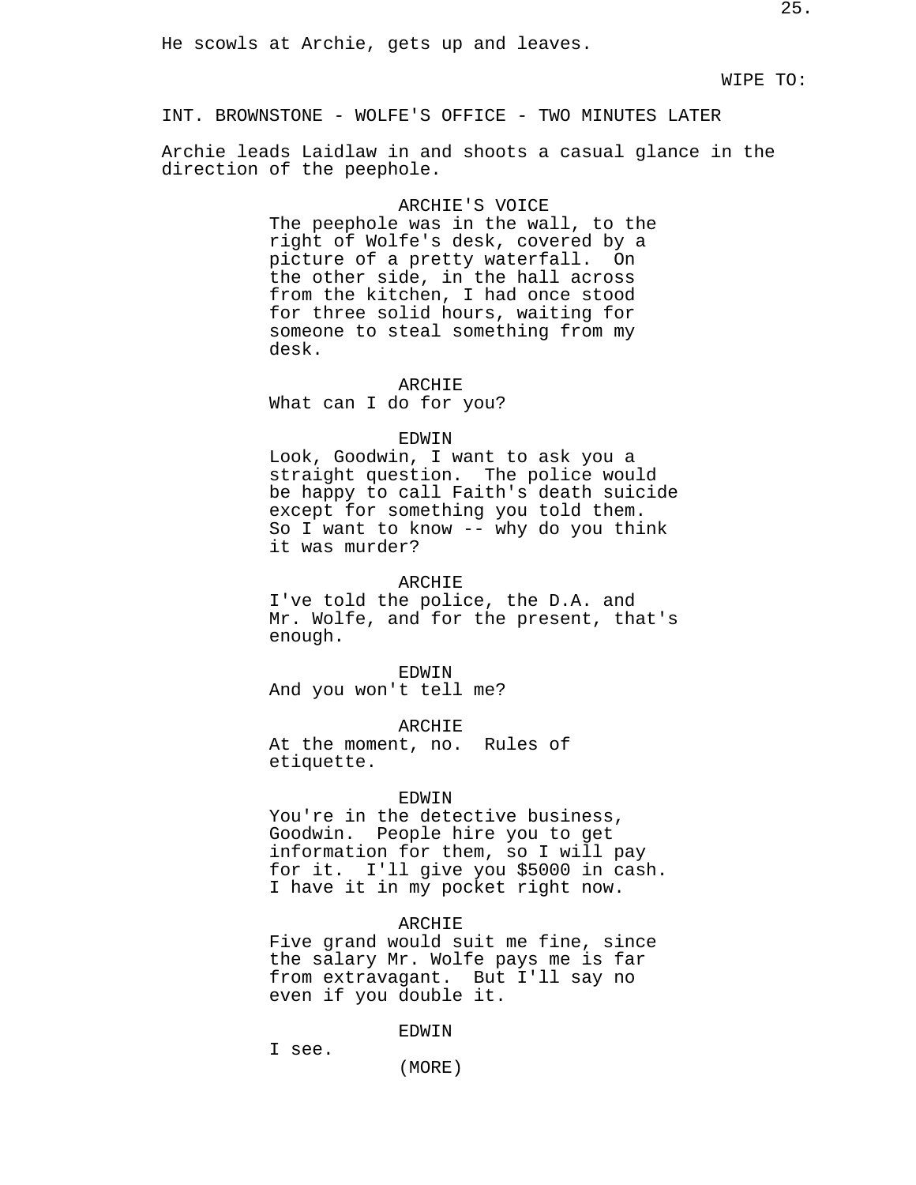He scowls at Archie, gets up and leaves.

WIPE TO:

INT. BROWNSTONE - WOLFE'S OFFICE - TWO MINUTES LATER

Archie leads Laidlaw in and shoots a casual glance in the direction of the peephole.

ARCHIE'S VOICE
The peephole was in the wall, to the right of Wolfe's desk, covered by a picture of a pretty waterfall.  On the other side, in the hall across from the kitchen, I had once stood for three solid hours, waiting for someone to steal something from my desk.

ARCHIE
What can I do for you?

EDWIN
Look, Goodwin, I want to ask you a straight question.  The police would be happy to call Faith's death suicide except for something you told them. So I want to know -- why do you think it was murder?

ARCHIE
I've told the police, the D.A. and Mr. Wolfe, and for the present, that's enough.

EDWIN
And you won't tell me?

ARCHIE
At the moment, no.  Rules of etiquette.

EDWIN
You're in the detective business, Goodwin.  People hire you to get information for them, so I will pay for it.  I'll give you $5000 in cash. I have it in my pocket right now.

ARCHIE
Five grand would suit me fine, since the salary Mr. Wolfe pays me is far from extravagant.  But I'll say no even if you double it.

EDWIN
I see.
(MORE)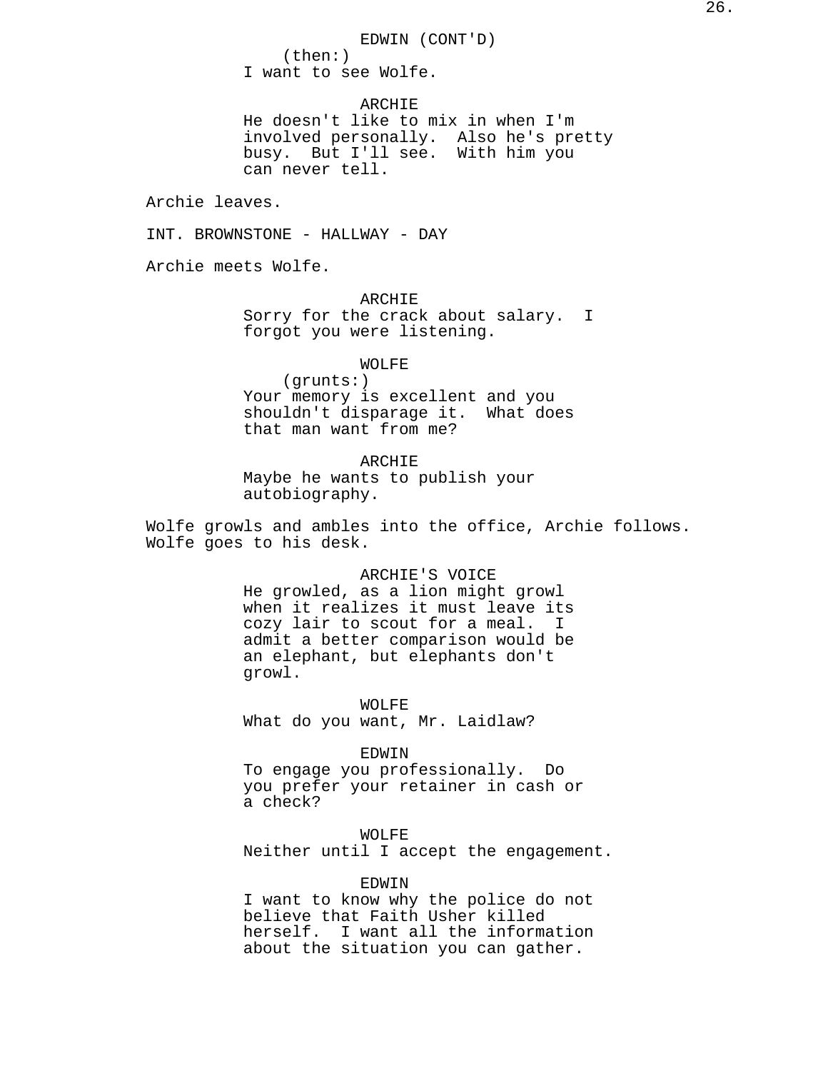EDWIN (CONT'D)
(then:)
I want to see Wolfe.

ARCHIE
He doesn't like to mix in when I'm involved personally.  Also he's pretty busy.  But I'll see.  With him you can never tell.

Archie leaves.

INT. BROWNSTONE - HALLWAY - DAY

Archie meets Wolfe.

ARCHIE
Sorry for the crack about salary.  I forgot you were listening.

WOLFE
(grunts:)
Your memory is excellent and you shouldn't disparage it.  What does that man want from me?

ARCHIE
Maybe he wants to publish your autobiography.

Wolfe growls and ambles into the office, Archie follows. Wolfe goes to his desk.

ARCHIE'S VOICE
He growled, as a lion might growl when it realizes it must leave its cozy lair to scout for a meal.  I admit a better comparison would be an elephant, but elephants don't growl.

WOLFE
What do you want, Mr. Laidlaw?

EDWIN
To engage you professionally.  Do you prefer your retainer in cash or a check?

WOLFE
Neither until I accept the engagement.

EDWIN
I want to know why the police do not believe that Faith Usher killed herself.  I want all the information about the situation you can gather.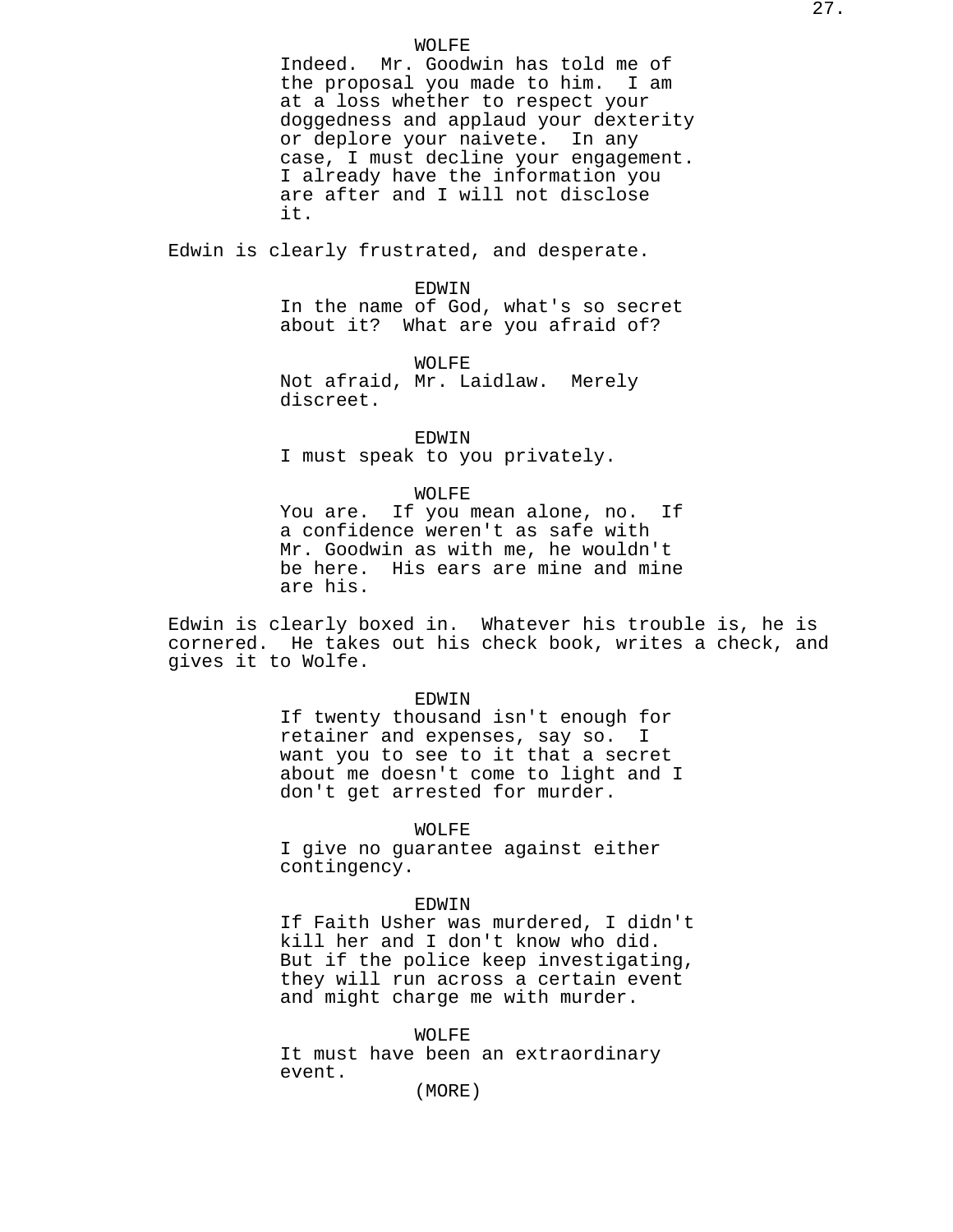WOLFE

Indeed. Mr. Goodwin has told me of the proposal you made to him. I am at a loss whether to respect your doggedness and applaud your dexterity or deplore your naivete. In any case, I must decline your engagement. I already have the information you are after and I will not disclose it.

Edwin is clearly frustrated, and desperate.

EDWIN

In the name of God, what's so secret about it? What are you afraid of?

WOLFE

Not afraid, Mr. Laidlaw. Merely discreet.

EDWIN

I must speak to you privately.

WOLFE

You are. If you mean alone, no. If a confidence weren't as safe with Mr. Goodwin as with me, he wouldn't be here. His ears are mine and mine are his.

Edwin is clearly boxed in. Whatever his trouble is, he is cornered. He takes out his check book, writes a check, and gives it to Wolfe.

EDWIN

If twenty thousand isn't enough for retainer and expenses, say so. I want you to see to it that a secret about me doesn't come to light and I don't get arrested for murder.

WOLFE

I give no guarantee against either contingency.

EDWIN

If Faith Usher was murdered, I didn't kill her and I don't know who did. But if the police keep investigating, they will run across a certain event and might charge me with murder.

WOLFE

It must have been an extraordinary event.

(MORE)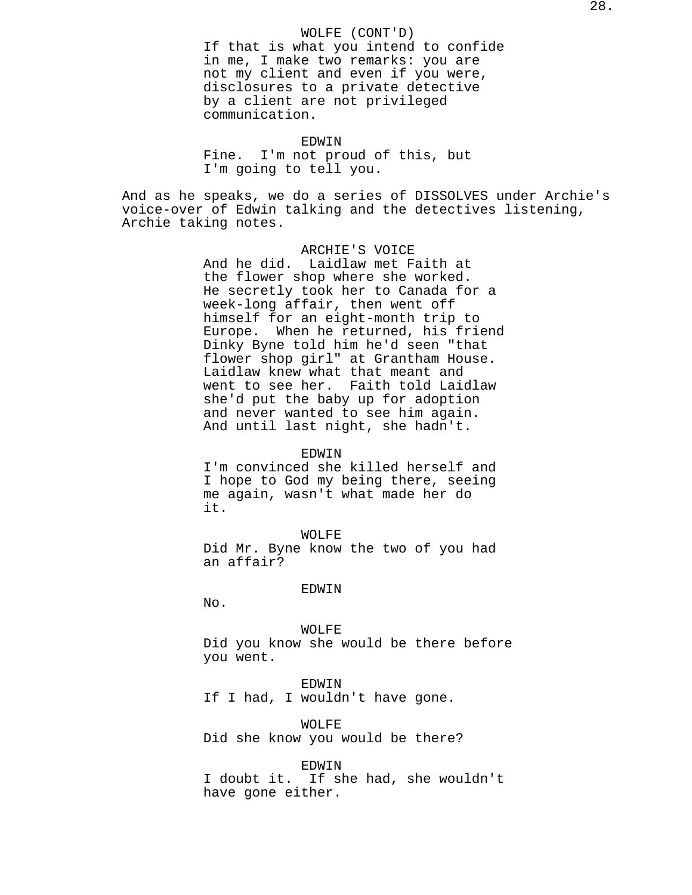WOLFE (CONT'D)
If that is what you intend to confide in me, I make two remarks: you are not my client and even if you were, disclosures to a private detective by a client are not privileged communication.

EDWIN
Fine. I'm not proud of this, but I'm going to tell you.

And as he speaks, we do a series of DISSOLVES under Archie's voice-over of Edwin talking and the detectives listening, Archie taking notes.

ARCHIE'S VOICE
And he did. Laidlaw met Faith at the flower shop where she worked. He secretly took her to Canada for a week-long affair, then went off himself for an eight-month trip to Europe. When he returned, his friend Dinky Byne told him he'd seen "that flower shop girl" at Grantham House. Laidlaw knew what that meant and went to see her. Faith told Laidlaw she'd put the baby up for adoption and never wanted to see him again. And until last night, she hadn't.

EDWIN
I'm convinced she killed herself and I hope to God my being there, seeing me again, wasn't what made her do it.

WOLFE
Did Mr. Byne know the two of you had an affair?

EDWIN
No.

WOLFE
Did you know she would be there before you went.

EDWIN
If I had, I wouldn't have gone.

WOLFE
Did she know you would be there?

EDWIN
I doubt it. If she had, she wouldn't have gone either.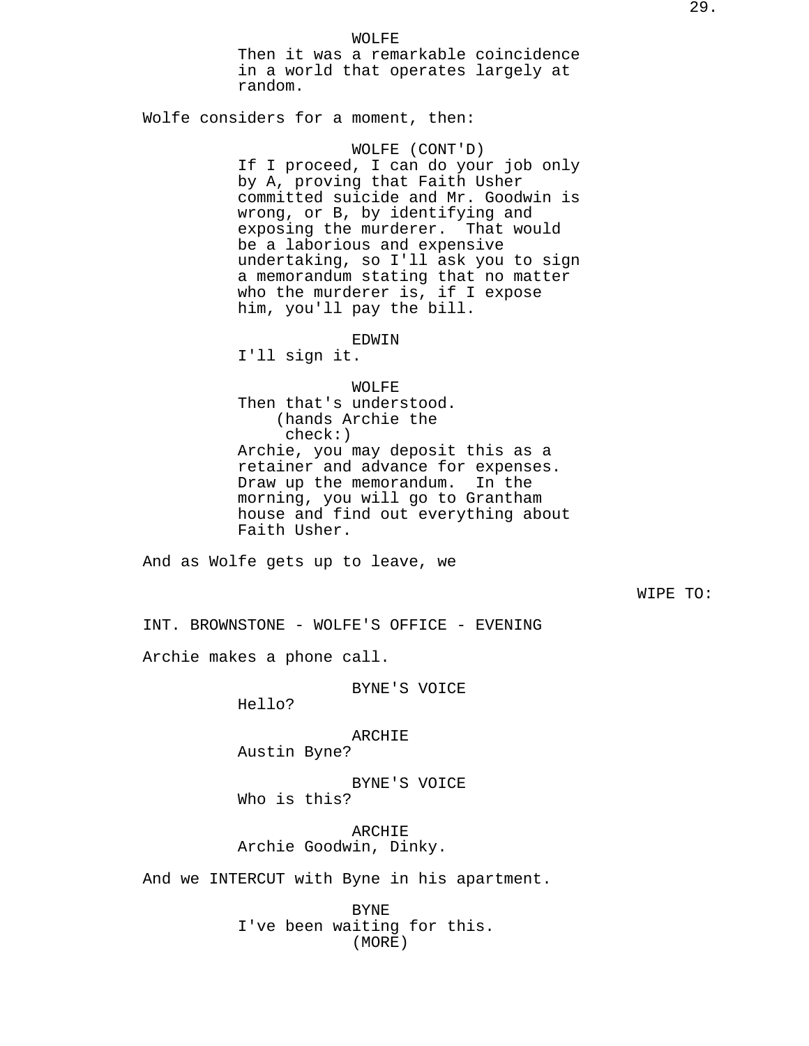WOLFE
Then it was a remarkable coincidence in a world that operates largely at random.

Wolfe considers for a moment, then:

WOLFE (CONT'D)
If I proceed, I can do your job only by A, proving that Faith Usher committed suicide and Mr. Goodwin is wrong, or B, by identifying and exposing the murderer. That would be a laborious and expensive undertaking, so I'll ask you to sign a memorandum stating that no matter who the murderer is, if I expose him, you'll pay the bill.

EDWIN
I'll sign it.

WOLFE
Then that's understood.
(hands Archie the check:)
Archie, you may deposit this as a retainer and advance for expenses. Draw up the memorandum. In the morning, you will go to Grantham house and find out everything about Faith Usher.

And as Wolfe gets up to leave, we

WIPE TO:

INT. BROWNSTONE - WOLFE'S OFFICE - EVENING

Archie makes a phone call.

BYNE'S VOICE
Hello?

ARCHIE
Austin Byne?

BYNE'S VOICE
Who is this?

ARCHIE
Archie Goodwin, Dinky.

And we INTERCUT with Byne in his apartment.

BYNE
I've been waiting for this.
(MORE)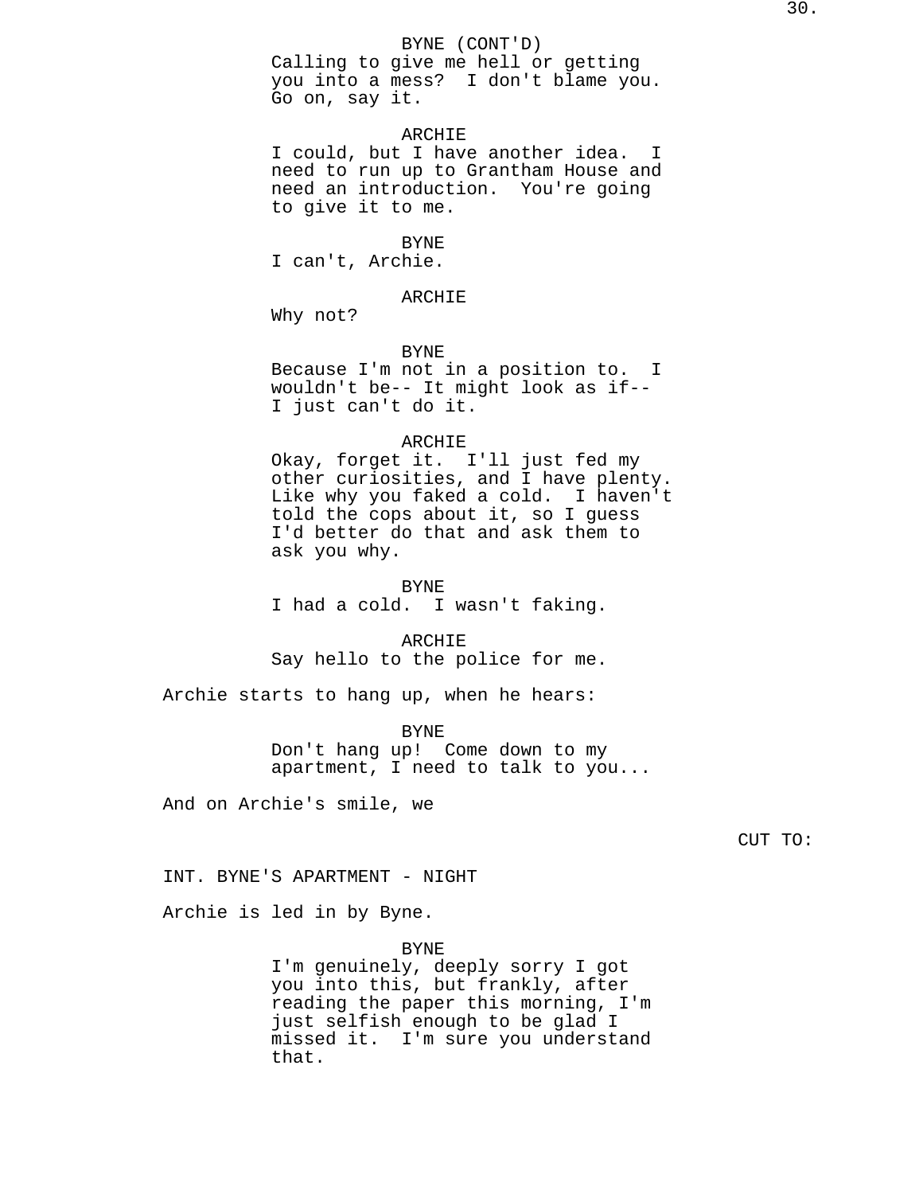BYNE (CONT'D)
Calling to give me hell or getting you into a mess? I don't blame you. Go on, say it.

ARCHIE
I could, but I have another idea. I need to run up to Grantham House and need an introduction. You're going to give it to me.

BYNE
I can't, Archie.

ARCHIE
Why not?

BYNE
Because I'm not in a position to. I wouldn't be-- It might look as if-- I just can't do it.

ARCHIE
Okay, forget it. I'll just fed my other curiosities, and I have plenty. Like why you faked a cold. I haven't told the cops about it, so I guess I'd better do that and ask them to ask you why.

BYNE
I had a cold. I wasn't faking.

ARCHIE
Say hello to the police for me.

Archie starts to hang up, when he hears:

BYNE
Don't hang up! Come down to my apartment, I need to talk to you...

And on Archie's smile, we

CUT TO:

INT. BYNE'S APARTMENT - NIGHT

Archie is led in by Byne.

BYNE
I'm genuinely, deeply sorry I got you into this, but frankly, after reading the paper this morning, I'm just selfish enough to be glad I missed it. I'm sure you understand that.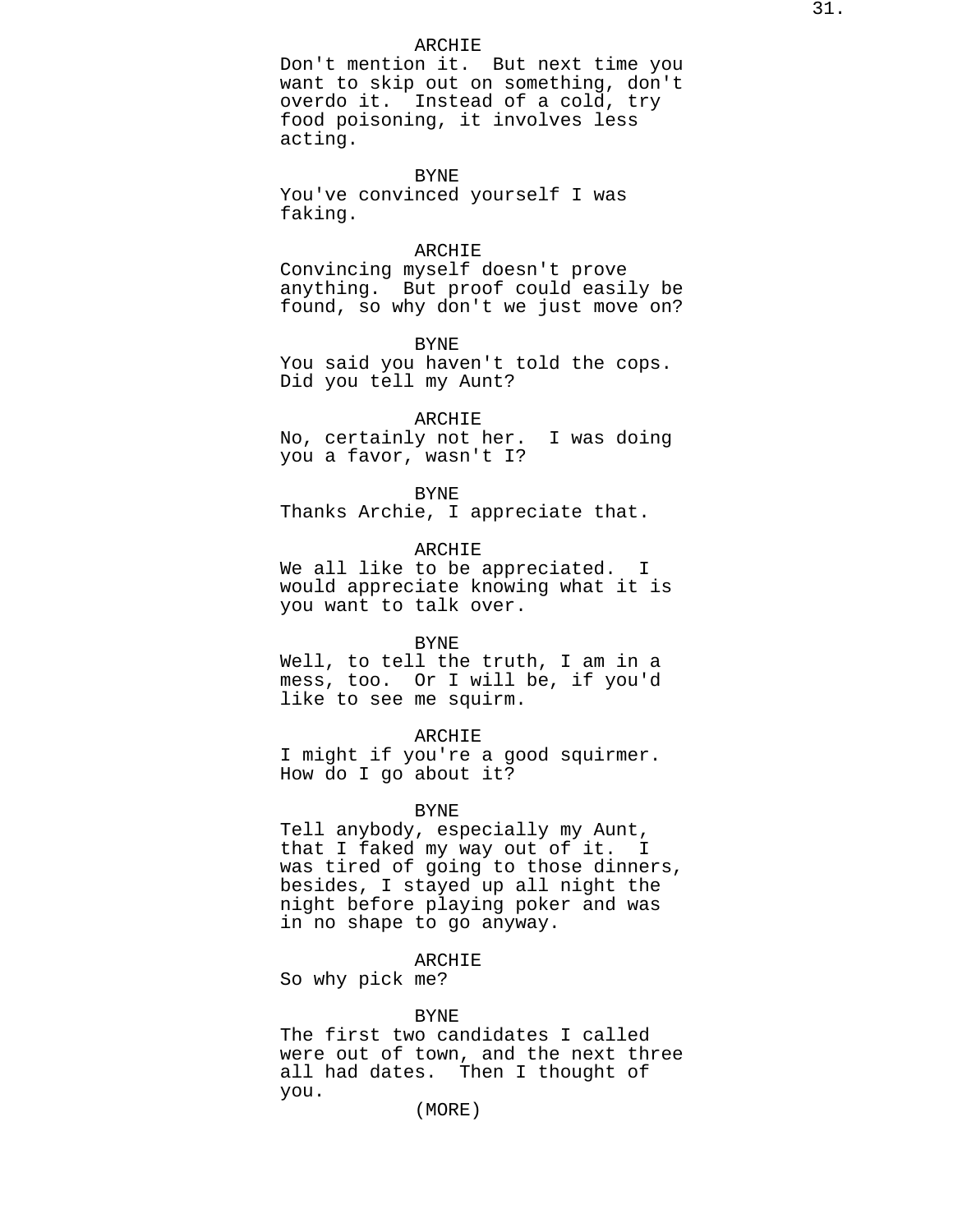ARCHIE
Don't mention it. But next time you want to skip out on something, don't overdo it. Instead of a cold, try food poisoning, it involves less acting.

BYNE
You've convinced yourself I was faking.

ARCHIE
Convincing myself doesn't prove anything. But proof could easily be found, so why don't we just move on?

BYNE
You said you haven't told the cops. Did you tell my Aunt?

ARCHIE
No, certainly not her. I was doing you a favor, wasn't I?

BYNE
Thanks Archie, I appreciate that.

ARCHIE
We all like to be appreciated. I would appreciate knowing what it is you want to talk over.

BYNE
Well, to tell the truth, I am in a mess, too. Or I will be, if you'd like to see me squirm.

ARCHIE
I might if you're a good squirmer. How do I go about it?

BYNE
Tell anybody, especially my Aunt, that I faked my way out of it. I was tired of going to those dinners, besides, I stayed up all night the night before playing poker and was in no shape to go anyway.

ARCHIE
So why pick me?

BYNE
The first two candidates I called were out of town, and the next three all had dates. Then I thought of you.

(MORE)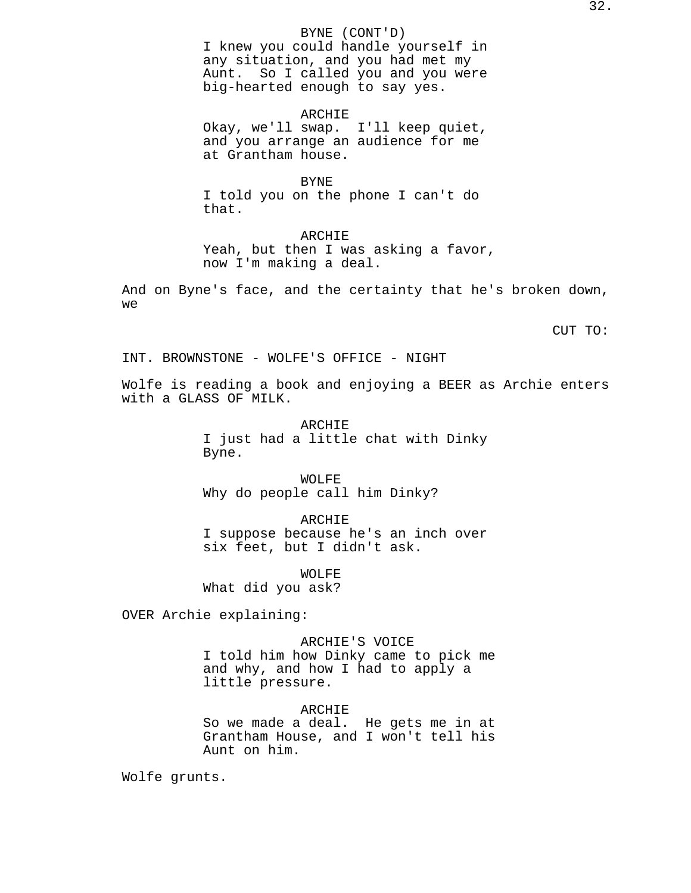BYNE (CONT'D)
I knew you could handle yourself in any situation, and you had met my Aunt. So I called you and you were big-hearted enough to say yes.

ARCHIE
Okay, we'll swap. I'll keep quiet, and you arrange an audience for me at Grantham house.

BYNE
I told you on the phone I can't do that.

ARCHIE
Yeah, but then I was asking a favor, now I'm making a deal.

And on Byne's face, and the certainty that he's broken down, we

CUT TO:

INT. BROWNSTONE - WOLFE'S OFFICE - NIGHT

Wolfe is reading a book and enjoying a BEER as Archie enters with a GLASS OF MILK.

ARCHIE
I just had a little chat with Dinky Byne.

WOLFE
Why do people call him Dinky?

ARCHIE
I suppose because he's an inch over six feet, but I didn't ask.

WOLFE
What did you ask?

OVER Archie explaining:

ARCHIE'S VOICE
I told him how Dinky came to pick me and why, and how I had to apply a little pressure.

ARCHIE
So we made a deal. He gets me in at Grantham House, and I won't tell his Aunt on him.

Wolfe grunts.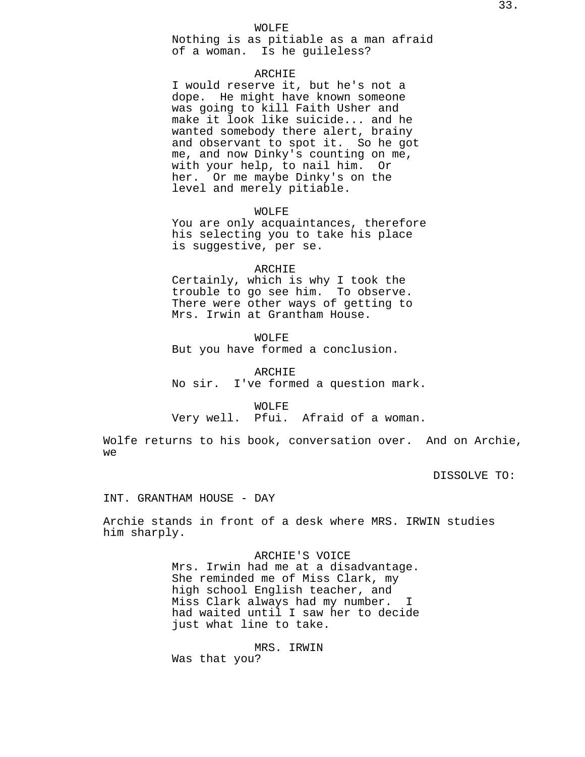WOLFE
Nothing is as pitiable as a man afraid of a woman.  Is he guileless?

ARCHIE
I would reserve it, but he's not a dope.  He might have known someone was going to kill Faith Usher and make it look like suicide... and he wanted somebody there alert, brainy and observant to spot it.  So he got me, and now Dinky's counting on me, with your help, to nail him.  Or her.  Or me maybe Dinky's on the level and merely pitiable.

WOLFE
You are only acquaintances, therefore his selecting you to take his place is suggestive, per se.

ARCHIE
Certainly, which is why I took the trouble to go see him.  To observe.  There were other ways of getting to Mrs. Irwin at Grantham House.

WOLFE
But you have formed a conclusion.

ARCHIE
No sir.  I've formed a question mark.

WOLFE
Very well.  Pfui.  Afraid of a woman.

Wolfe returns to his book, conversation over.  And on Archie, we

DISSOLVE TO:

INT. GRANTHAM HOUSE - DAY

Archie stands in front of a desk where MRS. IRWIN studies him sharply.

ARCHIE'S VOICE
Mrs. Irwin had me at a disadvantage.  She reminded me of Miss Clark, my high school English teacher, and Miss Clark always had my number.  I had waited until I saw her to decide just what line to take.

MRS. IRWIN
Was that you?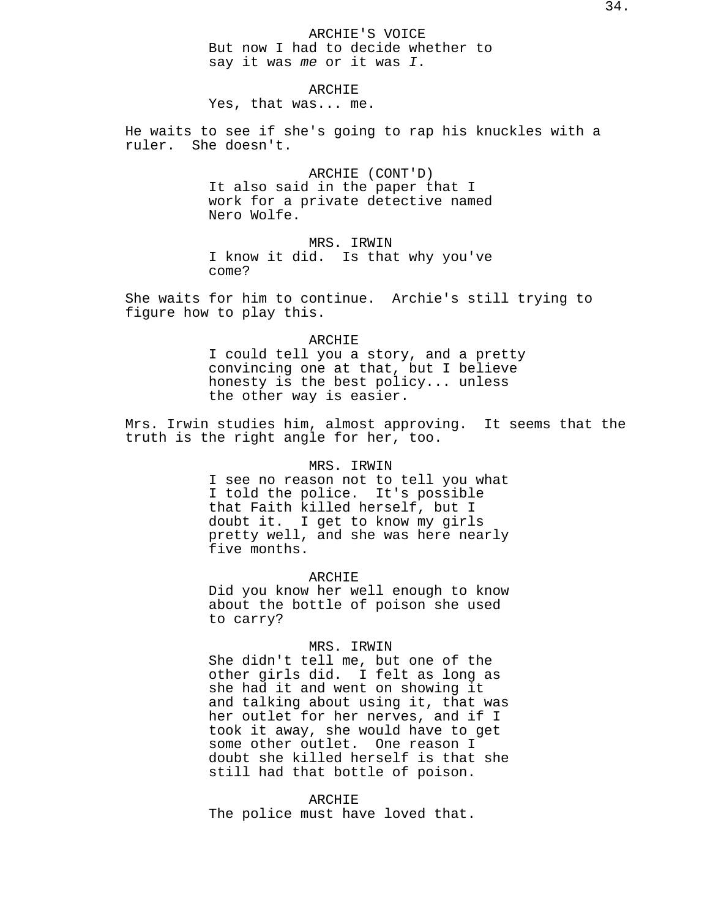ARCHIE'S VOICE
But now I had to decide whether to say it was *me* or it was *I*.

ARCHIE
Yes, that was... me.

He waits to see if she's going to rap his knuckles with a ruler.  She doesn't.

ARCHIE (CONT'D)
It also said in the paper that I work for a private detective named Nero Wolfe.

MRS. IRWIN
I know it did.  Is that why you've come?

She waits for him to continue.  Archie's still trying to figure how to play this.

ARCHIE
I could tell you a story, and a pretty convincing one at that, but I believe honesty is the best policy... unless the other way is easier.

Mrs. Irwin studies him, almost approving.  It seems that the truth is the right angle for her, too.

MRS. IRWIN
I see no reason not to tell you what I told the police.  It's possible that Faith killed herself, but I doubt it.  I get to know my girls pretty well, and she was here nearly five months.

ARCHIE
Did you know her well enough to know about the bottle of poison she used to carry?

MRS. IRWIN
She didn't tell me, but one of the other girls did.  I felt as long as she had it and went on showing it and talking about using it, that was her outlet for her nerves, and if I took it away, she would have to get some other outlet.  One reason I doubt she killed herself is that she still had that bottle of poison.

ARCHIE
The police must have loved that.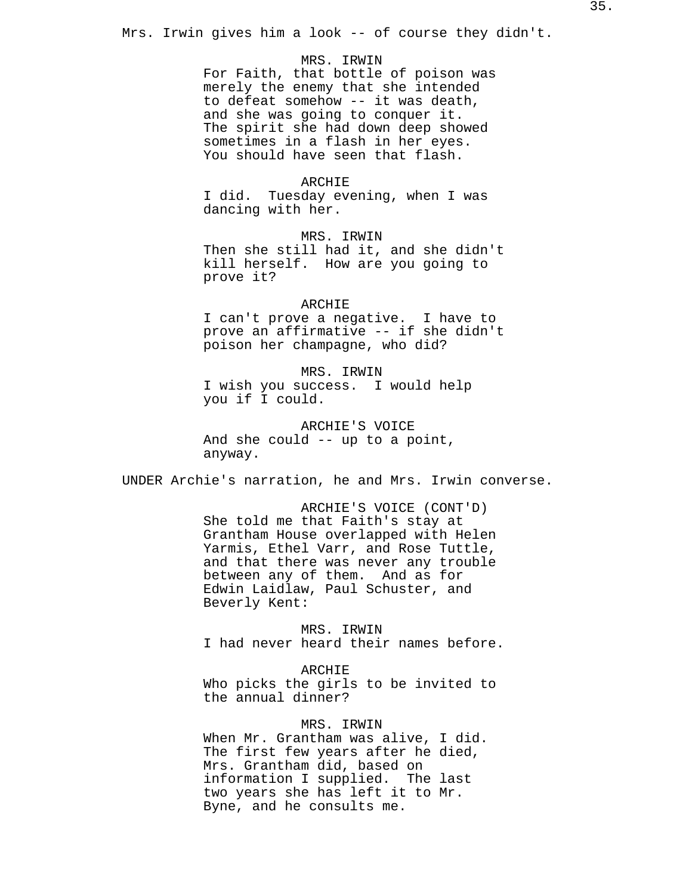Mrs. Irwin gives him a look -- of course they didn't.

MRS. IRWIN
For Faith, that bottle of poison was merely the enemy that she intended to defeat somehow -- it was death, and she was going to conquer it. The spirit she had down deep showed sometimes in a flash in her eyes. You should have seen that flash.

ARCHIE
I did. Tuesday evening, when I was dancing with her.

MRS. IRWIN
Then she still had it, and she didn't kill herself. How are you going to prove it?

ARCHIE
I can't prove a negative. I have to prove an affirmative -- if she didn't poison her champagne, who did?

MRS. IRWIN
I wish you success. I would help you if I could.

ARCHIE'S VOICE
And she could -- up to a point, anyway.

UNDER Archie's narration, he and Mrs. Irwin converse.

ARCHIE'S VOICE (CONT'D)
She told me that Faith's stay at Grantham House overlapped with Helen Yarmis, Ethel Varr, and Rose Tuttle, and that there was never any trouble between any of them. And as for Edwin Laidlaw, Paul Schuster, and Beverly Kent:

MRS. IRWIN
I had never heard their names before.

ARCHIE
Who picks the girls to be invited to the annual dinner?

MRS. IRWIN
When Mr. Grantham was alive, I did. The first few years after he died, Mrs. Grantham did, based on information I supplied. The last two years she has left it to Mr. Byne, and he consults me.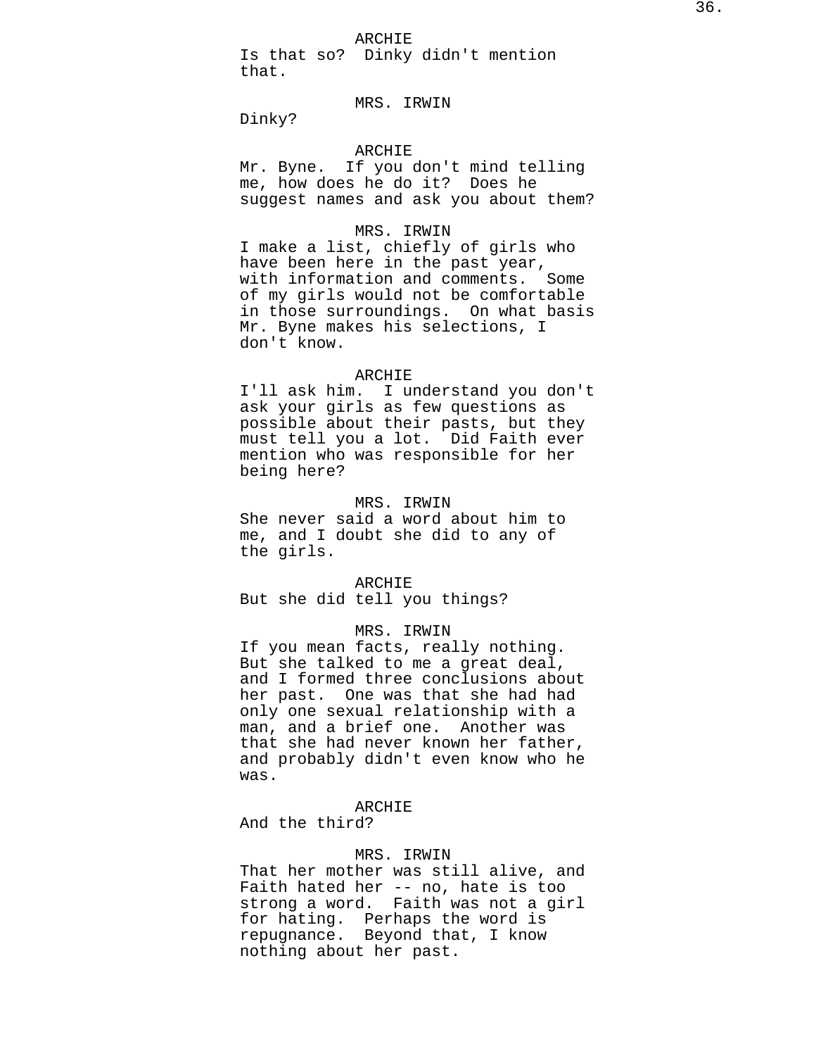ARCHIE
Is that so?  Dinky didn't mention that.

MRS. IRWIN
Dinky?

ARCHIE
Mr. Byne.  If you don't mind telling me, how does he do it?  Does he suggest names and ask you about them?

MRS. IRWIN
I make a list, chiefly of girls who have been here in the past year, with information and comments.  Some of my girls would not be comfortable in those surroundings.  On what basis Mr. Byne makes his selections, I don't know.

ARCHIE
I'll ask him.  I understand you don't ask your girls as few questions as possible about their pasts, but they must tell you a lot.  Did Faith ever mention who was responsible for her being here?

MRS. IRWIN
She never said a word about him to me, and I doubt she did to any of the girls.

ARCHIE
But she did tell you things?

MRS. IRWIN
If you mean facts, really nothing.  But she talked to me a great deal, and I formed three conclusions about her past.  One was that she had had only one sexual relationship with a man, and a brief one.  Another was that she had never known her father, and probably didn't even know who he was.

ARCHIE
And the third?

MRS. IRWIN
That her mother was still alive, and Faith hated her -- no, hate is too strong a word.  Faith was not a girl for hating.  Perhaps the word is repugnance.  Beyond that, I know nothing about her past.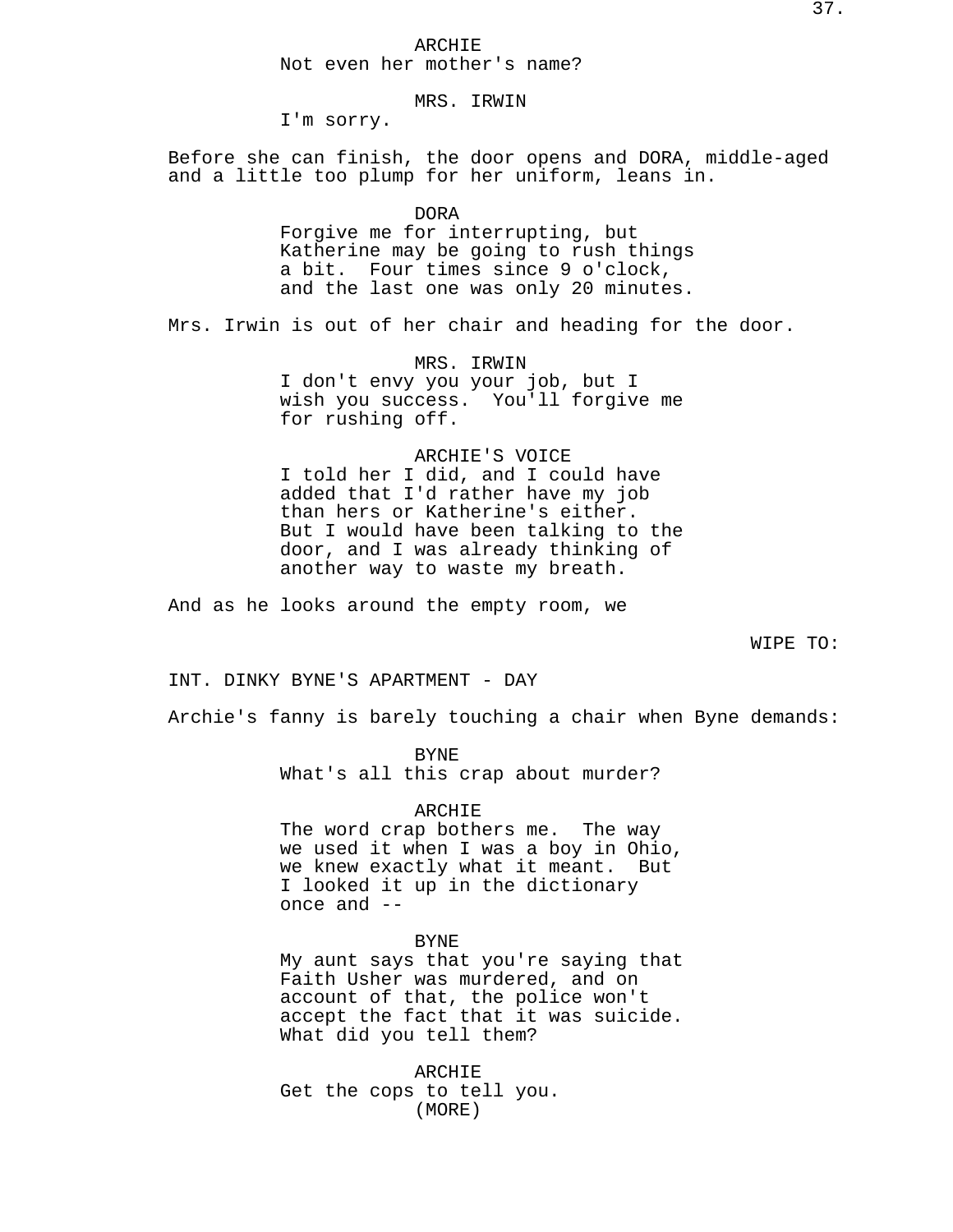ARCHIE
Not even her mother's name?

MRS. IRWIN
I'm sorry.

Before she can finish, the door opens and DORA, middle-aged and a little too plump for her uniform, leans in.

DORA
Forgive me for interrupting, but Katherine may be going to rush things a bit.  Four times since 9 o'clock, and the last one was only 20 minutes.

Mrs. Irwin is out of her chair and heading for the door.

MRS. IRWIN
I don't envy you your job, but I wish you success.  You'll forgive me for rushing off.

ARCHIE'S VOICE
I told her I did, and I could have added that I'd rather have my job than hers or Katherine's either. But I would have been talking to the door, and I was already thinking of another way to waste my breath.

And as he looks around the empty room, we

WIPE TO:

INT. DINKY BYNE'S APARTMENT - DAY

Archie's fanny is barely touching a chair when Byne demands:

BYNE
What's all this crap about murder?

ARCHIE
The word crap bothers me.  The way we used it when I was a boy in Ohio, we knew exactly what it meant.  But I looked it up in the dictionary once and --

BYNE
My aunt says that you're saying that Faith Usher was murdered, and on account of that, the police won't accept the fact that it was suicide. What did you tell them?

ARCHIE
Get the cops to tell you.
(MORE)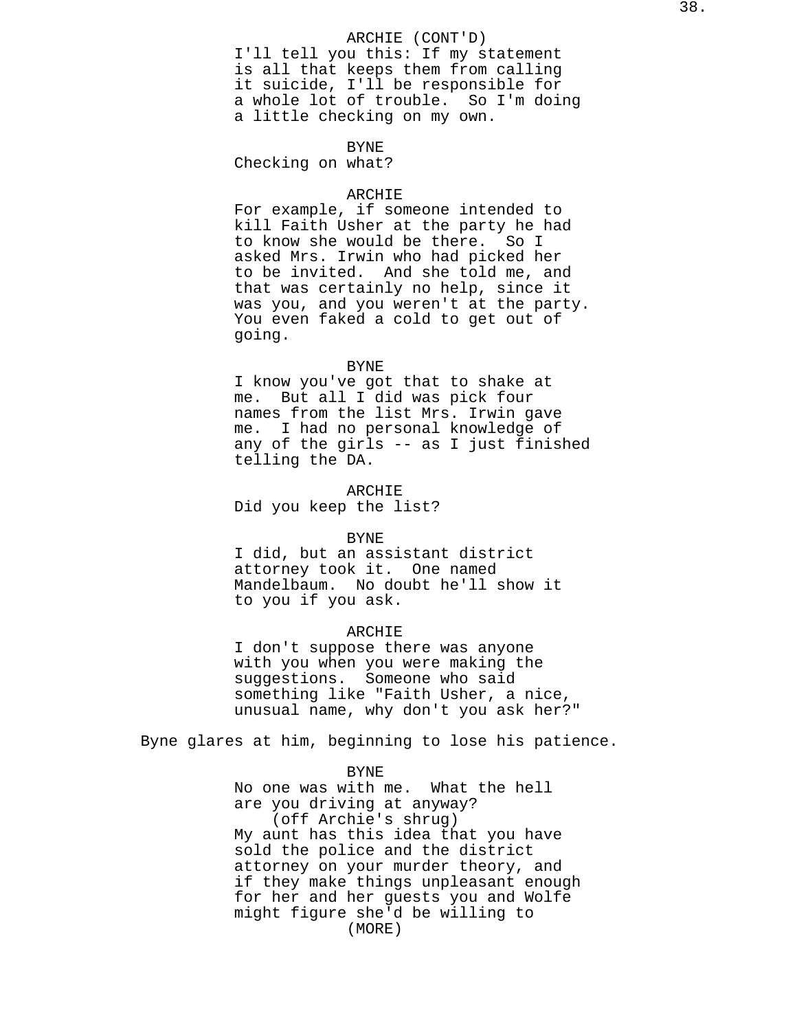ARCHIE (CONT'D)
I'll tell you this: If my statement is all that keeps them from calling it suicide, I'll be responsible for a whole lot of trouble. So I'm doing a little checking on my own.

BYNE
Checking on what?

ARCHIE
For example, if someone intended to kill Faith Usher at the party he had to know she would be there. So I asked Mrs. Irwin who had picked her to be invited. And she told me, and that was certainly no help, since it was you, and you weren't at the party. You even faked a cold to get out of going.

BYNE
I know you've got that to shake at me. But all I did was pick four names from the list Mrs. Irwin gave me. I had no personal knowledge of any of the girls -- as I just finished telling the DA.

ARCHIE
Did you keep the list?

BYNE
I did, but an assistant district attorney took it. One named Mandelbaum. No doubt he'll show it to you if you ask.

ARCHIE
I don't suppose there was anyone with you when you were making the suggestions. Someone who said something like "Faith Usher, a nice, unusual name, why don't you ask her?"

Byne glares at him, beginning to lose his patience.

BYNE
No one was with me. What the hell are you driving at anyway?
(off Archie's shrug)
My aunt has this idea that you have sold the police and the district attorney on your murder theory, and if they make things unpleasant enough for her and her guests you and Wolfe might figure she'd be willing to
(MORE)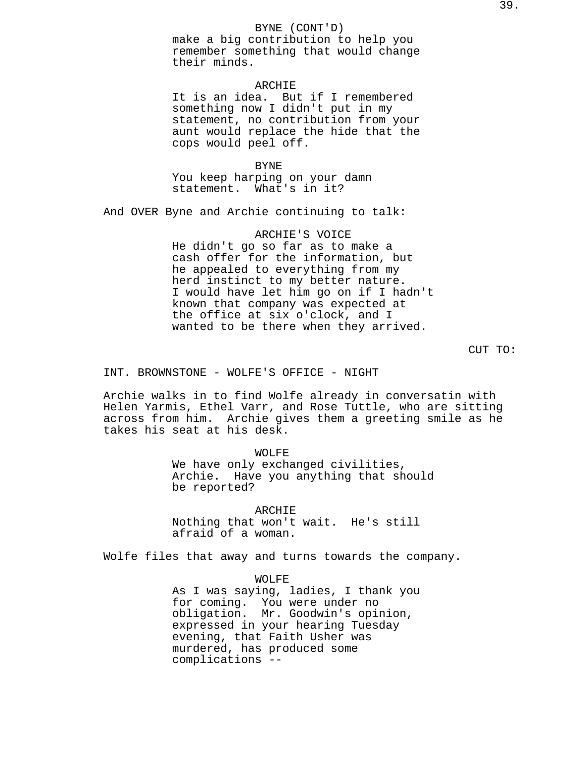BYNE (CONT'D)
make a big contribution to help you remember something that would change their minds.

ARCHIE
It is an idea. But if I remembered something now I didn't put in my statement, no contribution from your aunt would replace the hide that the cops would peel off.

BYNE
You keep harping on your damn statement. What's in it?

And OVER Byne and Archie continuing to talk:

ARCHIE'S VOICE
He didn't go so far as to make a cash offer for the information, but he appealed to everything from my herd instinct to my better nature. I would have let him go on if I hadn't known that company was expected at the office at six o'clock, and I wanted to be there when they arrived.

CUT TO:

INT. BROWNSTONE - WOLFE'S OFFICE - NIGHT

Archie walks in to find Wolfe already in conversatin with Helen Yarmis, Ethel Varr, and Rose Tuttle, who are sitting across from him. Archie gives them a greeting smile as he takes his seat at his desk.

WOLFE
We have only exchanged civilities, Archie. Have you anything that should be reported?

ARCHIE
Nothing that won't wait. He's still afraid of a woman.

Wolfe files that away and turns towards the company.

WOLFE
As I was saying, ladies, I thank you for coming. You were under no obligation. Mr. Goodwin's opinion, expressed in your hearing Tuesday evening, that Faith Usher was murdered, has produced some complications --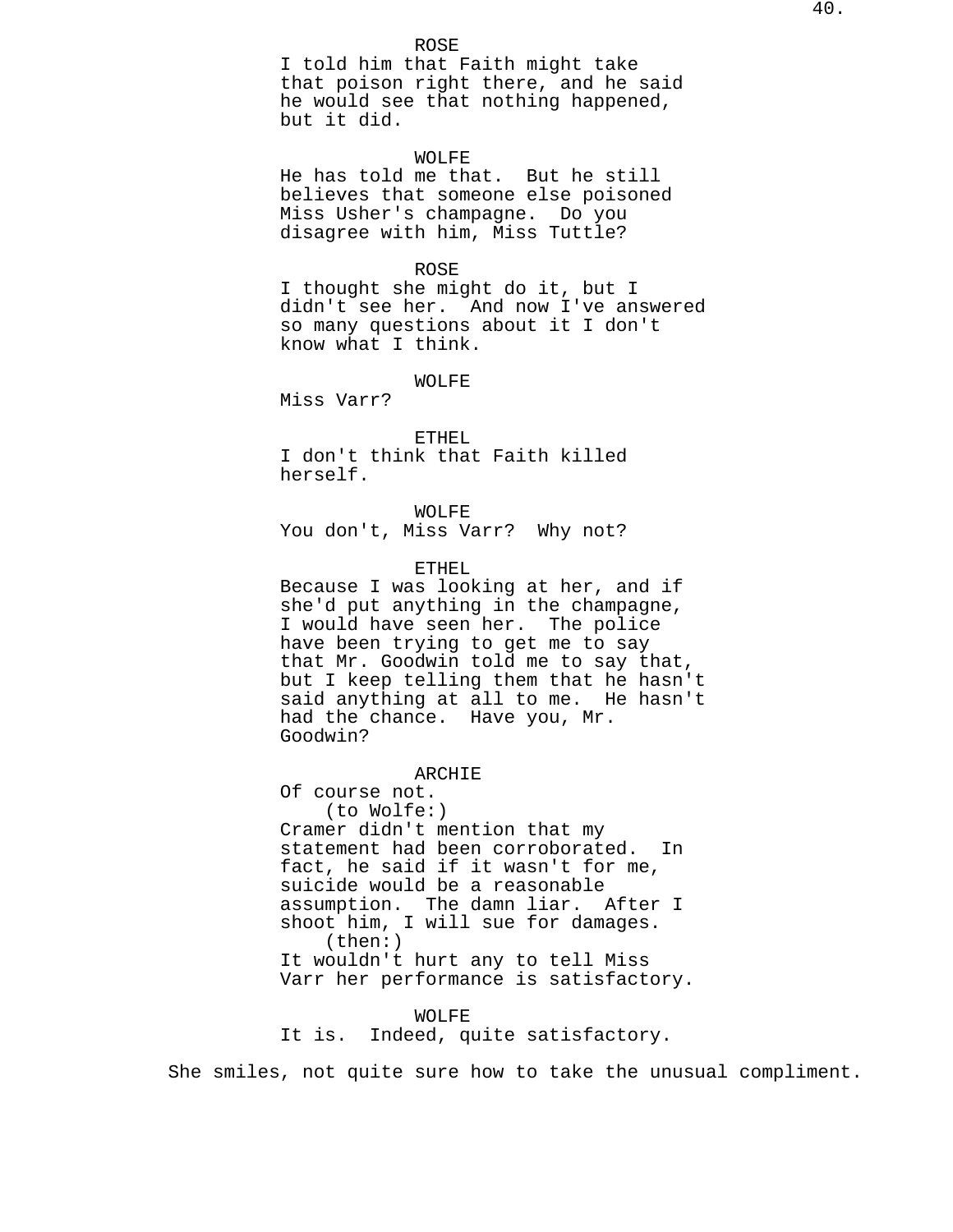ROSE
I told him that Faith might take that poison right there, and he said he would see that nothing happened, but it did.

WOLFE
He has told me that. But he still believes that someone else poisoned Miss Usher's champagne. Do you disagree with him, Miss Tuttle?

ROSE
I thought she might do it, but I didn't see her. And now I've answered so many questions about it I don't know what I think.

WOLFE
Miss Varr?

ETHEL
I don't think that Faith killed herself.

WOLFE
You don't, Miss Varr? Why not?

ETHEL
Because I was looking at her, and if she'd put anything in the champagne, I would have seen her. The police have been trying to get me to say that Mr. Goodwin told me to say that, but I keep telling them that he hasn't said anything at all to me. He hasn't had the chance. Have you, Mr. Goodwin?

ARCHIE
Of course not.
(to Wolfe:)
Cramer didn't mention that my statement had been corroborated. In fact, he said if it wasn't for me, suicide would be a reasonable assumption. The damn liar. After I shoot him, I will sue for damages.
(then:)
It wouldn't hurt any to tell Miss Varr her performance is satisfactory.

WOLFE
It is. Indeed, quite satisfactory.

She smiles, not quite sure how to take the unusual compliment.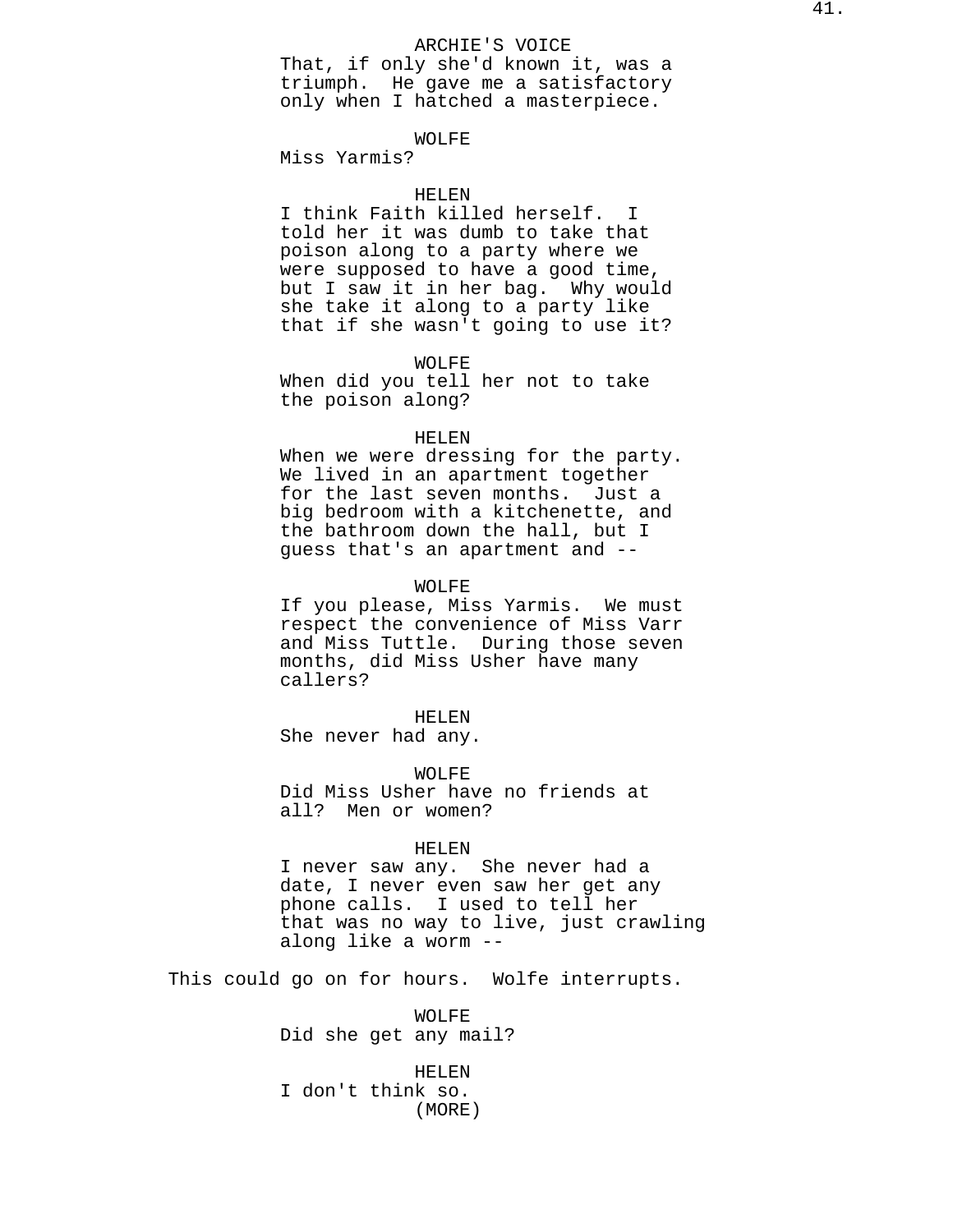ARCHIE'S VOICE
That, if only she'd known it, was a triumph. He gave me a satisfactory only when I hatched a masterpiece.

WOLFE
Miss Yarmis?

HELEN
I think Faith killed herself. I told her it was dumb to take that poison along to a party where we were supposed to have a good time, but I saw it in her bag. Why would she take it along to a party like that if she wasn't going to use it?

WOLFE
When did you tell her not to take the poison along?

HELEN
When we were dressing for the party. We lived in an apartment together for the last seven months. Just a big bedroom with a kitchenette, and the bathroom down the hall, but I guess that's an apartment and --

WOLFE
If you please, Miss Yarmis. We must respect the convenience of Miss Varr and Miss Tuttle. During those seven months, did Miss Usher have many callers?

HELEN
She never had any.

WOLFE
Did Miss Usher have no friends at all? Men or women?

HELEN
I never saw any. She never had a date, I never even saw her get any phone calls. I used to tell her that was no way to live, just crawling along like a worm --

This could go on for hours. Wolfe interrupts.

WOLFE
Did she get any mail?

HELEN
I don't think so.
(MORE)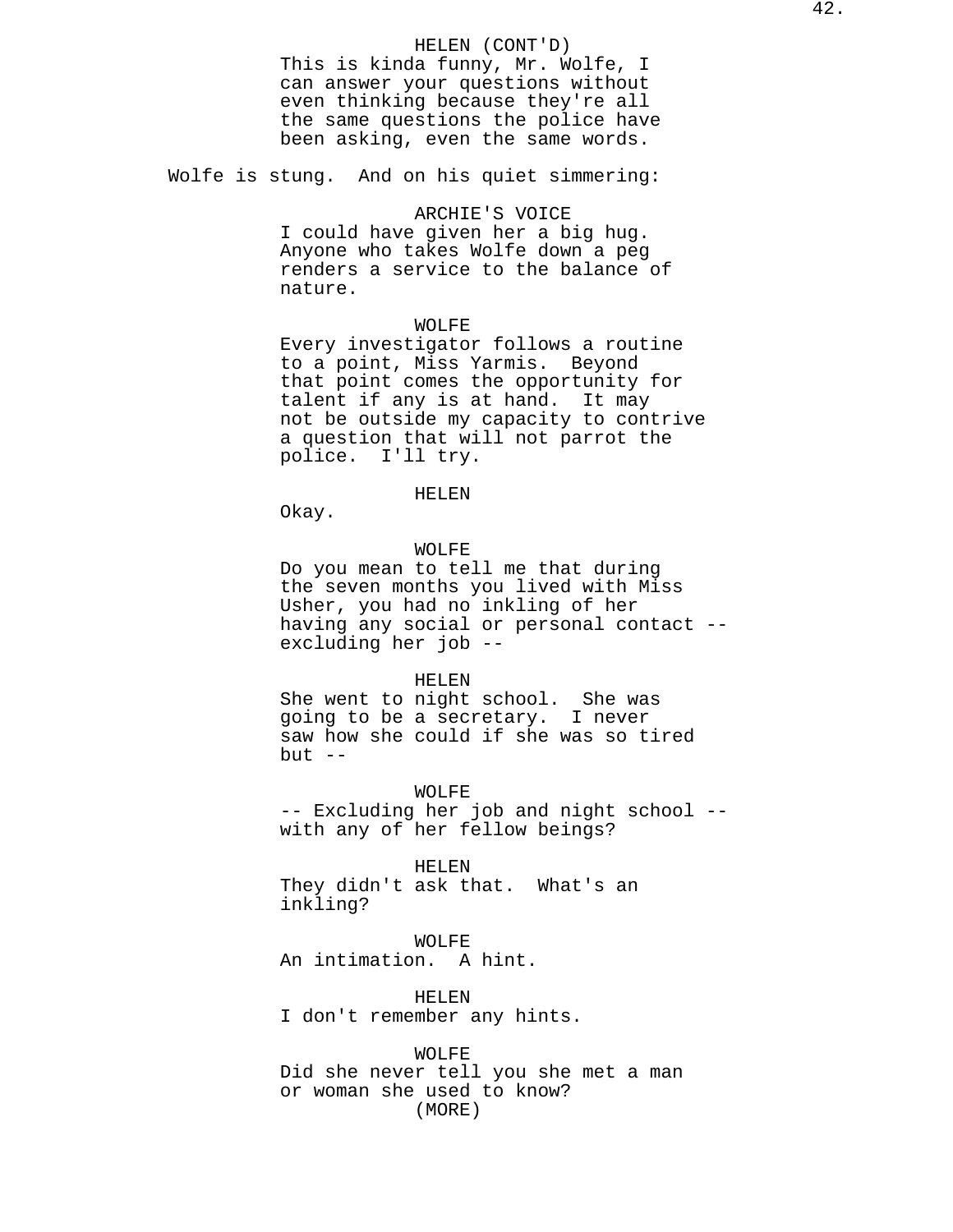HELEN (CONT'D)
This is kinda funny, Mr. Wolfe, I can answer your questions without even thinking because they're all the same questions the police have been asking, even the same words.

Wolfe is stung.  And on his quiet simmering:

ARCHIE'S VOICE
I could have given her a big hug. Anyone who takes Wolfe down a peg renders a service to the balance of nature.

WOLFE
Every investigator follows a routine to a point, Miss Yarmis.  Beyond that point comes the opportunity for talent if any is at hand.  It may not be outside my capacity to contrive a question that will not parrot the police.  I'll try.

HELEN
Okay.

WOLFE
Do you mean to tell me that during the seven months you lived with Miss Usher, you had no inkling of her having any social or personal contact -- excluding her job --

HELEN
She went to night school.  She was going to be a secretary.  I never saw how she could if she was so tired but --

WOLFE
-- Excluding her job and night school -- with any of her fellow beings?

HELEN
They didn't ask that.  What's an inkling?

WOLFE
An intimation.  A hint.

HELEN
I don't remember any hints.

WOLFE
Did she never tell you she met a man or woman she used to know?
(MORE)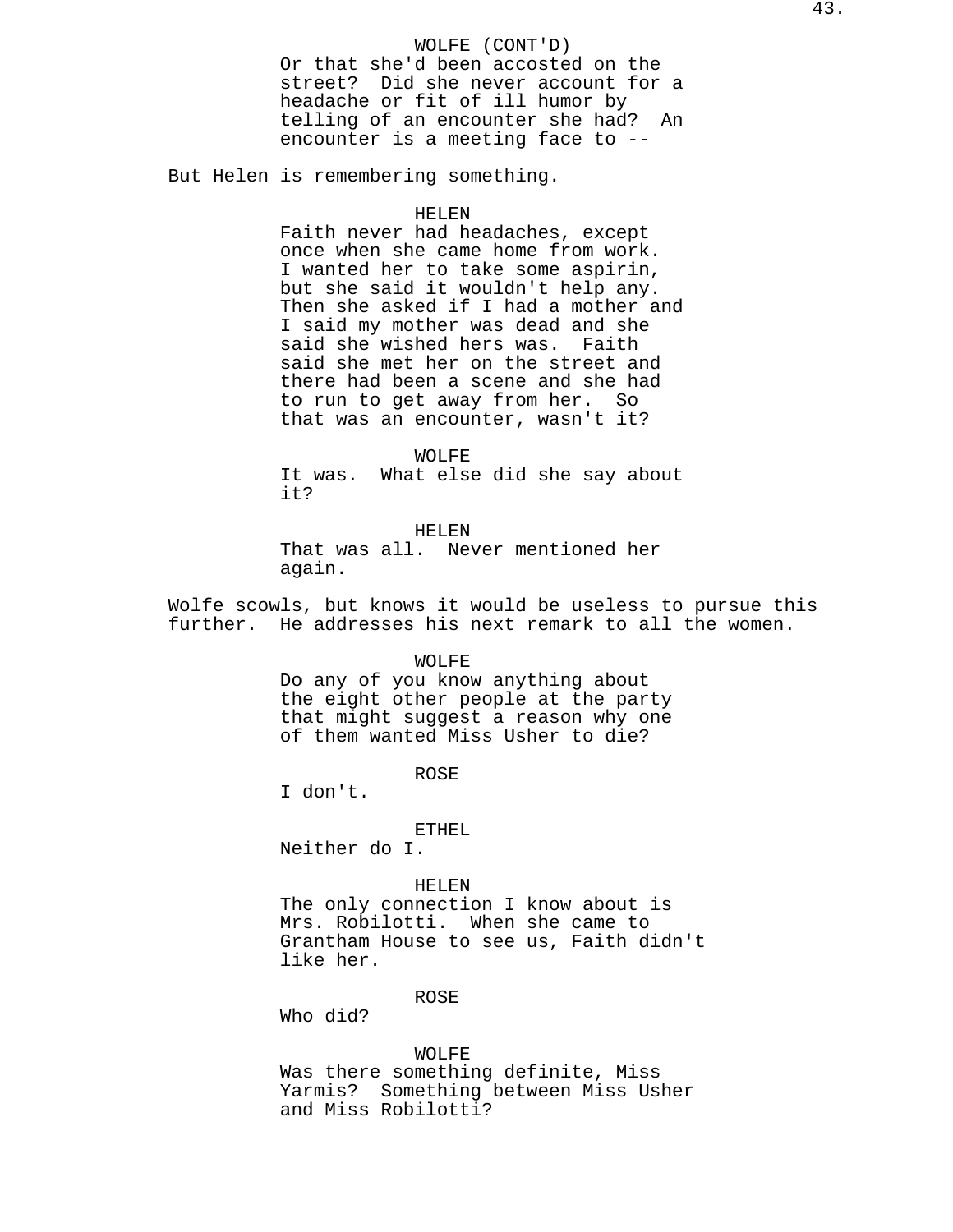WOLFE (CONT'D)
Or that she'd been accosted on the street? Did she never account for a headache or fit of ill humor by telling of an encounter she had? An encounter is a meeting face to --

But Helen is remembering something.

HELEN
Faith never had headaches, except once when she came home from work. I wanted her to take some aspirin, but she said it wouldn't help any. Then she asked if I had a mother and I said my mother was dead and she said she wished hers was. Faith said she met her on the street and there had been a scene and she had to run to get away from her. So that was an encounter, wasn't it?

WOLFE
It was. What else did she say about it?

HELEN
That was all. Never mentioned her again.

Wolfe scowls, but knows it would be useless to pursue this further. He addresses his next remark to all the women.

WOLFE
Do any of you know anything about the eight other people at the party that might suggest a reason why one of them wanted Miss Usher to die?

ROSE
I don't.

ETHEL
Neither do I.

HELEN
The only connection I know about is Mrs. Robilotti. When she came to Grantham House to see us, Faith didn't like her.

ROSE
Who did?

WOLFE
Was there something definite, Miss Yarmis? Something between Miss Usher and Miss Robilotti?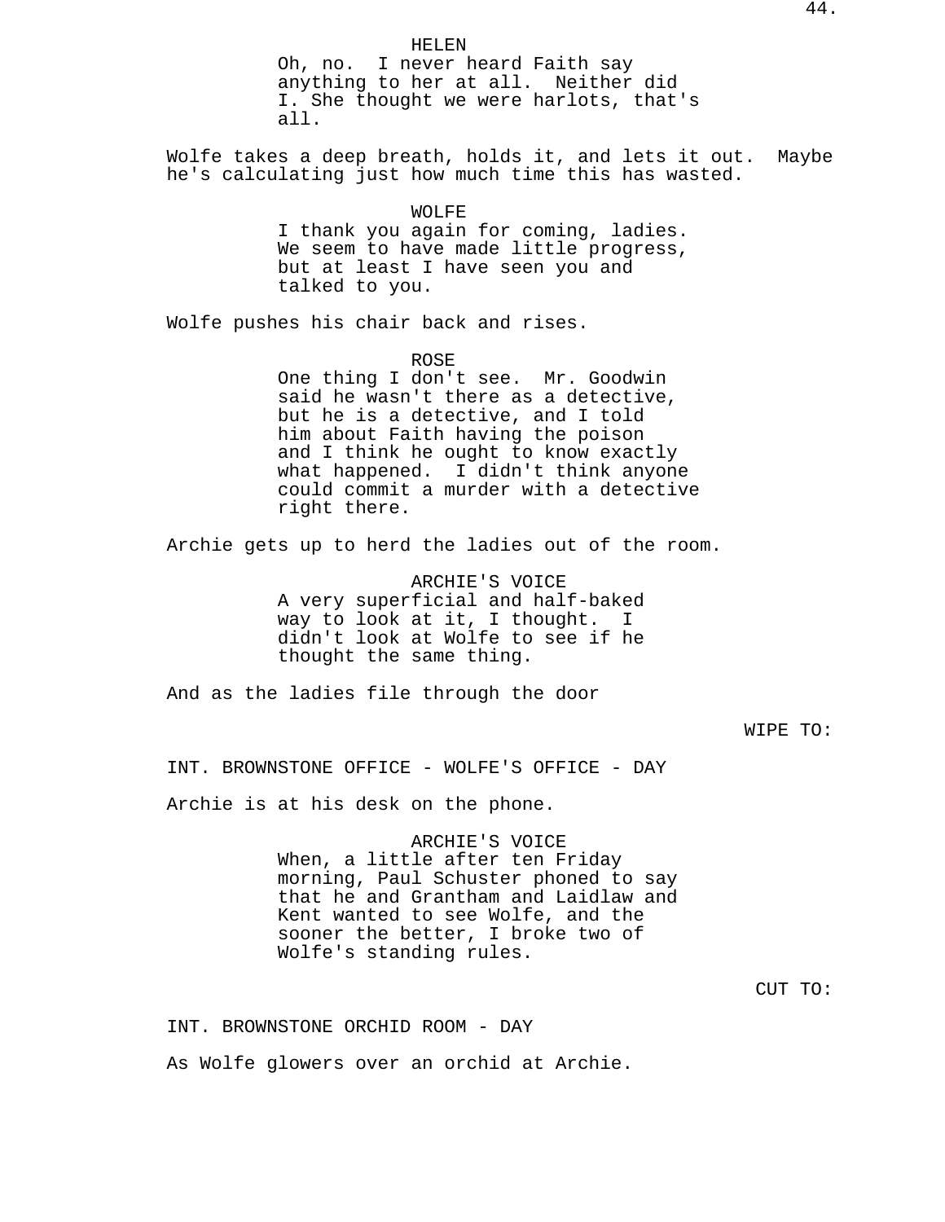HELEN
Oh, no. I never heard Faith say anything to her at all. Neither did I. She thought we were harlots, that's all.

Wolfe takes a deep breath, holds it, and lets it out. Maybe he's calculating just how much time this has wasted.

WOLFE
I thank you again for coming, ladies. We seem to have made little progress, but at least I have seen you and talked to you.

Wolfe pushes his chair back and rises.

ROSE
One thing I don't see. Mr. Goodwin said he wasn't there as a detective, but he is a detective, and I told him about Faith having the poison and I think he ought to know exactly what happened. I didn't think anyone could commit a murder with a detective right there.

Archie gets up to herd the ladies out of the room.

ARCHIE'S VOICE
A very superficial and half-baked way to look at it, I thought. I didn't look at Wolfe to see if he thought the same thing.

And as the ladies file through the door

WIPE TO:

INT. BROWNSTONE OFFICE - WOLFE'S OFFICE - DAY

Archie is at his desk on the phone.

ARCHIE'S VOICE
When, a little after ten Friday morning, Paul Schuster phoned to say that he and Grantham and Laidlaw and Kent wanted to see Wolfe, and the sooner the better, I broke two of Wolfe's standing rules.

CUT TO:

INT. BROWNSTONE ORCHID ROOM - DAY

As Wolfe glowers over an orchid at Archie.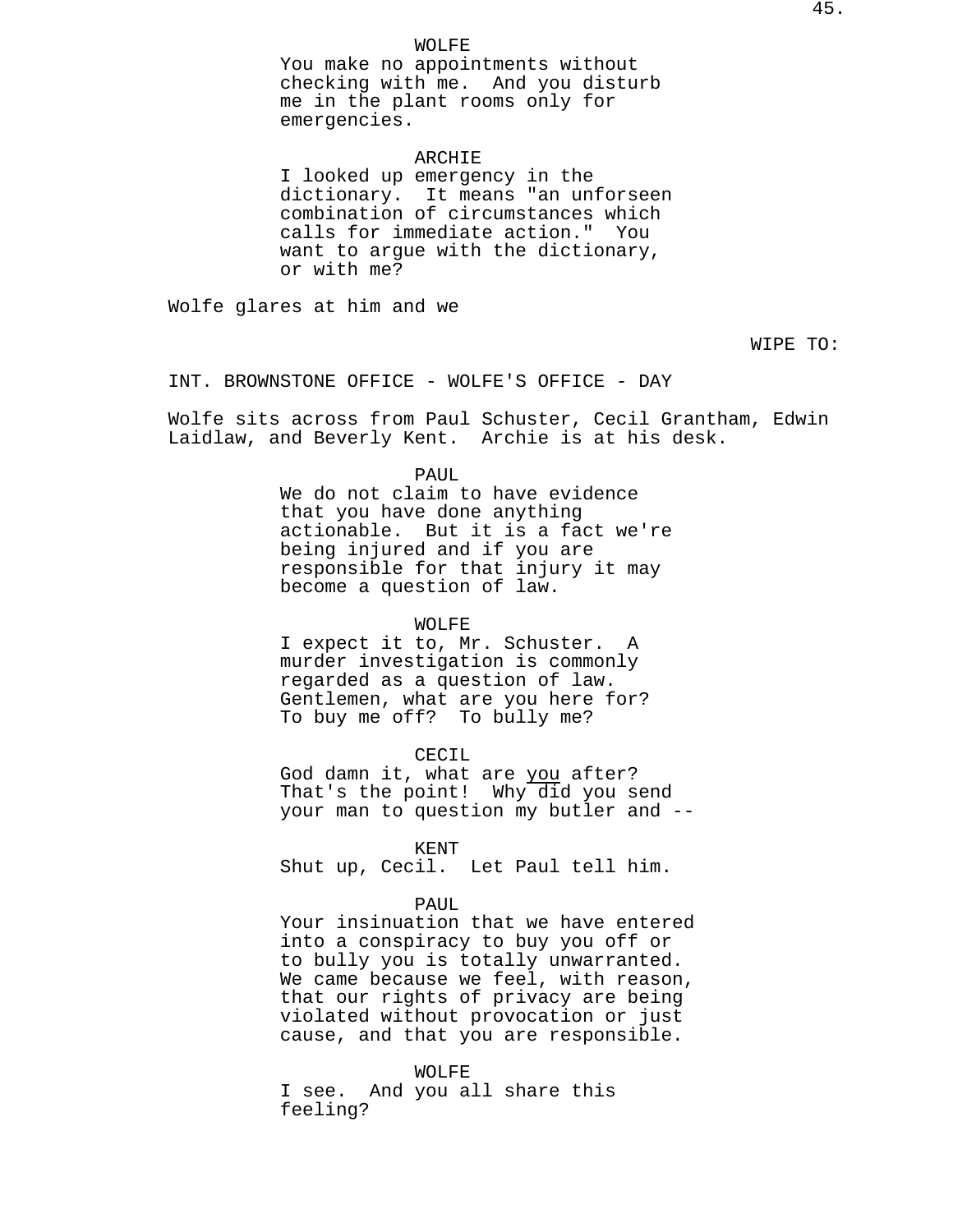WOLFE
You make no appointments without checking with me. And you disturb me in the plant rooms only for emergencies.

ARCHIE
I looked up emergency in the dictionary. It means "an unforseen combination of circumstances which calls for immediate action." You want to argue with the dictionary, or with me?

Wolfe glares at him and we

WIPE TO:

INT. BROWNSTONE OFFICE - WOLFE'S OFFICE - DAY

Wolfe sits across from Paul Schuster, Cecil Grantham, Edwin Laidlaw, and Beverly Kent. Archie is at his desk.

PAUL
We do not claim to have evidence that you have done anything actionable. But it is a fact we're being injured and if you are responsible for that injury it may become a question of law.

WOLFE
I expect it to, Mr. Schuster. A murder investigation is commonly regarded as a question of law. Gentlemen, what are you here for? To buy me off? To bully me?

CECIL
God damn it, what are _you_ after? That's the point! Why did you send your man to question my butler and --

KENT
Shut up, Cecil. Let Paul tell him.

PAUL
Your insinuation that we have entered into a conspiracy to buy you off or to bully you is totally unwarranted. We came because we feel, with reason, that our rights of privacy are being violated without provocation or just cause, and that you are responsible.

WOLFE
I see. And you all share this feeling?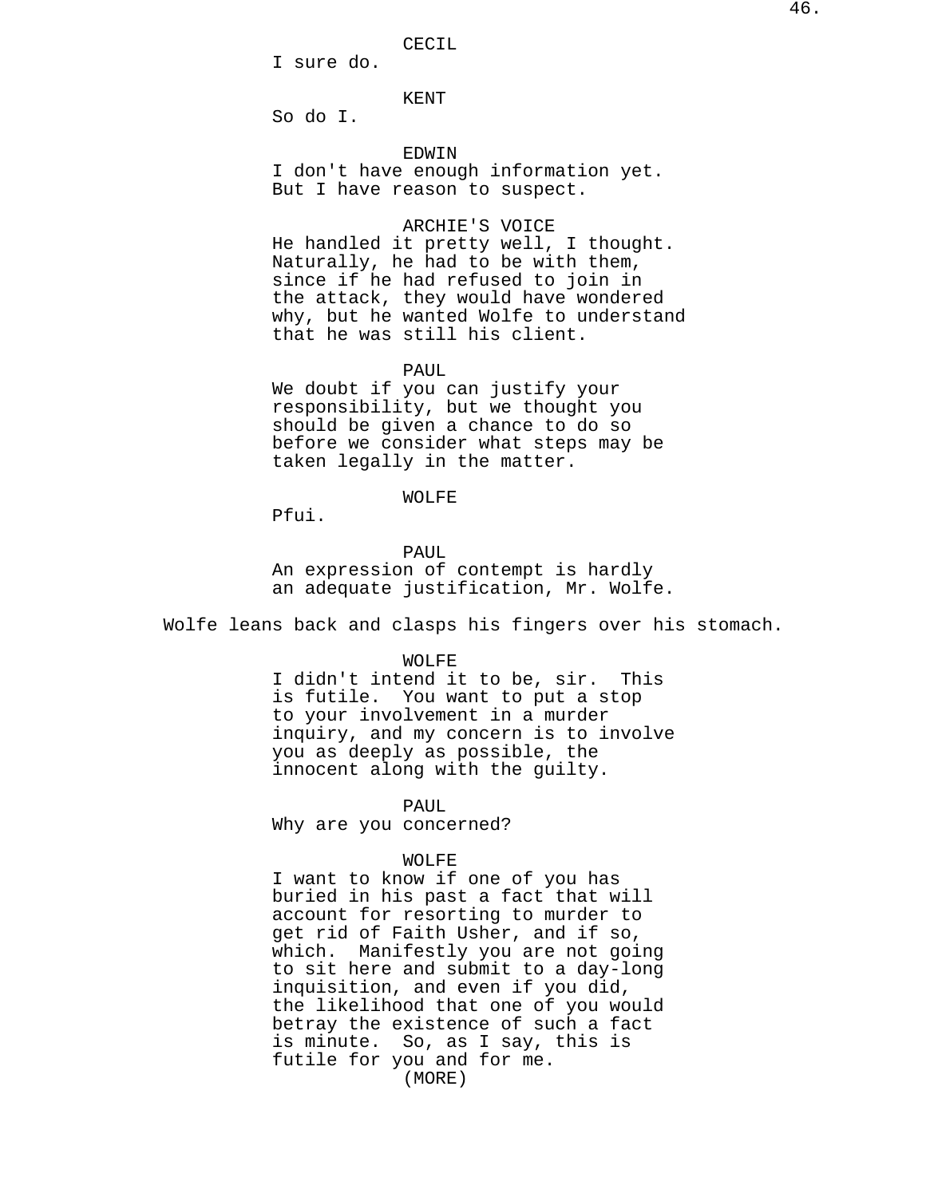CECIL
I sure do.

KENT
So do I.

EDWIN
I don't have enough information yet. But I have reason to suspect.

ARCHIE'S VOICE
He handled it pretty well, I thought. Naturally, he had to be with them, since if he had refused to join in the attack, they would have wondered why, but he wanted Wolfe to understand that he was still his client.

PAUL
We doubt if you can justify your responsibility, but we thought you should be given a chance to do so before we consider what steps may be taken legally in the matter.

WOLFE
Pfui.

PAUL
An expression of contempt is hardly an adequate justification, Mr. Wolfe.

Wolfe leans back and clasps his fingers over his stomach.

WOLFE
I didn't intend it to be, sir. This is futile. You want to put a stop to your involvement in a murder inquiry, and my concern is to involve you as deeply as possible, the innocent along with the guilty.

PAUL
Why are you concerned?

WOLFE
I want to know if one of you has buried in his past a fact that will account for resorting to murder to get rid of Faith Usher, and if so, which. Manifestly you are not going to sit here and submit to a day-long inquisition, and even if you did, the likelihood that one of you would betray the existence of such a fact is minute. So, as I say, this is futile for you and for me.
(MORE)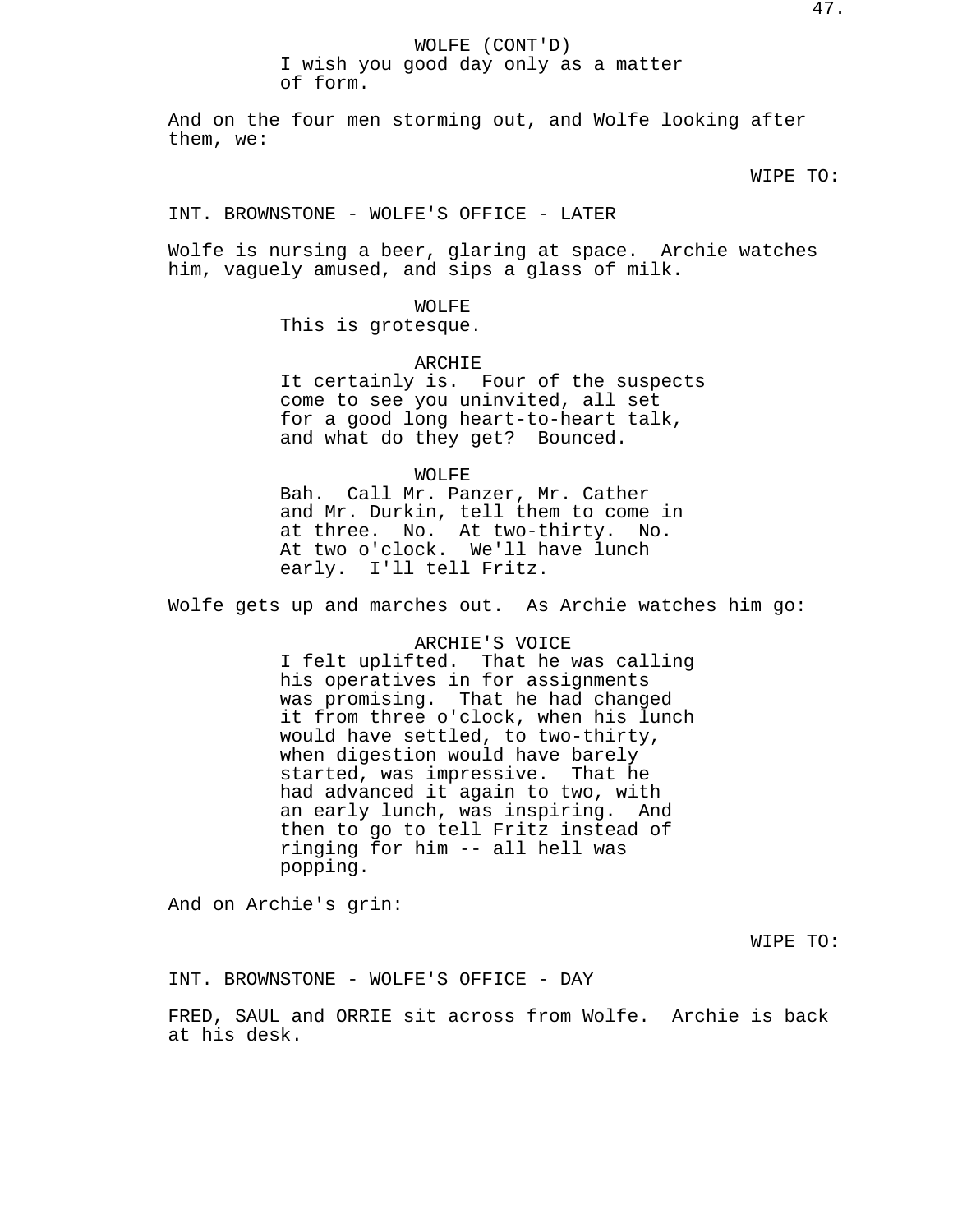WOLFE (CONT'D)
I wish you good day only as a matter of form.

And on the four men storming out, and Wolfe looking after them, we:

WIPE TO:

INT. BROWNSTONE - WOLFE'S OFFICE - LATER

Wolfe is nursing a beer, glaring at space. Archie watches him, vaguely amused, and sips a glass of milk.

WOLFE
This is grotesque.

ARCHIE
It certainly is. Four of the suspects come to see you uninvited, all set for a good long heart-to-heart talk, and what do they get? Bounced.

WOLFE
Bah. Call Mr. Panzer, Mr. Cather and Mr. Durkin, tell them to come in at three. No. At two-thirty. No. At two o'clock. We'll have lunch early. I'll tell Fritz.

Wolfe gets up and marches out. As Archie watches him go:

ARCHIE'S VOICE
I felt uplifted. That he was calling his operatives in for assignments was promising. That he had changed it from three o'clock, when his lunch would have settled, to two-thirty, when digestion would have barely started, was impressive. That he had advanced it again to two, with an early lunch, was inspiring. And then to go to tell Fritz instead of ringing for him -- all hell was popping.

And on Archie's grin:

WIPE TO:

INT. BROWNSTONE - WOLFE'S OFFICE - DAY

FRED, SAUL and ORRIE sit across from Wolfe. Archie is back at his desk.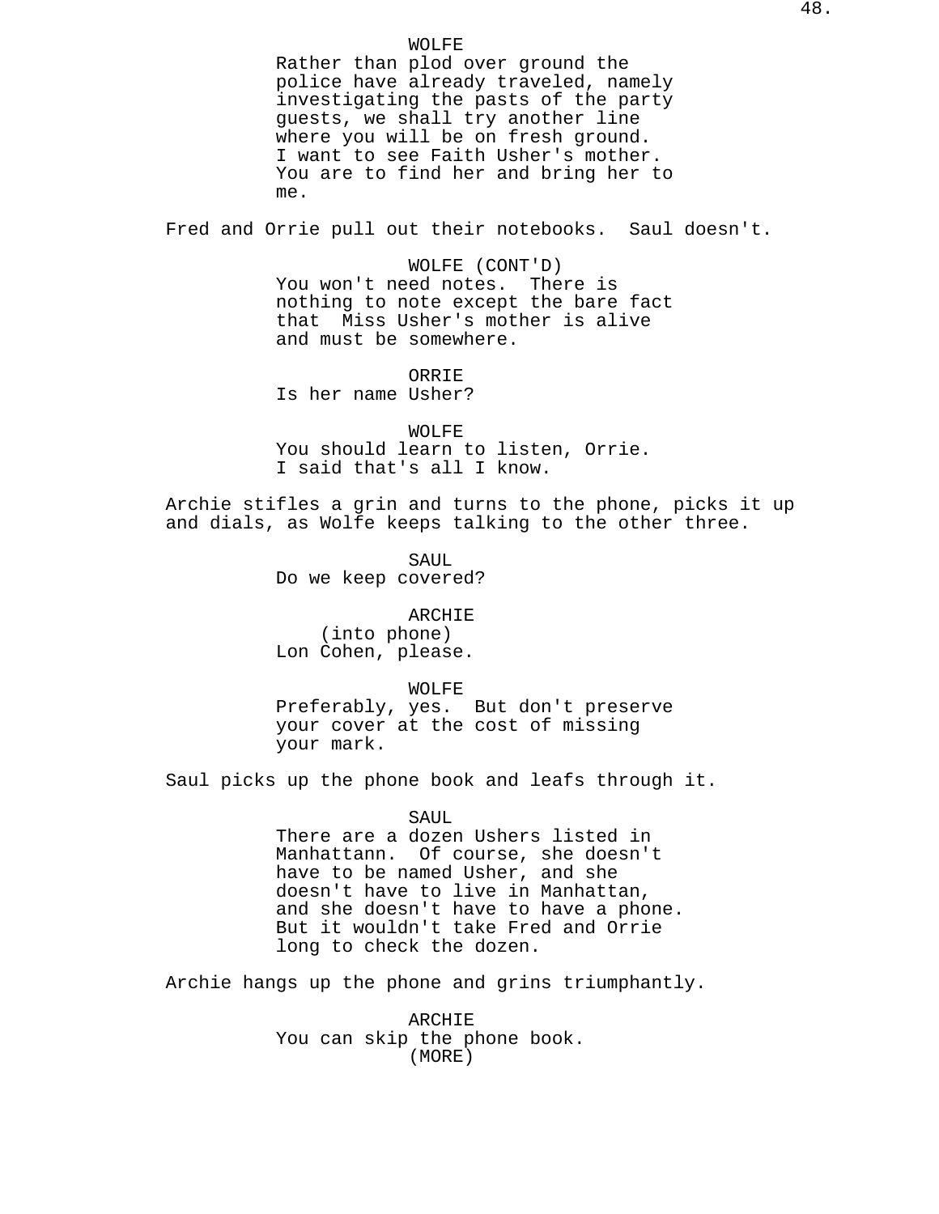WOLFE
Rather than plod over ground the police have already traveled, namely investigating the pasts of the party guests, we shall try another line where you will be on fresh ground. I want to see Faith Usher's mother. You are to find her and bring her to me.

Fred and Orrie pull out their notebooks. Saul doesn't.

WOLFE (CONT'D)
You won't need notes. There is nothing to note except the bare fact that Miss Usher's mother is alive and must be somewhere.

ORRIE
Is her name Usher?

WOLFE
You should learn to listen, Orrie. I said that's all I know.

Archie stifles a grin and turns to the phone, picks it up and dials, as Wolfe keeps talking to the other three.

SAUL
Do we keep covered?

ARCHIE
(into phone)
Lon Cohen, please.

WOLFE
Preferably, yes. But don't preserve your cover at the cost of missing your mark.

Saul picks up the phone book and leafs through it.

SAUL
There are a dozen Ushers listed in Manhattann. Of course, she doesn't have to be named Usher, and she doesn't have to live in Manhattan, and she doesn't have to have a phone. But it wouldn't take Fred and Orrie long to check the dozen.

Archie hangs up the phone and grins triumphantly.

ARCHIE
You can skip the phone book.
(MORE)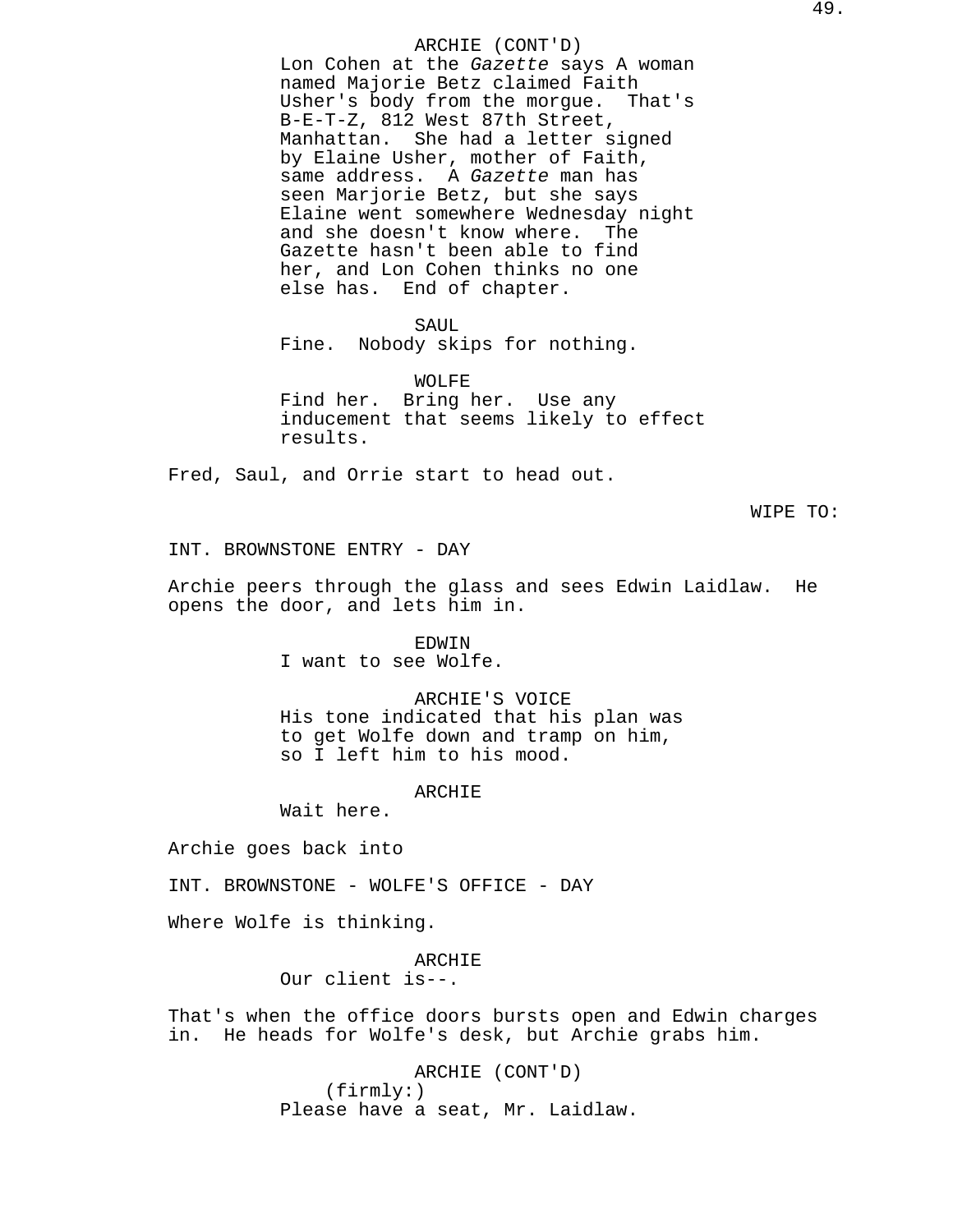ARCHIE (CONT'D)
Lon Cohen at the *Gazette* says A woman named Majorie Betz claimed Faith Usher's body from the morgue. That's B-E-T-Z, 812 West 87th Street, Manhattan. She had a letter signed by Elaine Usher, mother of Faith, same address. A *Gazette* man has seen Marjorie Betz, but she says Elaine went somewhere Wednesday night and she doesn't know where. The Gazette hasn't been able to find her, and Lon Cohen thinks no one else has. End of chapter.

SAUL
Fine. Nobody skips for nothing.

WOLFE
Find her. Bring her. Use any inducement that seems likely to effect results.

Fred, Saul, and Orrie start to head out.

WIPE TO:

INT. BROWNSTONE ENTRY - DAY

Archie peers through the glass and sees Edwin Laidlaw. He opens the door, and lets him in.

EDWIN
I want to see Wolfe.

ARCHIE'S VOICE
His tone indicated that his plan was to get Wolfe down and tramp on him, so I left him to his mood.

ARCHIE
Wait here.

Archie goes back into

INT. BROWNSTONE - WOLFE'S OFFICE - DAY

Where Wolfe is thinking.

ARCHIE
Our client is--.

That's when the office doors bursts open and Edwin charges in. He heads for Wolfe's desk, but Archie grabs him.

ARCHIE (CONT'D)
(firmly:)
Please have a seat, Mr. Laidlaw.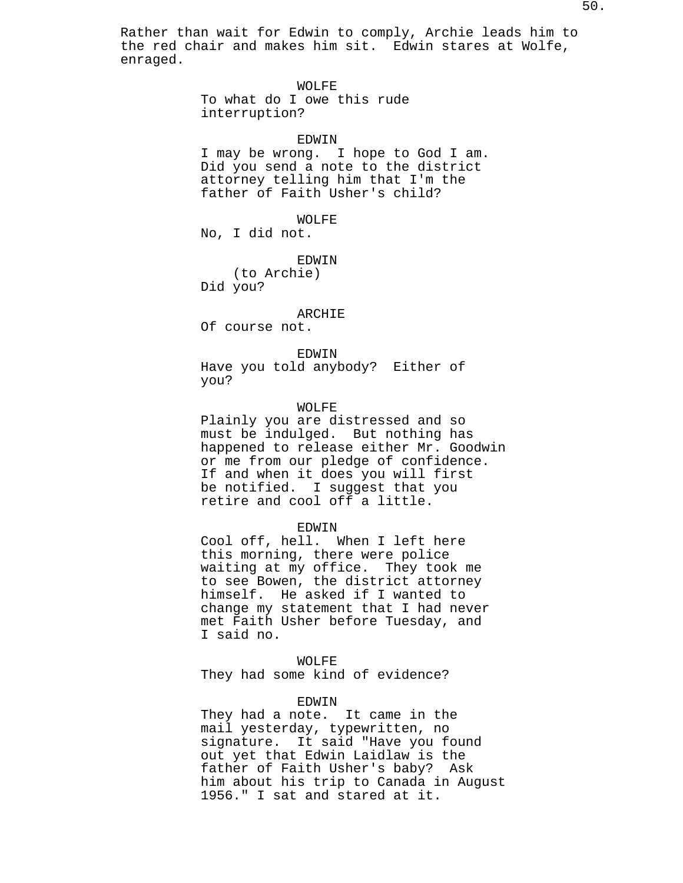Rather than wait for Edwin to comply, Archie leads him to the red chair and makes him sit. Edwin stares at Wolfe, enraged.

WOLFE
To what do I owe this rude interruption?

EDWIN
I may be wrong. I hope to God I am. Did you send a note to the district attorney telling him that I'm the father of Faith Usher's child?

WOLFE
No, I did not.

EDWIN
(to Archie)
Did you?

ARCHIE
Of course not.

EDWIN
Have you told anybody? Either of you?

WOLFE
Plainly you are distressed and so must be indulged. But nothing has happened to release either Mr. Goodwin or me from our pledge of confidence. If and when it does you will first be notified. I suggest that you retire and cool off a little.

EDWIN
Cool off, hell. When I left here this morning, there were police waiting at my office. They took me to see Bowen, the district attorney himself. He asked if I wanted to change my statement that I had never met Faith Usher before Tuesday, and I said no.

WOLFE
They had some kind of evidence?

EDWIN
They had a note. It came in the mail yesterday, typewritten, no signature. It said "Have you found out yet that Edwin Laidlaw is the father of Faith Usher's baby? Ask him about his trip to Canada in August 1956." I sat and stared at it.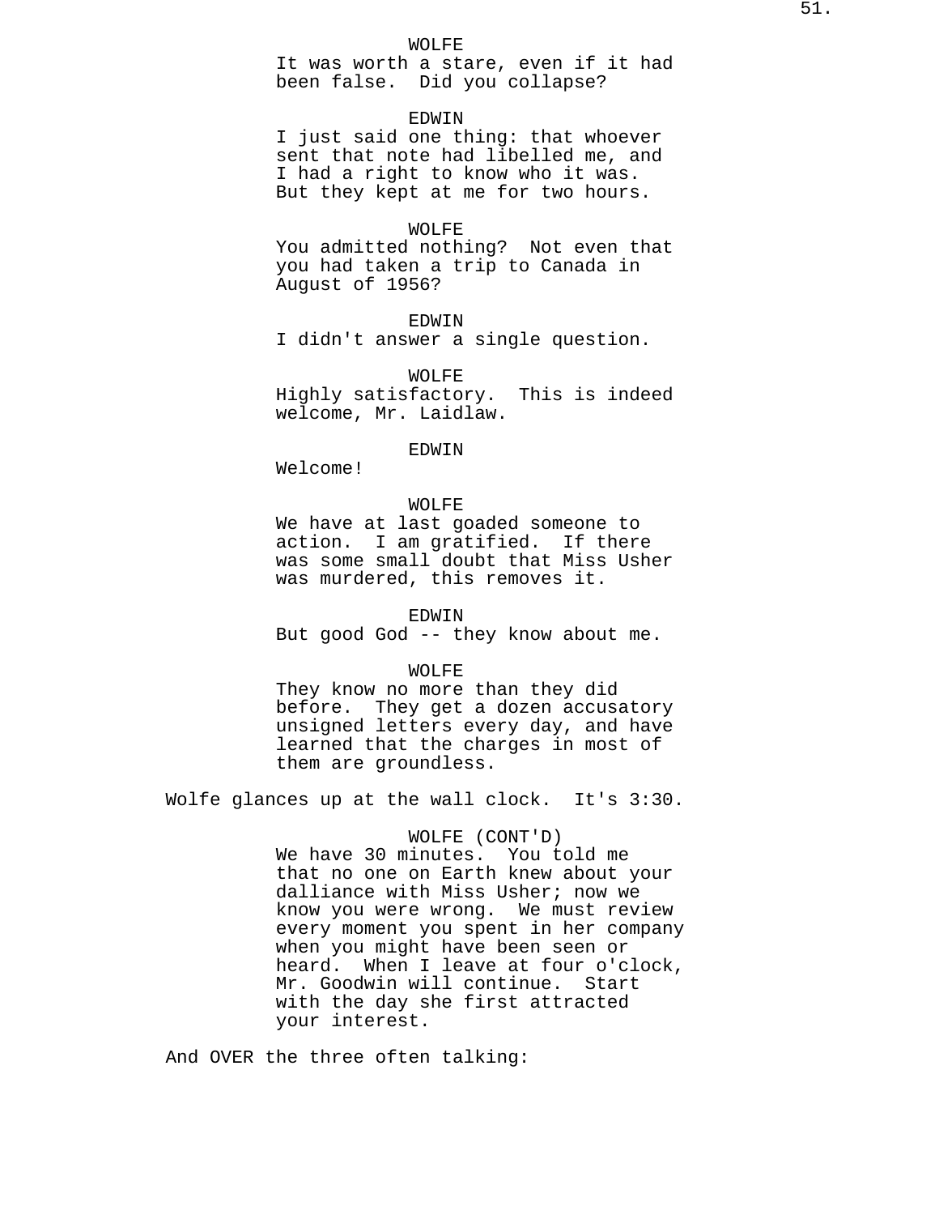WOLFE
It was worth a stare, even if it had been false. Did you collapse?

EDWIN
I just said one thing: that whoever sent that note had libelled me, and I had a right to know who it was. But they kept at me for two hours.

WOLFE
You admitted nothing? Not even that you had taken a trip to Canada in August of 1956?

EDWIN
I didn't answer a single question.

WOLFE
Highly satisfactory. This is indeed welcome, Mr. Laidlaw.

EDWIN
Welcome!

WOLFE
We have at last goaded someone to action. I am gratified. If there was some small doubt that Miss Usher was murdered, this removes it.

EDWIN
But good God -- they know about me.

WOLFE
They know no more than they did before. They get a dozen accusatory unsigned letters every day, and have learned that the charges in most of them are groundless.

Wolfe glances up at the wall clock. It's 3:30.

WOLFE (CONT'D)
We have 30 minutes. You told me that no one on Earth knew about your dalliance with Miss Usher; now we know you were wrong. We must review every moment you spent in her company when you might have been seen or heard. When I leave at four o'clock, Mr. Goodwin will continue. Start with the day she first attracted your interest.

And OVER the three often talking: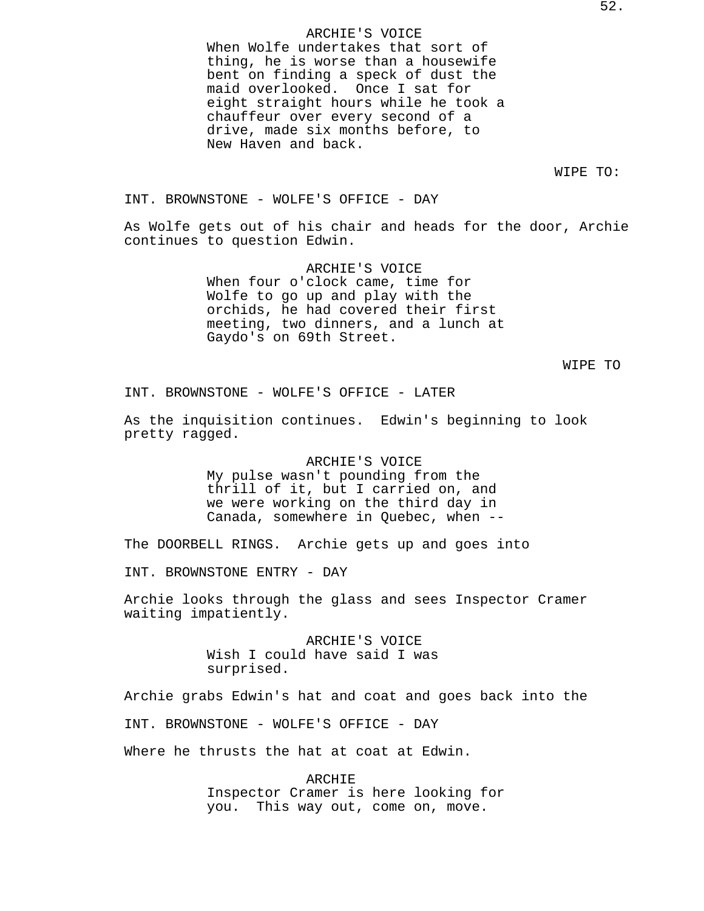ARCHIE'S VOICE

When Wolfe undertakes that sort of thing, he is worse than a housewife bent on finding a speck of dust the maid overlooked. Once I sat for eight straight hours while he took a chauffeur over every second of a drive, made six months before, to New Haven and back.

WIPE TO:

INT. BROWNSTONE - WOLFE'S OFFICE - DAY

As Wolfe gets out of his chair and heads for the door, Archie continues to question Edwin.

ARCHIE'S VOICE

When four o'clock came, time for Wolfe to go up and play with the orchids, he had covered their first meeting, two dinners, and a lunch at Gaydo's on 69th Street.

WIPE TO

INT. BROWNSTONE - WOLFE'S OFFICE - LATER

As the inquisition continues. Edwin's beginning to look pretty ragged.

ARCHIE'S VOICE

My pulse wasn't pounding from the thrill of it, but I carried on, and we were working on the third day in Canada, somewhere in Quebec, when --

The DOORBELL RINGS. Archie gets up and goes into

INT. BROWNSTONE ENTRY - DAY

Archie looks through the glass and sees Inspector Cramer waiting impatiently.

ARCHIE'S VOICE

Wish I could have said I was surprised.

Archie grabs Edwin's hat and coat and goes back into the

INT. BROWNSTONE - WOLFE'S OFFICE - DAY

Where he thrusts the hat at coat at Edwin.

ARCHIE

Inspector Cramer is here looking for you. This way out, come on, move.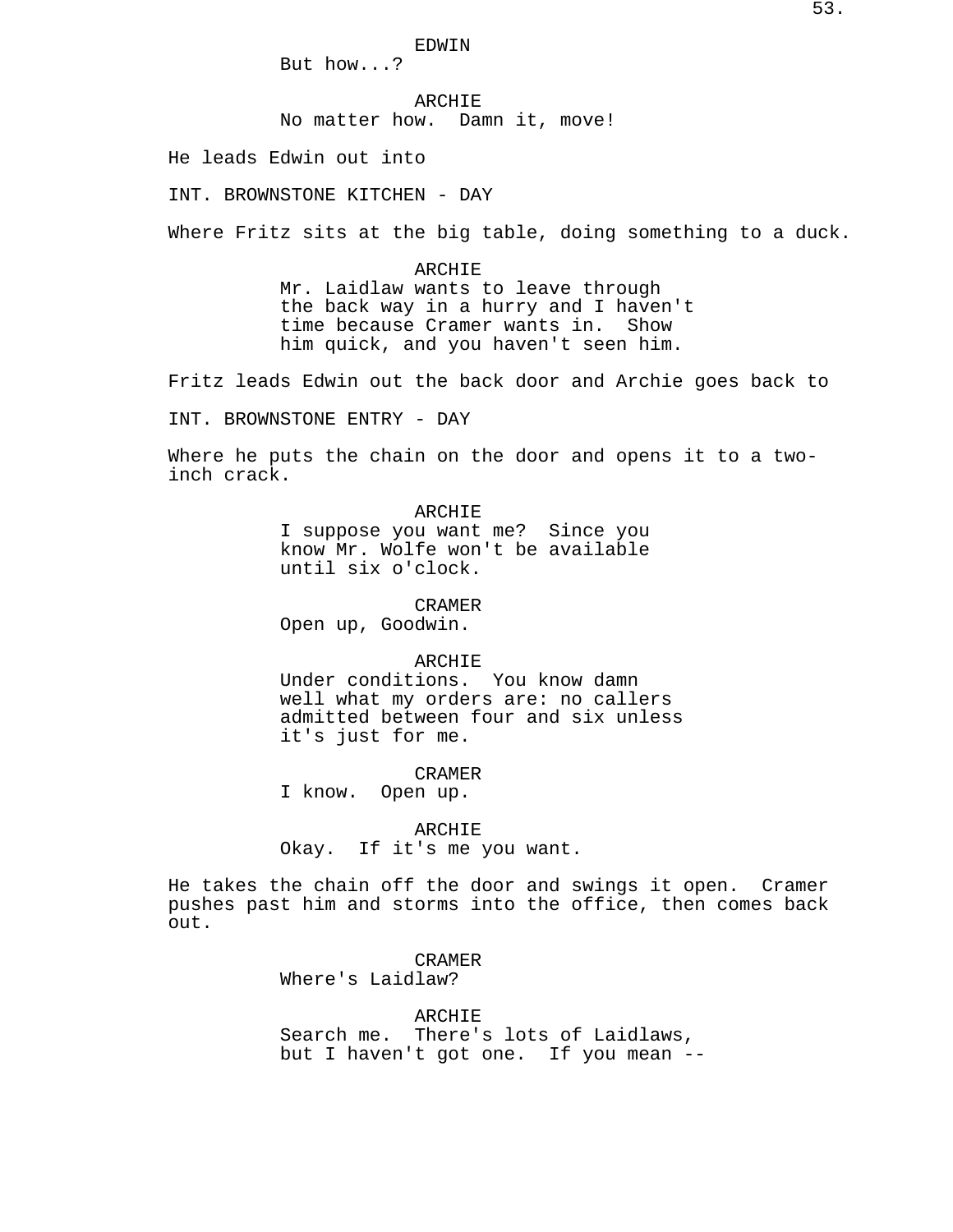EDWIN
But how...?

ARCHIE
No matter how. Damn it, move!

He leads Edwin out into

INT. BROWNSTONE KITCHEN - DAY

Where Fritz sits at the big table, doing something to a duck.

ARCHIE
Mr. Laidlaw wants to leave through the back way in a hurry and I haven't time because Cramer wants in. Show him quick, and you haven't seen him.

Fritz leads Edwin out the back door and Archie goes back to

INT. BROWNSTONE ENTRY - DAY

Where he puts the chain on the door and opens it to a two-inch crack.

ARCHIE
I suppose you want me? Since you know Mr. Wolfe won't be available until six o'clock.

CRAMER
Open up, Goodwin.

ARCHIE
Under conditions. You know damn well what my orders are: no callers admitted between four and six unless it's just for me.

CRAMER
I know. Open up.

ARCHIE
Okay. If it's me you want.

He takes the chain off the door and swings it open. Cramer pushes past him and storms into the office, then comes back out.

CRAMER
Where's Laidlaw?

ARCHIE
Search me. There's lots of Laidlaws, but I haven't got one. If you mean --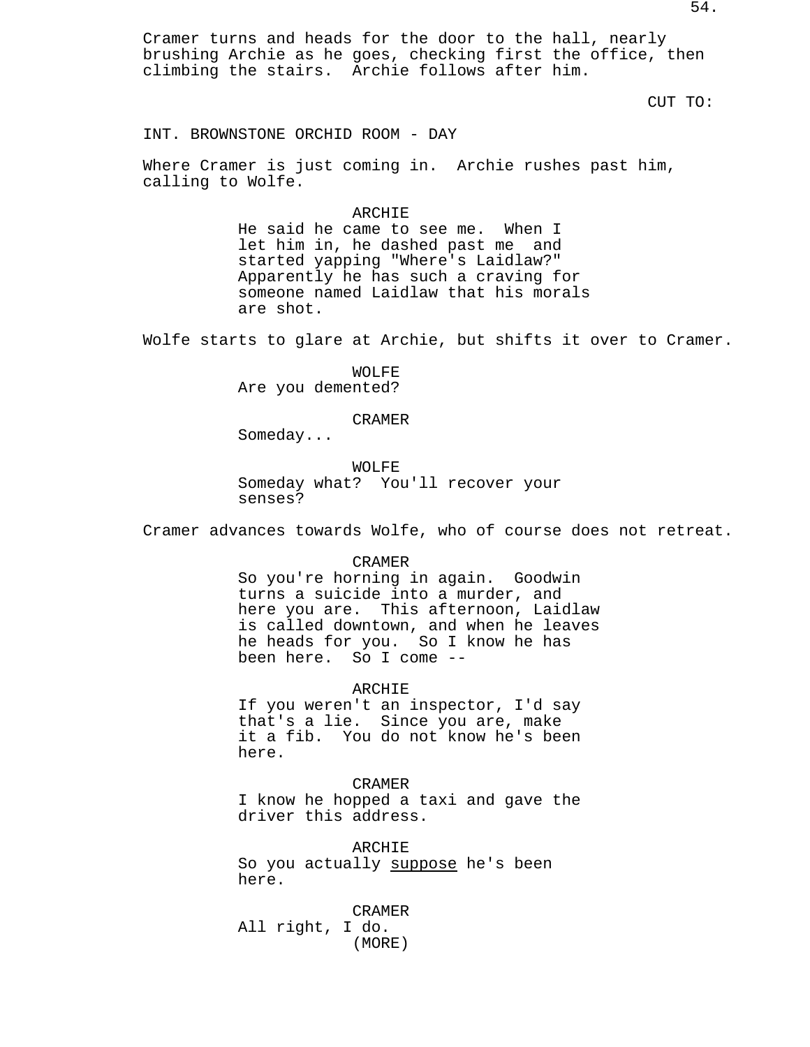Cramer turns and heads for the door to the hall, nearly brushing Archie as he goes, checking first the office, then climbing the stairs. Archie follows after him.

CUT TO:

INT. BROWNSTONE ORCHID ROOM - DAY

Where Cramer is just coming in. Archie rushes past him, calling to Wolfe.

ARCHIE
He said he came to see me. When I let him in, he dashed past me and started yapping "Where's Laidlaw?" Apparently he has such a craving for someone named Laidlaw that his morals are shot.

Wolfe starts to glare at Archie, but shifts it over to Cramer.

WOLFE
Are you demented?

CRAMER
Someday...

WOLFE
Someday what? You'll recover your senses?

Cramer advances towards Wolfe, who of course does not retreat.

CRAMER
So you're horning in again. Goodwin turns a suicide into a murder, and here you are. This afternoon, Laidlaw is called downtown, and when he leaves he heads for you. So I know he has been here. So I come --

ARCHIE
If you weren't an inspector, I'd say that's a lie. Since you are, make it a fib. You do not know he's been here.

CRAMER
I know he hopped a taxi and gave the driver this address.

ARCHIE
So you actually <u>suppose</u> he's been here.

CRAMER
All right, I do.
(MORE)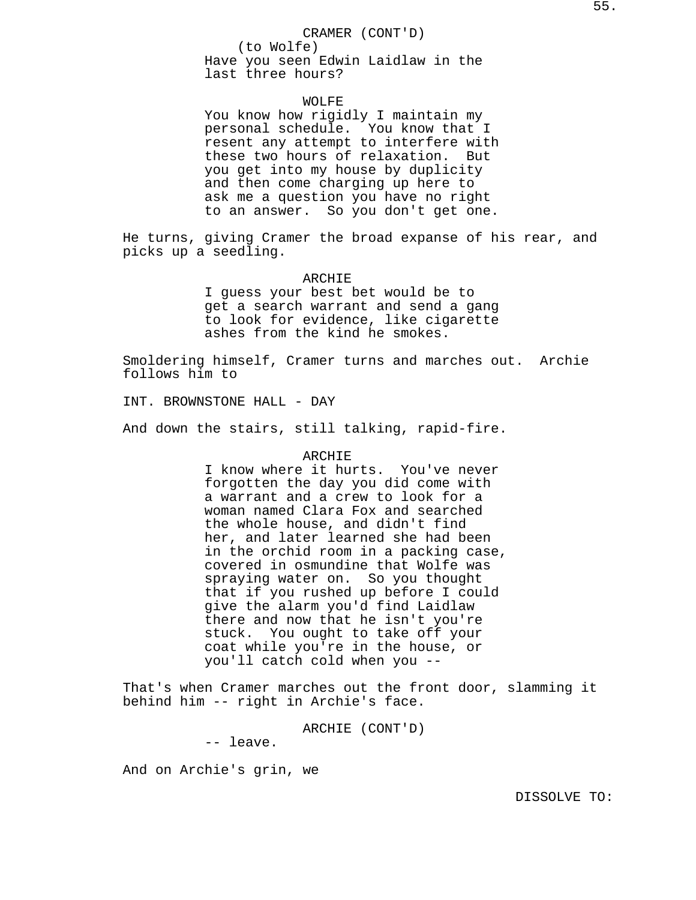CRAMER (CONT'D)
(to Wolfe)
Have you seen Edwin Laidlaw in the last three hours?

WOLFE
You know how rigidly I maintain my personal schedule. You know that I resent any attempt to interfere with these two hours of relaxation. But you get into my house by duplicity and then come charging up here to ask me a question you have no right to an answer. So you don't get one.

He turns, giving Cramer the broad expanse of his rear, and picks up a seedling.

ARCHIE
I guess your best bet would be to get a search warrant and send a gang to look for evidence, like cigarette ashes from the kind he smokes.

Smoldering himself, Cramer turns and marches out. Archie follows him to

INT. BROWNSTONE HALL - DAY

And down the stairs, still talking, rapid-fire.

ARCHIE
I know where it hurts. You've never forgotten the day you did come with a warrant and a crew to look for a woman named Clara Fox and searched the whole house, and didn't find her, and later learned she had been in the orchid room in a packing case, covered in osmundine that Wolfe was spraying water on. So you thought that if you rushed up before I could give the alarm you'd find Laidlaw there and now that he isn't you're stuck. You ought to take off your coat while you're in the house, or you'll catch cold when you --

That's when Cramer marches out the front door, slamming it behind him -- right in Archie's face.

ARCHIE (CONT'D)
-- leave.

And on Archie's grin, we

DISSOLVE TO: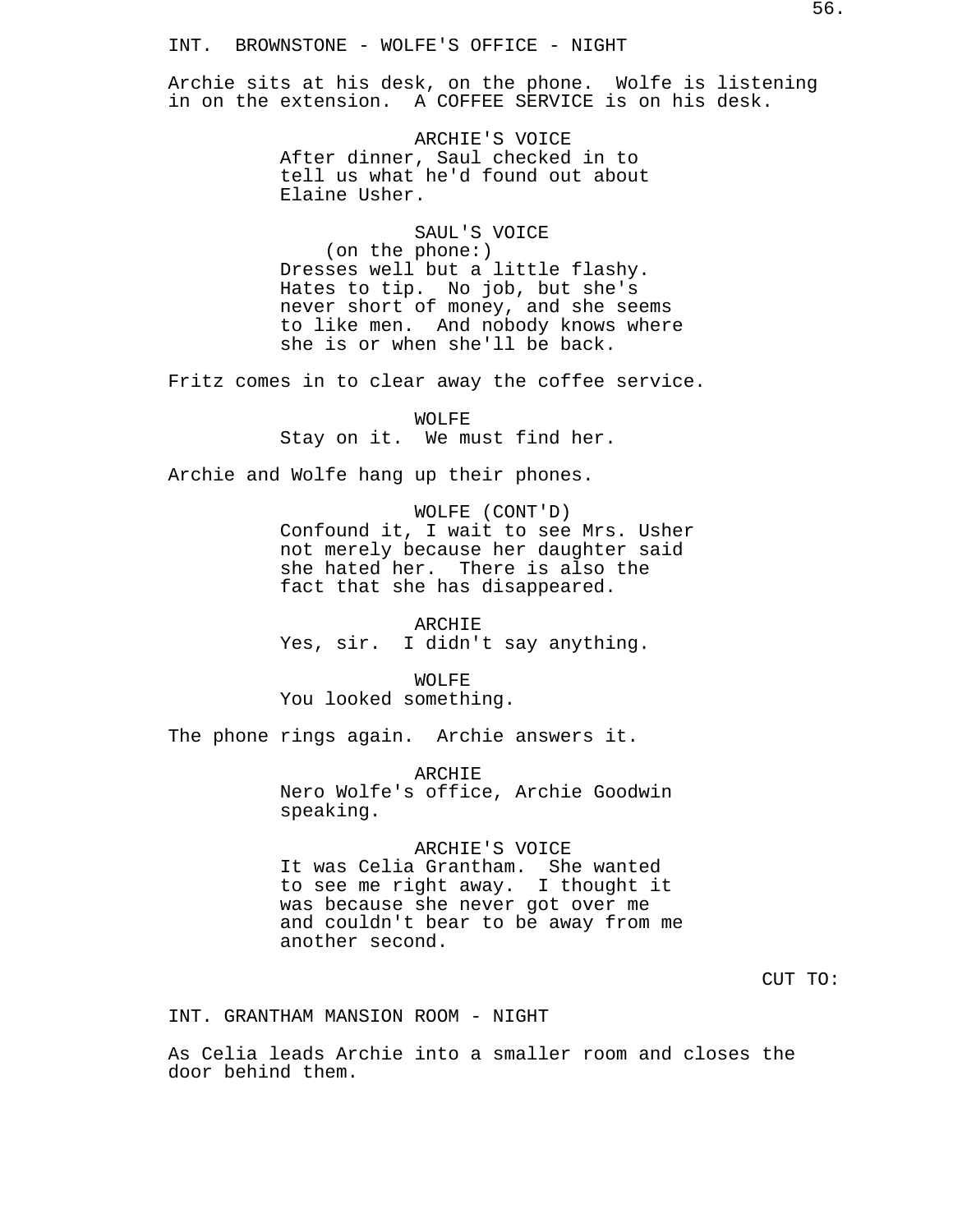INT.  BROWNSTONE - WOLFE'S OFFICE - NIGHT

Archie sits at his desk, on the phone.  Wolfe is listening in on the extension.  A COFFEE SERVICE is on his desk.

ARCHIE'S VOICE
After dinner, Saul checked in to tell us what he'd found out about Elaine Usher.

SAUL'S VOICE
(on the phone:)
Dresses well but a little flashy. Hates to tip.  No job, but she's never short of money, and she seems to like men.  And nobody knows where she is or when she'll be back.

Fritz comes in to clear away the coffee service.

WOLFE
Stay on it.  We must find her.

Archie and Wolfe hang up their phones.

WOLFE (CONT'D)
Confound it, I wait to see Mrs. Usher not merely because her daughter said she hated her.  There is also the fact that she has disappeared.

ARCHIE
Yes, sir.  I didn't say anything.

WOLFE
You looked something.

The phone rings again.  Archie answers it.

ARCHIE
Nero Wolfe's office, Archie Goodwin speaking.

ARCHIE'S VOICE
It was Celia Grantham.  She wanted to see me right away.  I thought it was because she never got over me and couldn't bear to be away from me another second.

CUT TO:

INT. GRANTHAM MANSION ROOM - NIGHT

As Celia leads Archie into a smaller room and closes the door behind them.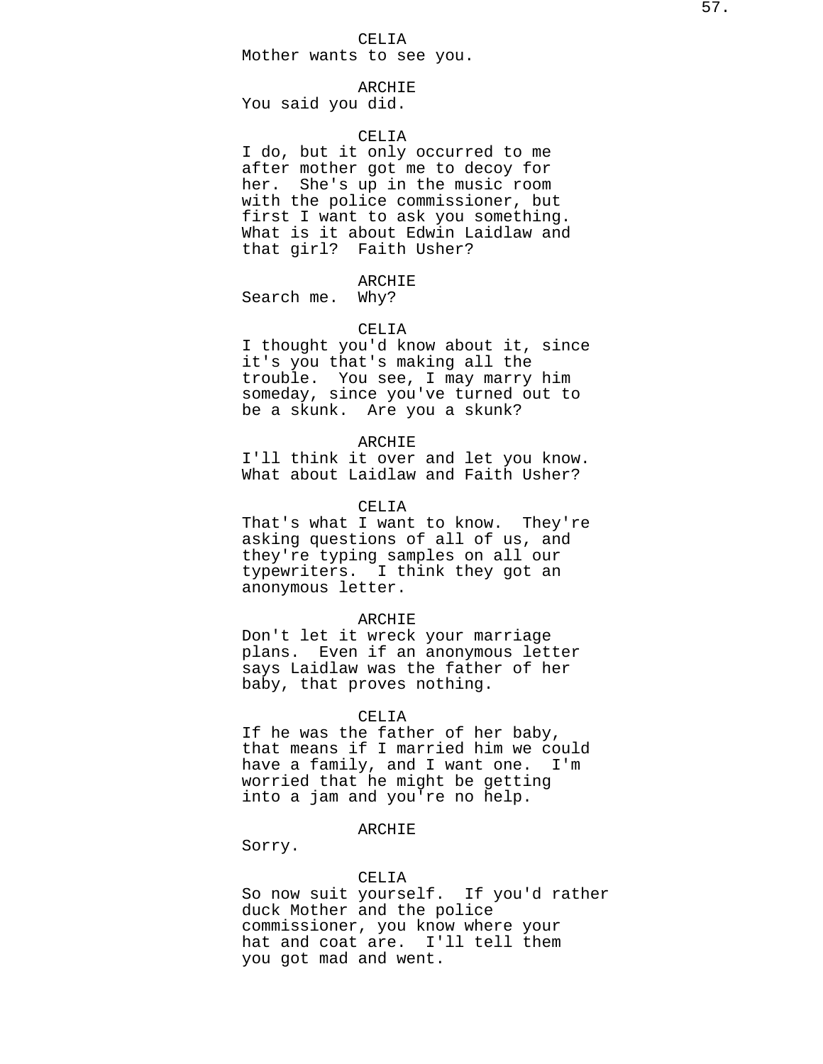CELIA
Mother wants to see you.

ARCHIE
You said you did.

CELIA
I do, but it only occurred to me after mother got me to decoy for her. She's up in the music room with the police commissioner, but first I want to ask you something. What is it about Edwin Laidlaw and that girl? Faith Usher?

ARCHIE
Search me. Why?

CELIA
I thought you'd know about it, since it's you that's making all the trouble. You see, I may marry him someday, since you've turned out to be a skunk. Are you a skunk?

ARCHIE
I'll think it over and let you know. What about Laidlaw and Faith Usher?

CELIA
That's what I want to know. They're asking questions of all of us, and they're typing samples on all our typewriters. I think they got an anonymous letter.

ARCHIE
Don't let it wreck your marriage plans. Even if an anonymous letter says Laidlaw was the father of her baby, that proves nothing.

CELIA
If he was the father of her baby, that means if I married him we could have a family, and I want one. I'm worried that he might be getting into a jam and you're no help.

ARCHIE
Sorry.

CELIA
So now suit yourself. If you'd rather duck Mother and the police commissioner, you know where your hat and coat are. I'll tell them you got mad and went.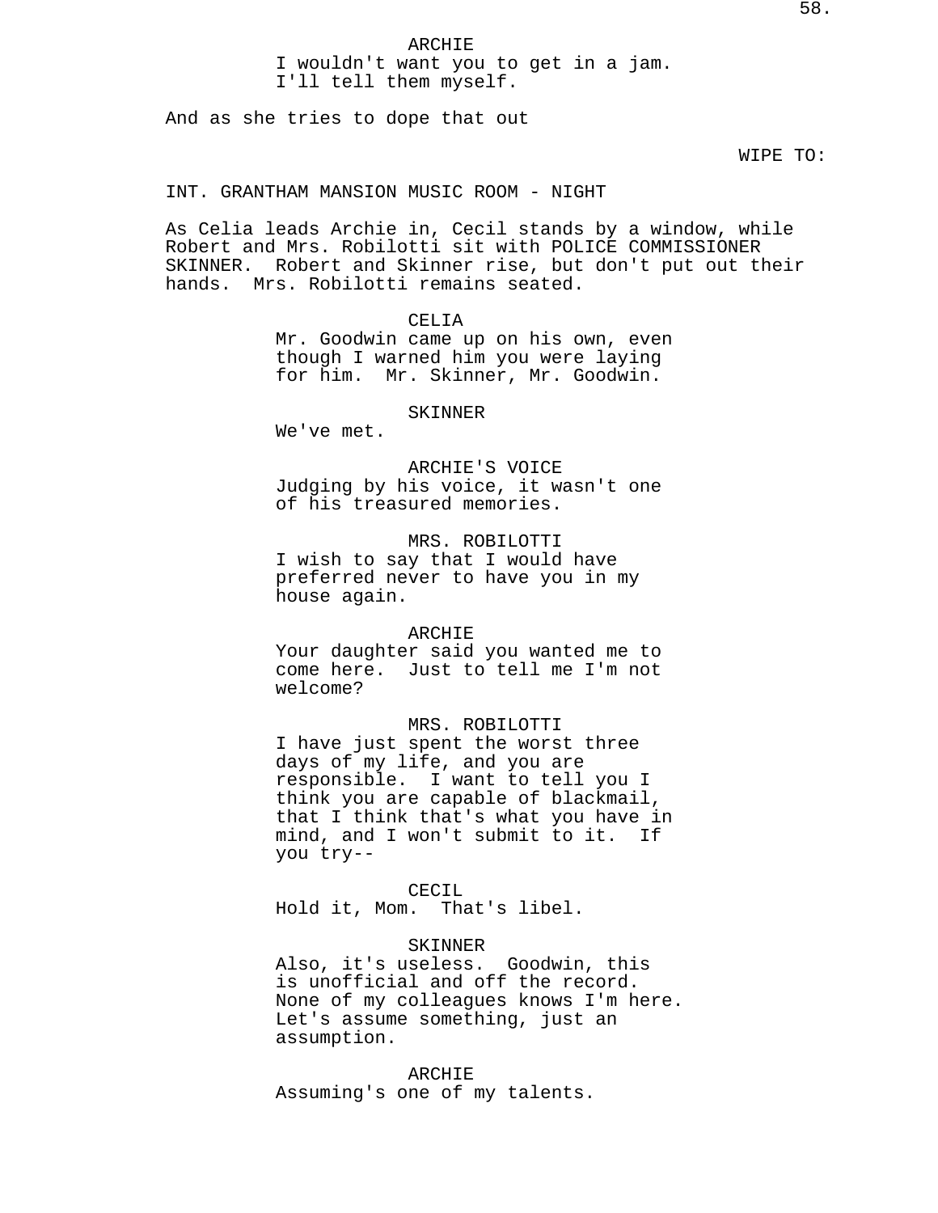ARCHIE
I wouldn't want you to get in a jam.
I'll tell them myself.

And as she tries to dope that out

WIPE TO:

INT. GRANTHAM MANSION MUSIC ROOM - NIGHT

As Celia leads Archie in, Cecil stands by a window, while Robert and Mrs. Robilotti sit with POLICE COMMISSIONER SKINNER. Robert and Skinner rise, but don't put out their hands. Mrs. Robilotti remains seated.

CELIA
Mr. Goodwin came up on his own, even though I warned him you were laying for him. Mr. Skinner, Mr. Goodwin.

SKINNER
We've met.

ARCHIE'S VOICE
Judging by his voice, it wasn't one of his treasured memories.

MRS. ROBILOTTI
I wish to say that I would have preferred never to have you in my house again.

ARCHIE
Your daughter said you wanted me to come here. Just to tell me I'm not welcome?

MRS. ROBILOTTI
I have just spent the worst three days of my life, and you are responsible. I want to tell you I think you are capable of blackmail, that I think that's what you have in mind, and I won't submit to it. If you try--

CECIL
Hold it, Mom. That's libel.

SKINNER
Also, it's useless. Goodwin, this is unofficial and off the record. None of my colleagues knows I'm here. Let's assume something, just an assumption.

ARCHIE
Assuming's one of my talents.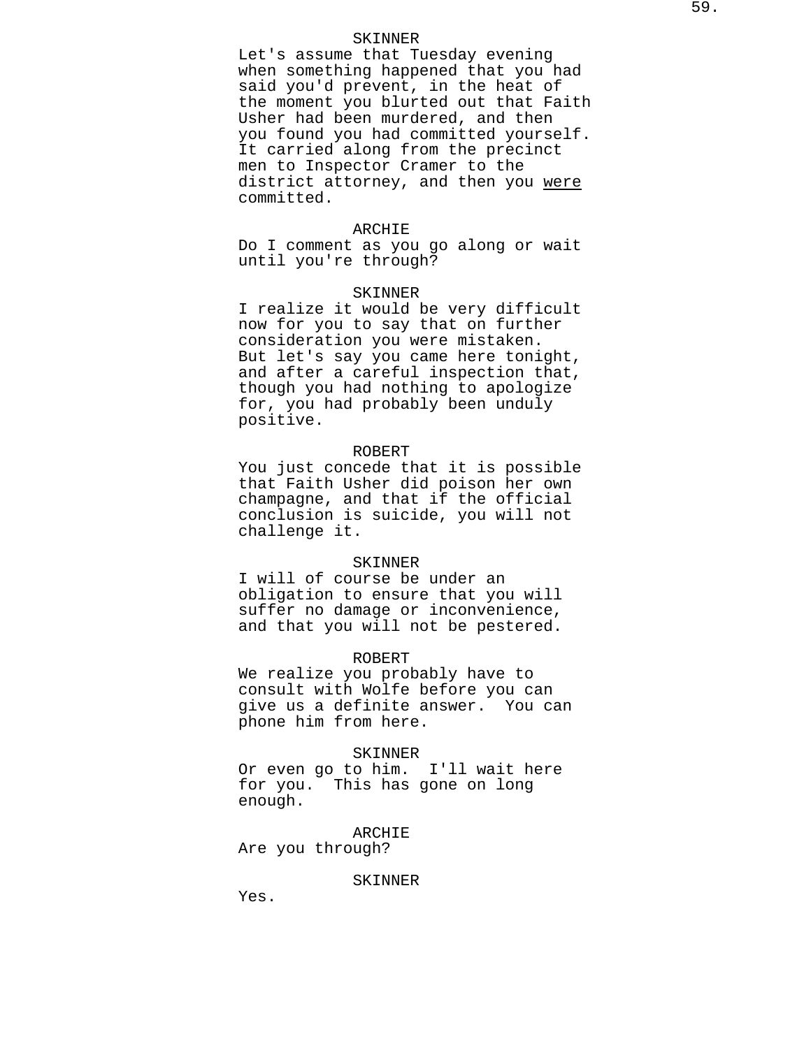SKINNER

Let's assume that Tuesday evening when something happened that you had said you'd prevent, in the heat of the moment you blurted out that Faith Usher had been murdered, and then you found you had committed yourself. It carried along from the precinct men to Inspector Cramer to the district attorney, and then you <u>were</u> committed.

ARCHIE

Do I comment as you go along or wait until you're through?

SKINNER

I realize it would be very difficult now for you to say that on further consideration you were mistaken. But let's say you came here tonight, and after a careful inspection that, though you had nothing to apologize for, you had probably been unduly positive.

ROBERT

You just concede that it is possible that Faith Usher did poison her own champagne, and that if the official conclusion is suicide, you will not challenge it.

SKINNER

I will of course be under an obligation to ensure that you will suffer no damage or inconvenience, and that you will not be pestered.

ROBERT

We realize you probably have to consult with Wolfe before you can give us a definite answer. You can phone him from here.

SKINNER

Or even go to him. I'll wait here for you. This has gone on long enough.

ARCHIE

Are you through?

SKINNER

Yes.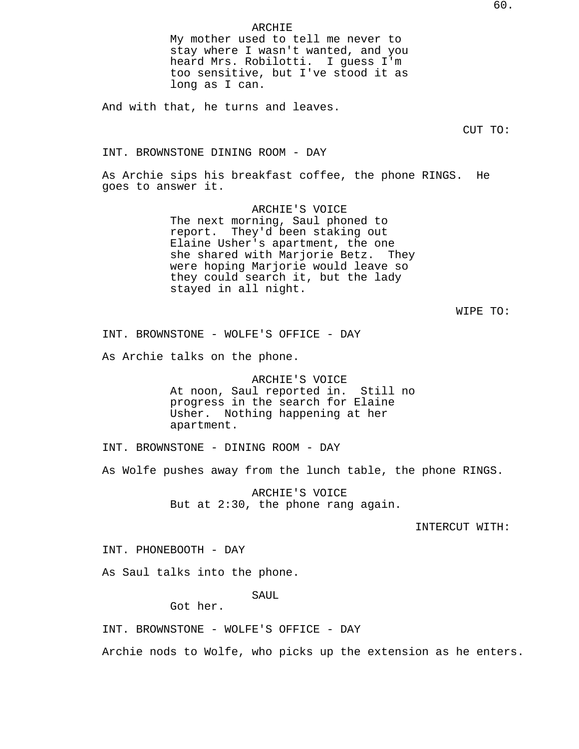ARCHIE
My mother used to tell me never to stay where I wasn't wanted, and you heard Mrs. Robilotti. I guess I'm too sensitive, but I've stood it as long as I can.

And with that, he turns and leaves.

CUT TO:

INT. BROWNSTONE DINING ROOM - DAY

As Archie sips his breakfast coffee, the phone RINGS. He goes to answer it.

ARCHIE'S VOICE
The next morning, Saul phoned to report. They'd been staking out Elaine Usher's apartment, the one she shared with Marjorie Betz. They were hoping Marjorie would leave so they could search it, but the lady stayed in all night.

WIPE TO:

INT. BROWNSTONE - WOLFE'S OFFICE - DAY

As Archie talks on the phone.

ARCHIE'S VOICE
At noon, Saul reported in. Still no progress in the search for Elaine Usher. Nothing happening at her apartment.

INT. BROWNSTONE - DINING ROOM - DAY

As Wolfe pushes away from the lunch table, the phone RINGS.

ARCHIE'S VOICE
But at 2:30, the phone rang again.

INTERCUT WITH:

INT. PHONEBOOTH - DAY

As Saul talks into the phone.

SAUL
Got her.

INT. BROWNSTONE - WOLFE'S OFFICE - DAY

Archie nods to Wolfe, who picks up the extension as he enters.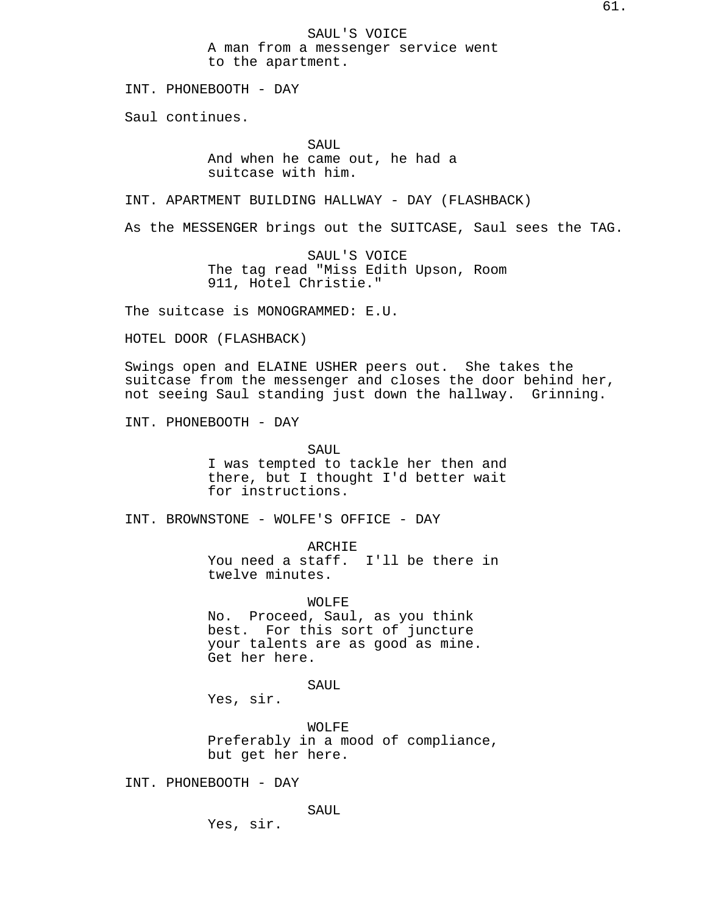SAUL'S VOICE
A man from a messenger service went to the apartment.

INT. PHONEBOOTH - DAY

Saul continues.

SAUL
And when he came out, he had a suitcase with him.

INT. APARTMENT BUILDING HALLWAY - DAY (FLASHBACK)

As the MESSENGER brings out the SUITCASE, Saul sees the TAG.

SAUL'S VOICE
The tag read "Miss Edith Upson, Room 911, Hotel Christie."

The suitcase is MONOGRAMMED: E.U.

HOTEL DOOR (FLASHBACK)

Swings open and ELAINE USHER peers out. She takes the suitcase from the messenger and closes the door behind her, not seeing Saul standing just down the hallway. Grinning.

INT. PHONEBOOTH - DAY

SAUL
I was tempted to tackle her then and there, but I thought I'd better wait for instructions.

INT. BROWNSTONE - WOLFE'S OFFICE - DAY

ARCHIE
You need a staff. I'll be there in twelve minutes.

WOLFE
No. Proceed, Saul, as you think best. For this sort of juncture your talents are as good as mine. Get her here.

SAUL
Yes, sir.

WOLFE
Preferably in a mood of compliance, but get her here.

INT. PHONEBOOTH - DAY

SAUL
Yes, sir.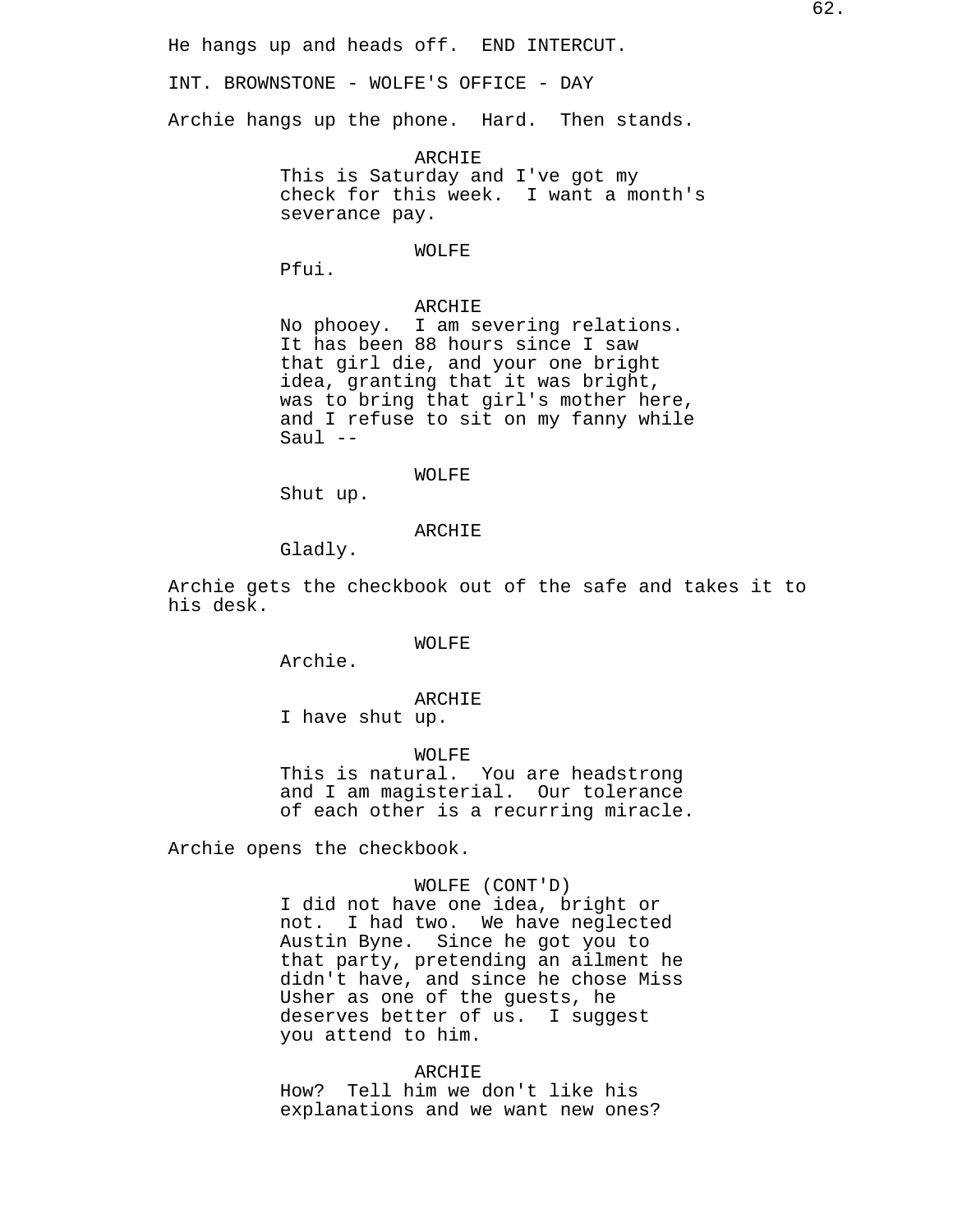He hangs up and heads off. END INTERCUT.

INT. BROWNSTONE - WOLFE'S OFFICE - DAY

Archie hangs up the phone. Hard. Then stands.

ARCHIE
This is Saturday and I've got my check for this week. I want a month's severance pay.

WOLFE
Pfui.

ARCHIE
No phooey. I am severing relations. It has been 88 hours since I saw that girl die, and your one bright idea, granting that it was bright, was to bring that girl's mother here, and I refuse to sit on my fanny while Saul --

WOLFE
Shut up.

ARCHIE
Gladly.

Archie gets the checkbook out of the safe and takes it to his desk.

WOLFE
Archie.

ARCHIE
I have shut up.

WOLFE
This is natural. You are headstrong and I am magisterial. Our tolerance of each other is a recurring miracle.

Archie opens the checkbook.

WOLFE (CONT'D)
I did not have one idea, bright or not. I had two. We have neglected Austin Byne. Since he got you to that party, pretending an ailment he didn't have, and since he chose Miss Usher as one of the guests, he deserves better of us. I suggest you attend to him.

ARCHIE
How? Tell him we don't like his explanations and we want new ones?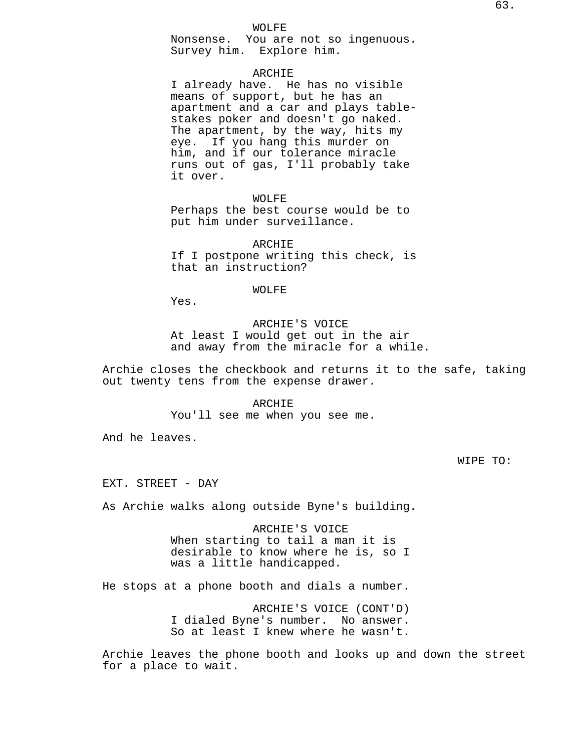WOLFE

Nonsense. You are not so ingenuous. Survey him. Explore him.

ARCHIE

I already have. He has no visible means of support, but he has an apartment and a car and plays table-stakes poker and doesn't go naked. The apartment, by the way, hits my eye. If you hang this murder on him, and if our tolerance miracle runs out of gas, I'll probably take it over.

WOLFE

Perhaps the best course would be to put him under surveillance.

ARCHIE

If I postpone writing this check, is that an instruction?

WOLFE

Yes.

ARCHIE'S VOICE

At least I would get out in the air and away from the miracle for a while.

Archie closes the checkbook and returns it to the safe, taking out twenty tens from the expense drawer.

ARCHIE

You'll see me when you see me.

And he leaves.

WIPE TO:

EXT. STREET - DAY

As Archie walks along outside Byne's building.

ARCHIE'S VOICE

When starting to tail a man it is desirable to know where he is, so I was a little handicapped.

He stops at a phone booth and dials a number.

ARCHIE'S VOICE (CONT'D)

I dialed Byne's number. No answer. So at least I knew where he wasn't.

Archie leaves the phone booth and looks up and down the street for a place to wait.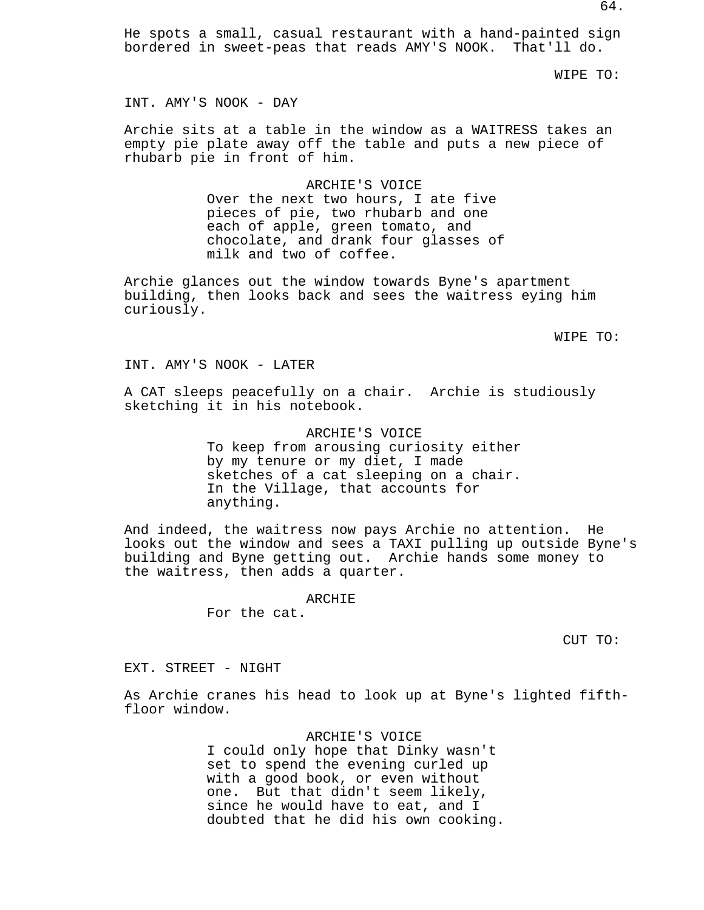He spots a small, casual restaurant with a hand-painted sign bordered in sweet-peas that reads AMY'S NOOK. That'll do.

WIPE TO:

INT. AMY'S NOOK - DAY

Archie sits at a table in the window as a WAITRESS takes an empty pie plate away off the table and puts a new piece of rhubarb pie in front of him.

ARCHIE'S VOICE
Over the next two hours, I ate five pieces of pie, two rhubarb and one each of apple, green tomato, and chocolate, and drank four glasses of milk and two of coffee.

Archie glances out the window towards Byne's apartment building, then looks back and sees the waitress eying him curiously.

WIPE TO:

INT. AMY'S NOOK - LATER

A CAT sleeps peacefully on a chair. Archie is studiously sketching it in his notebook.

ARCHIE'S VOICE
To keep from arousing curiosity either by my tenure or my diet, I made sketches of a cat sleeping on a chair. In the Village, that accounts for anything.

And indeed, the waitress now pays Archie no attention. He looks out the window and sees a TAXI pulling up outside Byne's building and Byne getting out. Archie hands some money to the waitress, then adds a quarter.

ARCHIE
For the cat.

CUT TO:

EXT. STREET - NIGHT

As Archie cranes his head to look up at Byne's lighted fifth-floor window.

ARCHIE'S VOICE
I could only hope that Dinky wasn't set to spend the evening curled up with a good book, or even without one. But that didn't seem likely, since he would have to eat, and I doubted that he did his own cooking.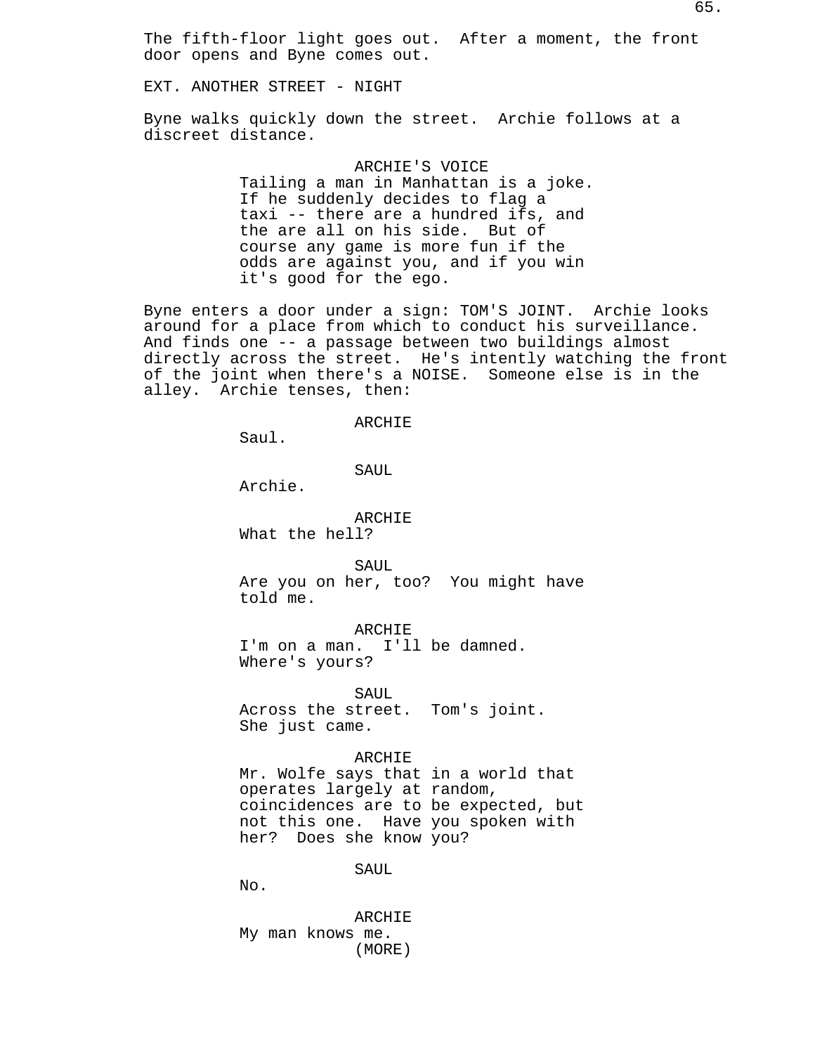The fifth-floor light goes out. After a moment, the front door opens and Byne comes out.

EXT. ANOTHER STREET - NIGHT

Byne walks quickly down the street. Archie follows at a discreet distance.

ARCHIE'S VOICE
Tailing a man in Manhattan is a joke. If he suddenly decides to flag a taxi -- there are a hundred ifs, and the are all on his side. But of course any game is more fun if the odds are against you, and if you win it's good for the ego.

Byne enters a door under a sign: TOM'S JOINT. Archie looks around for a place from which to conduct his surveillance. And finds one -- a passage between two buildings almost directly across the street. He's intently watching the front of the joint when there's a NOISE. Someone else is in the alley. Archie tenses, then:

ARCHIE
Saul.

SAUL
Archie.

ARCHIE
What the hell?

SAUL
Are you on her, too? You might have told me.

ARCHIE
I'm on a man. I'll be damned. Where's yours?

SAUL
Across the street. Tom's joint. She just came.

ARCHIE
Mr. Wolfe says that in a world that operates largely at random, coincidences are to be expected, but not this one. Have you spoken with her? Does she know you?

SAUL
No.

ARCHIE
My man knows me.
(MORE)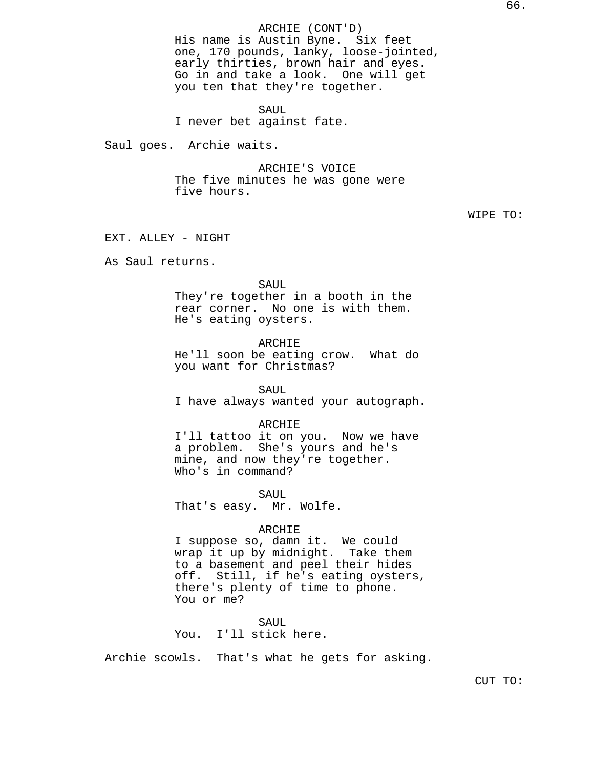ARCHIE (CONT'D)
His name is Austin Byne. Six feet one, 170 pounds, lanky, loose-jointed, early thirties, brown hair and eyes. Go in and take a look. One will get you ten that they're together.

SAUL
I never bet against fate.

Saul goes. Archie waits.

ARCHIE'S VOICE
The five minutes he was gone were five hours.

WIPE TO:

EXT. ALLEY - NIGHT

As Saul returns.

SAUL
They're together in a booth in the rear corner. No one is with them. He's eating oysters.

ARCHIE
He'll soon be eating crow. What do you want for Christmas?

SAUL
I have always wanted your autograph.

ARCHIE
I'll tattoo it on you. Now we have a problem. She's yours and he's mine, and now they're together. Who's in command?

SAUL
That's easy. Mr. Wolfe.

ARCHIE
I suppose so, damn it. We could wrap it up by midnight. Take them to a basement and peel their hides off. Still, if he's eating oysters, there's plenty of time to phone. You or me?

SAUL
You. I'll stick here.

Archie scowls. That's what he gets for asking.

CUT TO: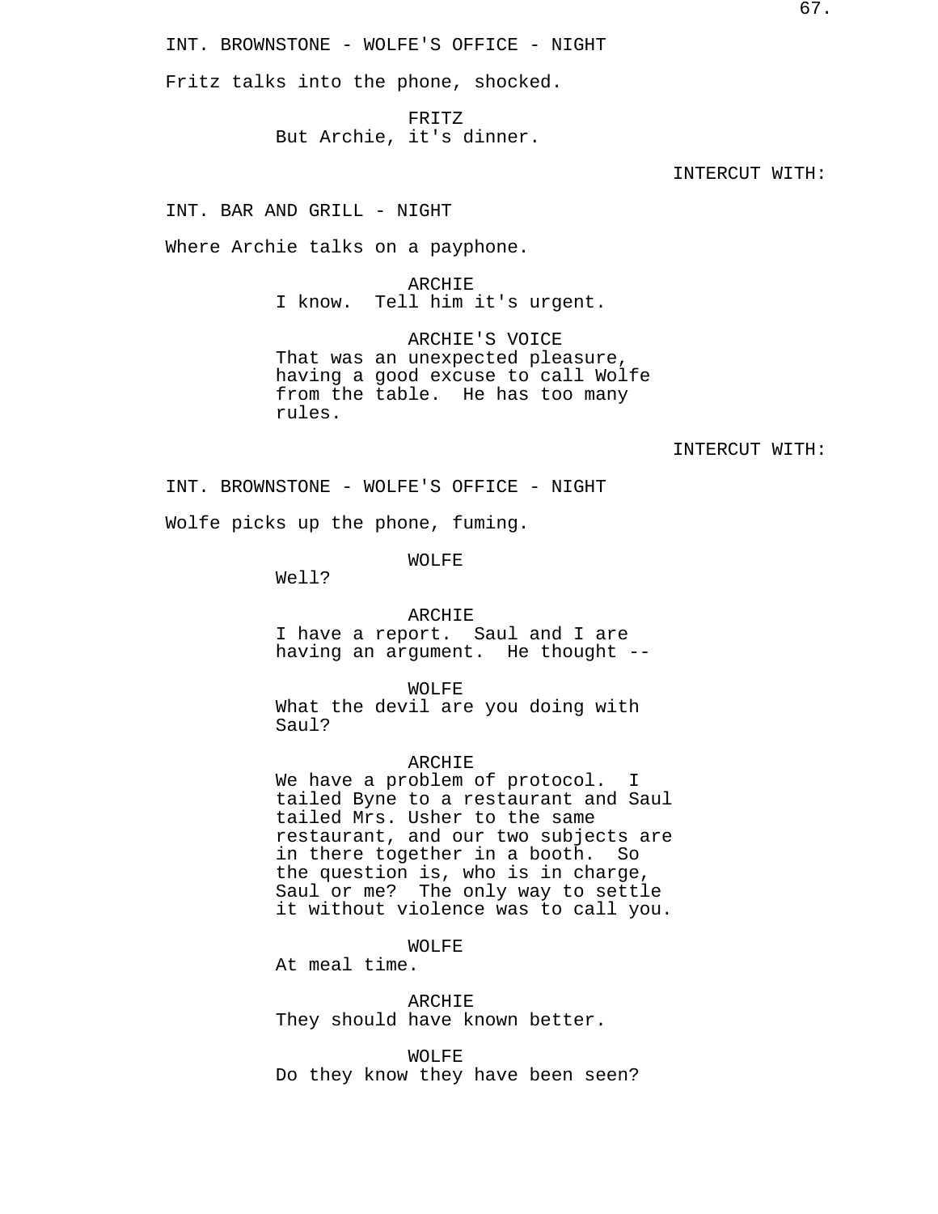INT. BROWNSTONE - WOLFE'S OFFICE - NIGHT

Fritz talks into the phone, shocked.

FRITZ
But Archie, it's dinner.

INTERCUT WITH:

INT. BAR AND GRILL - NIGHT

Where Archie talks on a payphone.

ARCHIE
I know.  Tell him it's urgent.

ARCHIE'S VOICE
That was an unexpected pleasure, having a good excuse to call Wolfe from the table.  He has too many rules.

INTERCUT WITH:

INT. BROWNSTONE - WOLFE'S OFFICE - NIGHT

Wolfe picks up the phone, fuming.

WOLFE
Well?

ARCHIE
I have a report.  Saul and I are having an argument.  He thought --

WOLFE
What the devil are you doing with Saul?

ARCHIE
We have a problem of protocol.  I tailed Byne to a restaurant and Saul tailed Mrs. Usher to the same restaurant, and our two subjects are in there together in a booth.  So the question is, who is in charge, Saul or me?  The only way to settle it without violence was to call you.

WOLFE
At meal time.

ARCHIE
They should have known better.

WOLFE
Do they know they have been seen?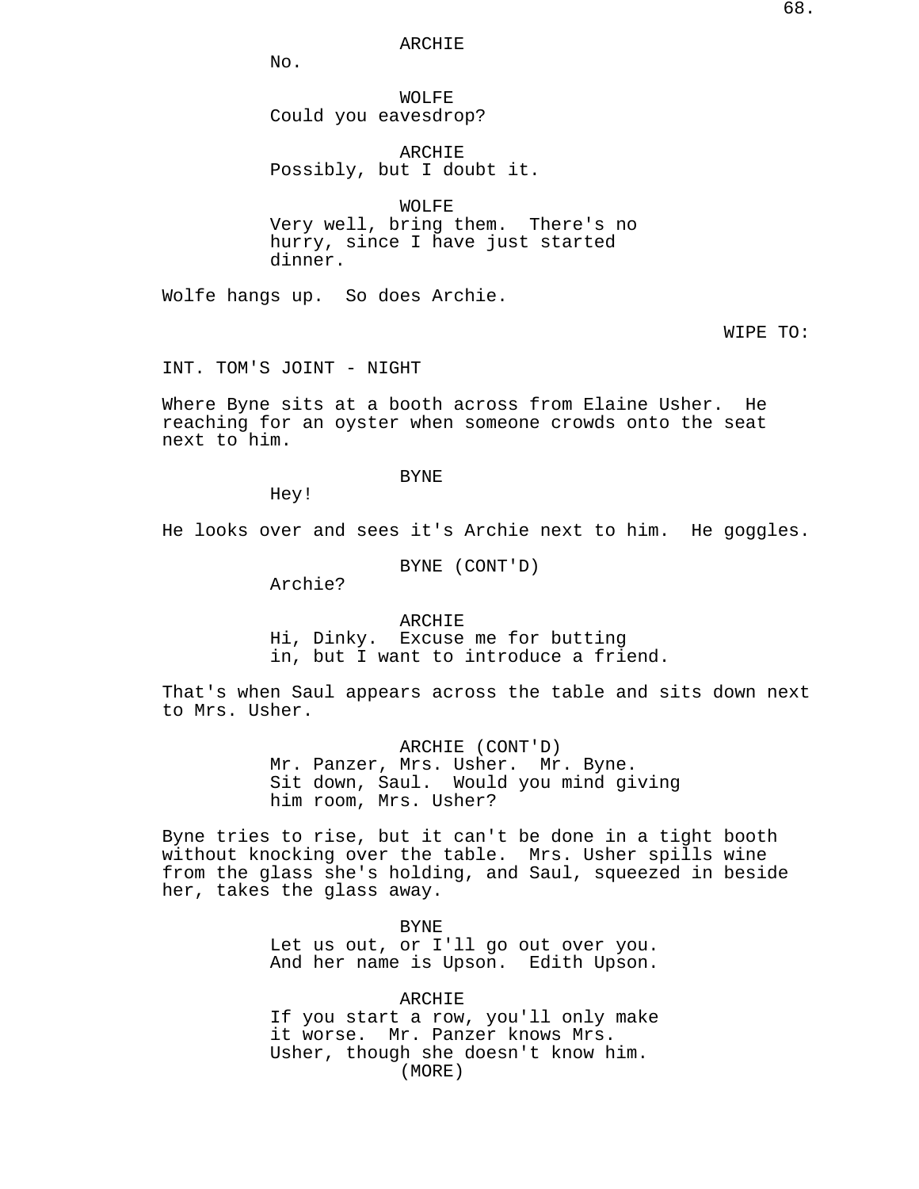ARCHIE
No.

WOLFE
Could you eavesdrop?

ARCHIE
Possibly, but I doubt it.

WOLFE
Very well, bring them. There's no hurry, since I have just started dinner.

Wolfe hangs up. So does Archie.

WIPE TO:

INT. TOM'S JOINT - NIGHT

Where Byne sits at a booth across from Elaine Usher. He reaching for an oyster when someone crowds onto the seat next to him.

BYNE
Hey!

He looks over and sees it's Archie next to him. He goggles.

BYNE (CONT'D)
Archie?

ARCHIE
Hi, Dinky. Excuse me for butting in, but I want to introduce a friend.

That's when Saul appears across the table and sits down next to Mrs. Usher.

ARCHIE (CONT'D)
Mr. Panzer, Mrs. Usher. Mr. Byne. Sit down, Saul. Would you mind giving him room, Mrs. Usher?

Byne tries to rise, but it can't be done in a tight booth without knocking over the table. Mrs. Usher spills wine from the glass she's holding, and Saul, squeezed in beside her, takes the glass away.

BYNE
Let us out, or I'll go out over you. And her name is Upson. Edith Upson.

ARCHIE
If you start a row, you'll only make it worse. Mr. Panzer knows Mrs. Usher, though she doesn't know him.
(MORE)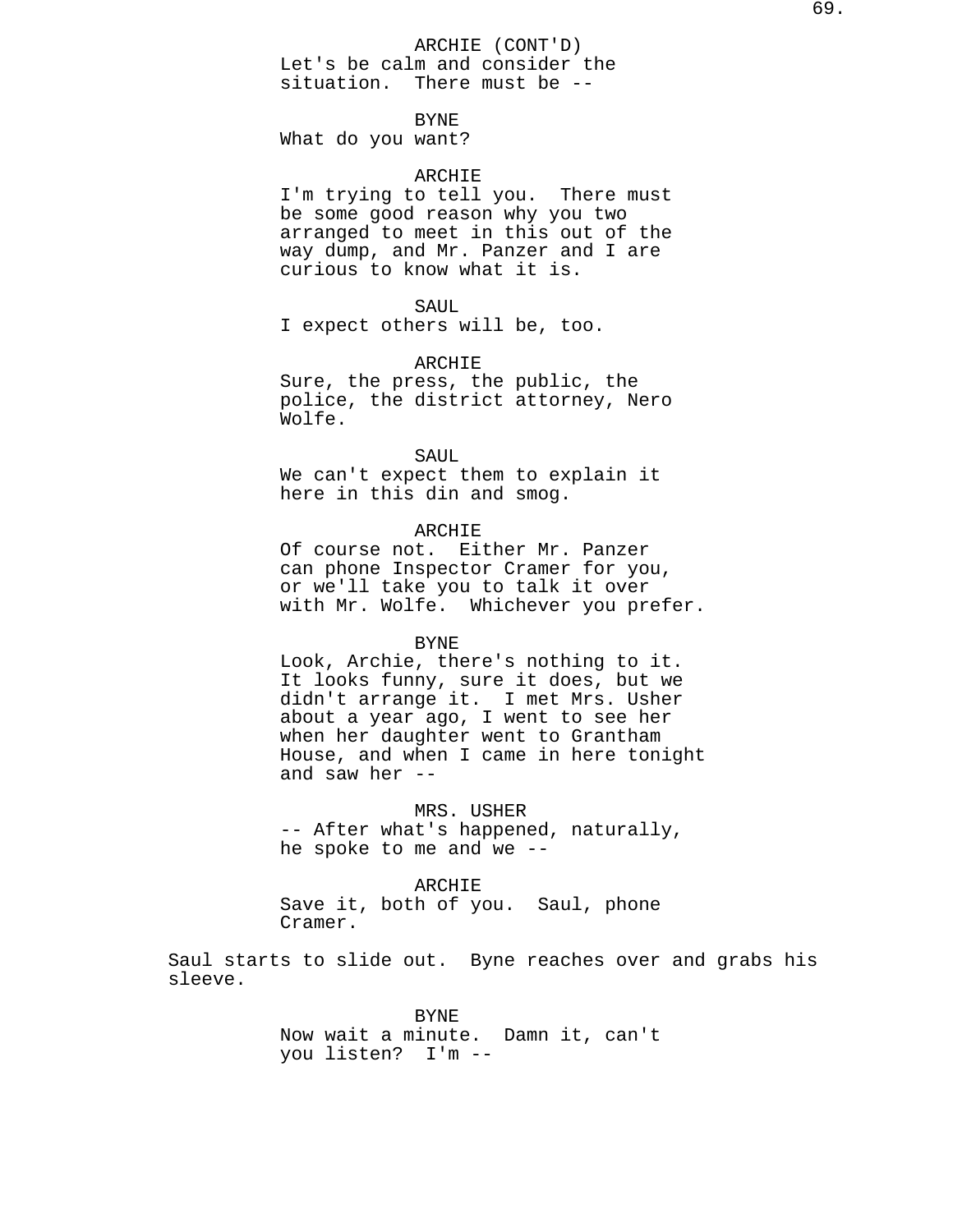ARCHIE (CONT'D)
Let's be calm and consider the situation.  There must be --

BYNE
What do you want?

ARCHIE
I'm trying to tell you.  There must be some good reason why you two arranged to meet in this out of the way dump, and Mr. Panzer and I are curious to know what it is.

SAUL
I expect others will be, too.

ARCHIE
Sure, the press, the public, the police, the district attorney, Nero Wolfe.

SAUL
We can't expect them to explain it here in this din and smog.

ARCHIE
Of course not.  Either Mr. Panzer can phone Inspector Cramer for you, or we'll take you to talk it over with Mr. Wolfe.  Whichever you prefer.

BYNE
Look, Archie, there's nothing to it. It looks funny, sure it does, but we didn't arrange it.  I met Mrs. Usher about a year ago, I went to see her when her daughter went to Grantham House, and when I came in here tonight and saw her --

MRS. USHER
-- After what's happened, naturally, he spoke to me and we --

ARCHIE
Save it, both of you.  Saul, phone Cramer.

Saul starts to slide out.  Byne reaches over and grabs his sleeve.

BYNE
Now wait a minute.  Damn it, can't you listen?  I'm --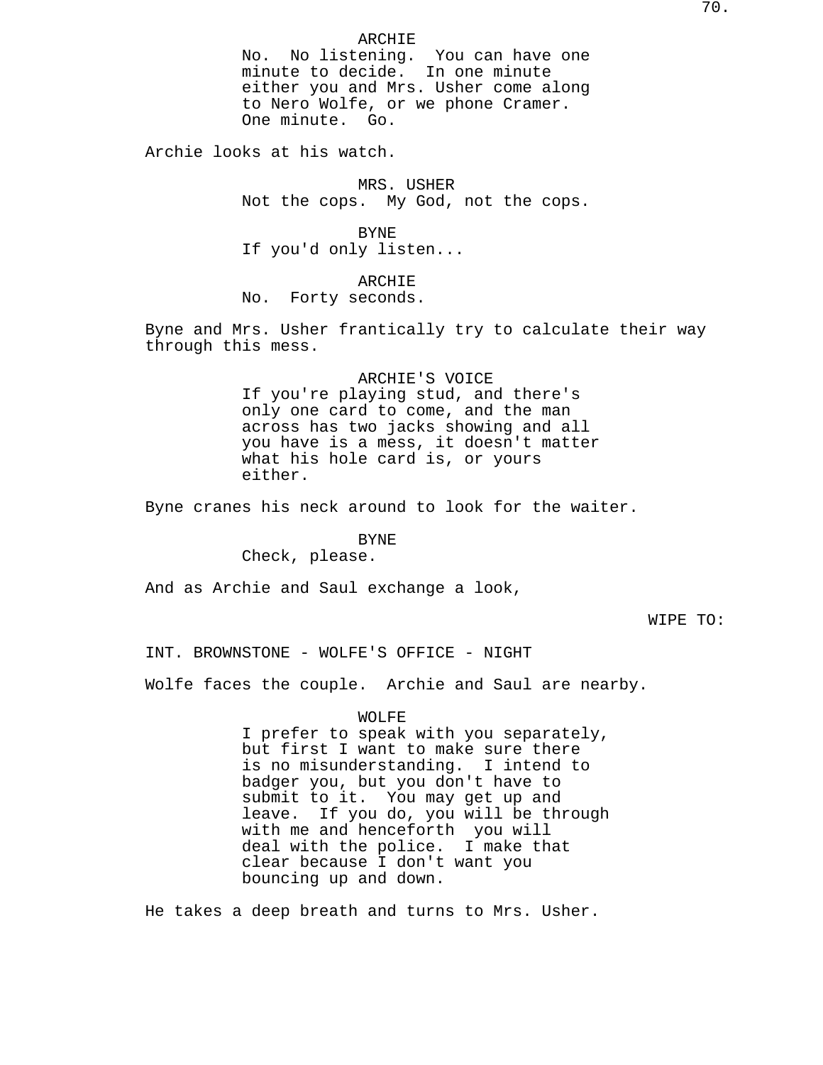ARCHIE
No. No listening. You can have one minute to decide. In one minute either you and Mrs. Usher come along to Nero Wolfe, or we phone Cramer. One minute. Go.

Archie looks at his watch.

MRS. USHER
Not the cops. My God, not the cops.

BYNE
If you'd only listen...

ARCHIE
No. Forty seconds.

Byne and Mrs. Usher frantically try to calculate their way through this mess.

ARCHIE'S VOICE
If you're playing stud, and there's only one card to come, and the man across has two jacks showing and all you have is a mess, it doesn't matter what his hole card is, or yours either.

Byne cranes his neck around to look for the waiter.

BYNE
Check, please.

And as Archie and Saul exchange a look,

WIPE TO:

INT. BROWNSTONE - WOLFE'S OFFICE - NIGHT

Wolfe faces the couple. Archie and Saul are nearby.

WOLFE
I prefer to speak with you separately, but first I want to make sure there is no misunderstanding. I intend to badger you, but you don't have to submit to it. You may get up and leave. If you do, you will be through with me and henceforth you will deal with the police. I make that clear because I don't want you bouncing up and down.

He takes a deep breath and turns to Mrs. Usher.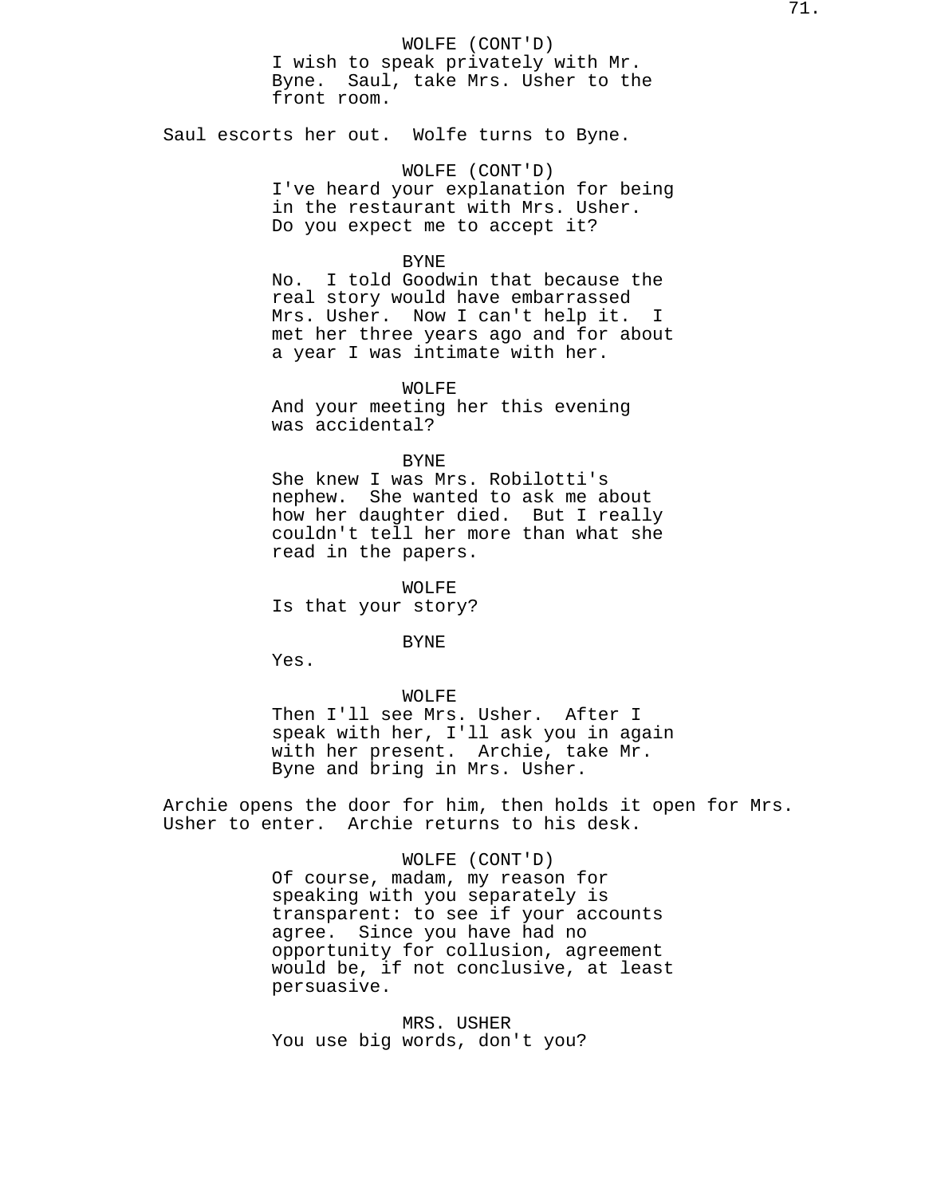WOLFE (CONT'D)
I wish to speak privately with Mr. Byne. Saul, take Mrs. Usher to the front room.

Saul escorts her out. Wolfe turns to Byne.

WOLFE (CONT'D)
I've heard your explanation for being in the restaurant with Mrs. Usher. Do you expect me to accept it?

BYNE
No. I told Goodwin that because the real story would have embarrassed Mrs. Usher. Now I can't help it. I met her three years ago and for about a year I was intimate with her.

WOLFE
And your meeting her this evening was accidental?

BYNE
She knew I was Mrs. Robilotti's nephew. She wanted to ask me about how her daughter died. But I really couldn't tell her more than what she read in the papers.

WOLFE
Is that your story?

BYNE
Yes.

WOLFE
Then I'll see Mrs. Usher. After I speak with her, I'll ask you in again with her present. Archie, take Mr. Byne and bring in Mrs. Usher.

Archie opens the door for him, then holds it open for Mrs. Usher to enter. Archie returns to his desk.

WOLFE (CONT'D)
Of course, madam, my reason for speaking with you separately is transparent: to see if your accounts agree. Since you have had no opportunity for collusion, agreement would be, if not conclusive, at least persuasive.

MRS. USHER
You use big words, don't you?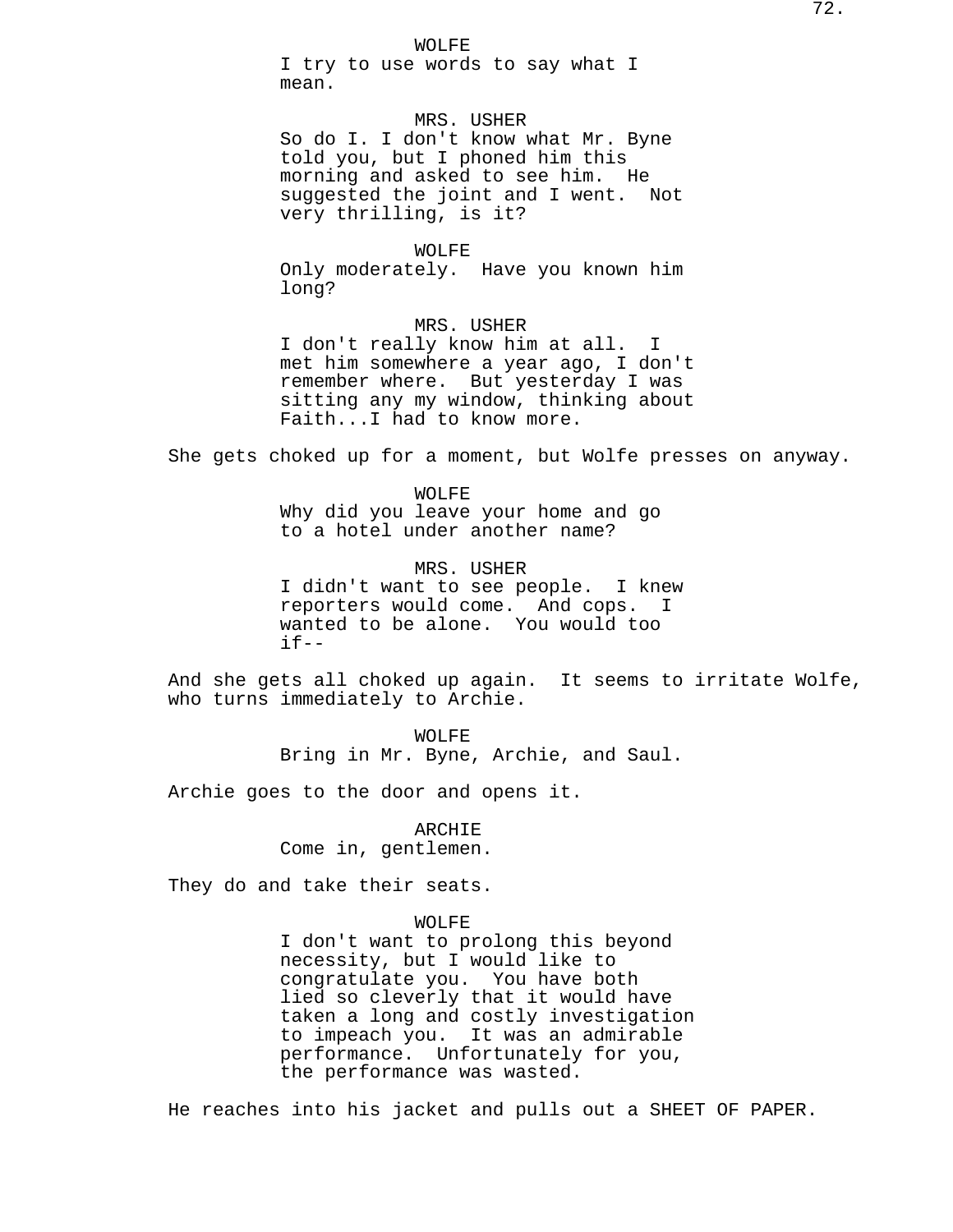WOLFE
I try to use words to say what I mean.

MRS. USHER
So do I. I don't know what Mr. Byne told you, but I phoned him this morning and asked to see him.  He suggested the joint and I went.  Not very thrilling, is it?

WOLFE
Only moderately.  Have you known him long?

MRS. USHER
I don't really know him at all.  I met him somewhere a year ago, I don't remember where.  But yesterday I was sitting any my window, thinking about Faith...I had to know more.

She gets choked up for a moment, but Wolfe presses on anyway.

WOLFE
Why did you leave your home and go to a hotel under another name?

MRS. USHER
I didn't want to see people.  I knew reporters would come.  And cops.  I wanted to be alone.  You would too if--

And she gets all choked up again.  It seems to irritate Wolfe, who turns immediately to Archie.

WOLFE
Bring in Mr. Byne, Archie, and Saul.

Archie goes to the door and opens it.

ARCHIE
Come in, gentlemen.

They do and take their seats.

WOLFE
I don't want to prolong this beyond necessity, but I would like to congratulate you.  You have both lied so cleverly that it would have taken a long and costly investigation to impeach you.  It was an admirable performance.  Unfortunately for you, the performance was wasted.

He reaches into his jacket and pulls out a SHEET OF PAPER.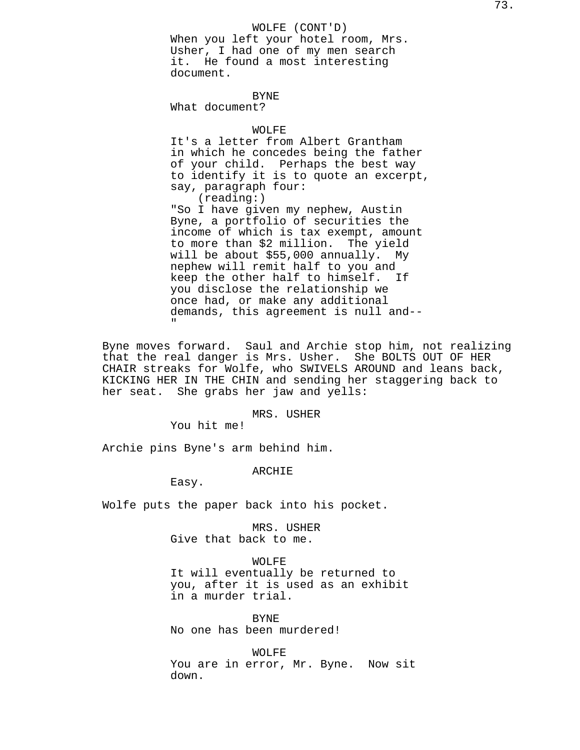WOLFE (CONT'D)
When you left your hotel room, Mrs. Usher, I had one of my men search it. He found a most interesting document.

BYNE
What document?

WOLFE
It's a letter from Albert Grantham in which he concedes being the father of your child. Perhaps the best way to identify it is to quote an excerpt, say, paragraph four:
(reading:)
"So I have given my nephew, Austin Byne, a portfolio of securities the income of which is tax exempt, amount to more than $2 million. The yield will be about $55,000 annually. My nephew will remit half to you and keep the other half to himself. If you disclose the relationship we once had, or make any additional demands, this agreement is null and--"

Byne moves forward. Saul and Archie stop him, not realizing that the real danger is Mrs. Usher. She BOLTS OUT OF HER CHAIR streaks for Wolfe, who SWIVELS AROUND and leans back, KICKING HER IN THE CHIN and sending her staggering back to her seat. She grabs her jaw and yells:

MRS. USHER
You hit me!

Archie pins Byne's arm behind him.

ARCHIE
Easy.

Wolfe puts the paper back into his pocket.

MRS. USHER
Give that back to me.

WOLFE
It will eventually be returned to you, after it is used as an exhibit in a murder trial.

BYNE
No one has been murdered!

WOLFE
You are in error, Mr. Byne. Now sit down.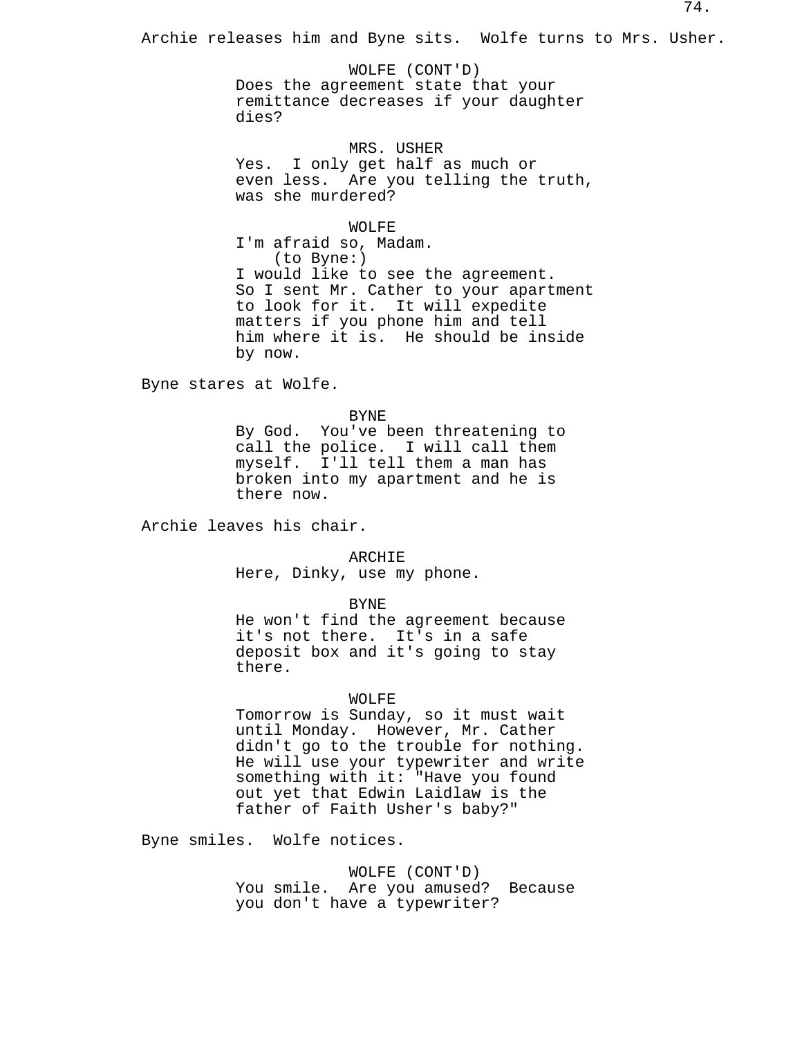Archie releases him and Byne sits. Wolfe turns to Mrs. Usher.

WOLFE (CONT'D)
Does the agreement state that your remittance decreases if your daughter dies?

MRS. USHER
Yes. I only get half as much or even less. Are you telling the truth, was she murdered?

WOLFE
I'm afraid so, Madam.
(to Byne:)
I would like to see the agreement. So I sent Mr. Cather to your apartment to look for it. It will expedite matters if you phone him and tell him where it is. He should be inside by now.

Byne stares at Wolfe.

BYNE
By God. You've been threatening to call the police. I will call them myself. I'll tell them a man has broken into my apartment and he is there now.

Archie leaves his chair.

ARCHIE
Here, Dinky, use my phone.

BYNE
He won't find the agreement because it's not there. It's in a safe deposit box and it's going to stay there.

WOLFE
Tomorrow is Sunday, so it must wait until Monday. However, Mr. Cather didn't go to the trouble for nothing. He will use your typewriter and write something with it: "Have you found out yet that Edwin Laidlaw is the father of Faith Usher's baby?"

Byne smiles. Wolfe notices.

WOLFE (CONT'D)
You smile. Are you amused? Because you don't have a typewriter?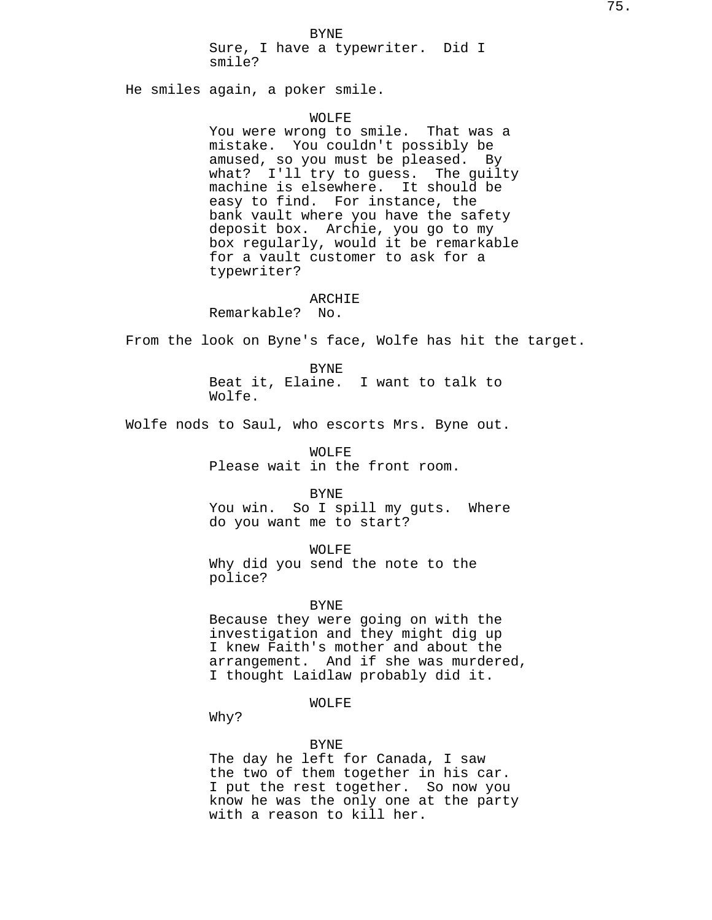BYNE
Sure, I have a typewriter. Did I smile?

He smiles again, a poker smile.

WOLFE
You were wrong to smile. That was a mistake. You couldn't possibly be amused, so you must be pleased. By what? I'll try to guess. The guilty machine is elsewhere. It should be easy to find. For instance, the bank vault where you have the safety deposit box. Archie, you go to my box regularly, would it be remarkable for a vault customer to ask for a typewriter?

ARCHIE
Remarkable? No.

From the look on Byne's face, Wolfe has hit the target.

BYNE
Beat it, Elaine. I want to talk to Wolfe.

Wolfe nods to Saul, who escorts Mrs. Byne out.

WOLFE
Please wait in the front room.

BYNE
You win. So I spill my guts. Where do you want me to start?

WOLFE
Why did you send the note to the police?

BYNE
Because they were going on with the investigation and they might dig up I knew Faith's mother and about the arrangement. And if she was murdered, I thought Laidlaw probably did it.

WOLFE
Why?

BYNE
The day he left for Canada, I saw the two of them together in his car. I put the rest together. So now you know he was the only one at the party with a reason to kill her.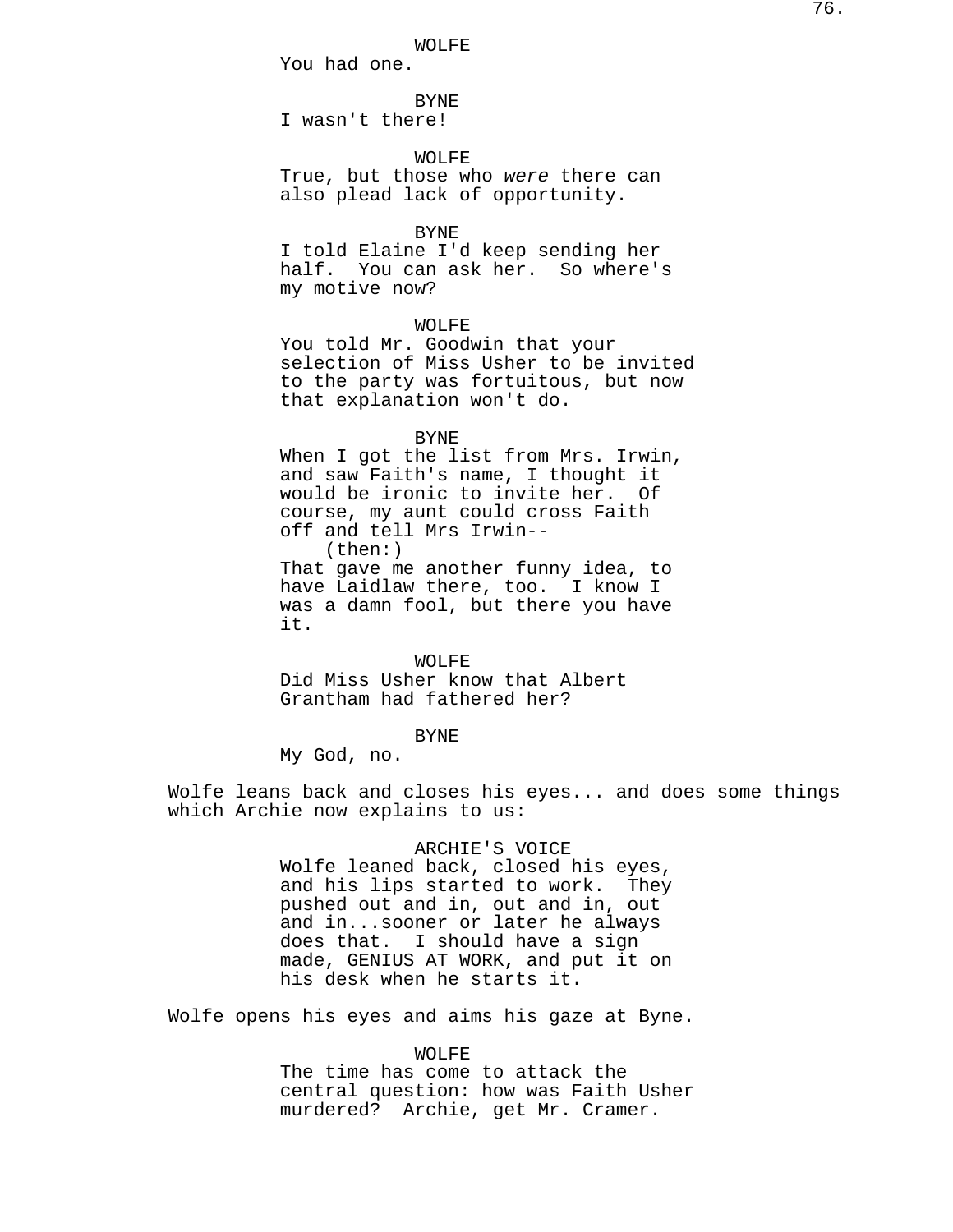WOLFE
You had one.

BYNE
I wasn't there!

WOLFE
True, but those who *were* there can also plead lack of opportunity.

BYNE
I told Elaine I'd keep sending her half. You can ask her. So where's my motive now?

WOLFE
You told Mr. Goodwin that your selection of Miss Usher to be invited to the party was fortuitous, but now that explanation won't do.

BYNE
When I got the list from Mrs. Irwin, and saw Faith's name, I thought it would be ironic to invite her. Of course, my aunt could cross Faith off and tell Mrs Irwin--
(then:)
That gave me another funny idea, to have Laidlaw there, too. I know I was a damn fool, but there you have it.

WOLFE
Did Miss Usher know that Albert Grantham had fathered her?

BYNE
My God, no.

Wolfe leans back and closes his eyes... and does some things which Archie now explains to us:

ARCHIE'S VOICE
Wolfe leaned back, closed his eyes, and his lips started to work. They pushed out and in, out and in, out and in...sooner or later he always does that. I should have a sign made, GENIUS AT WORK, and put it on his desk when he starts it.

Wolfe opens his eyes and aims his gaze at Byne.

WOLFE
The time has come to attack the central question: how was Faith Usher murdered? Archie, get Mr. Cramer.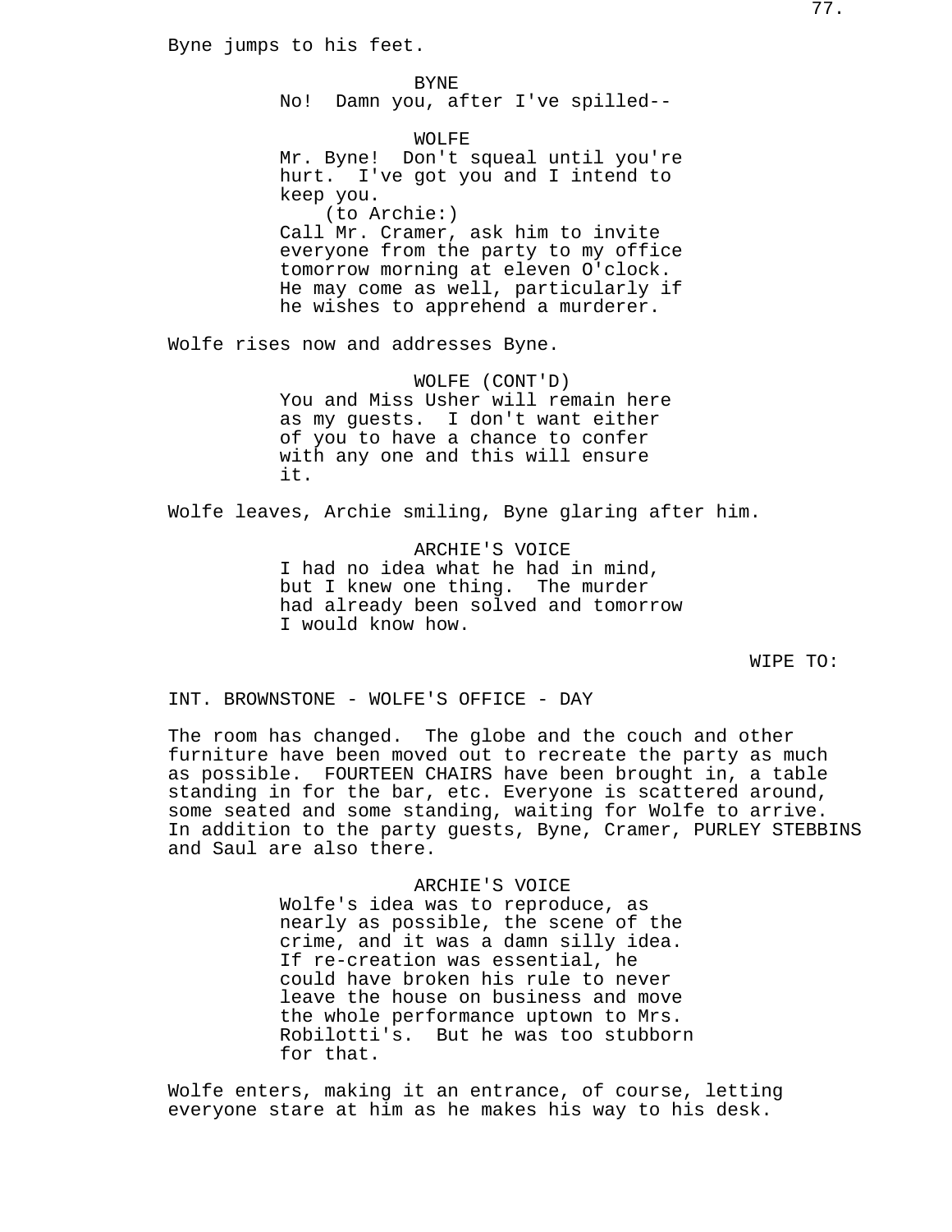Byne jumps to his feet.

BYNE
No!  Damn you, after I've spilled--

WOLFE
Mr. Byne!  Don't squeal until you're hurt.  I've got you and I intend to keep you.
(to Archie:)
Call Mr. Cramer, ask him to invite everyone from the party to my office tomorrow morning at eleven O'clock. He may come as well, particularly if he wishes to apprehend a murderer.

Wolfe rises now and addresses Byne.

WOLFE (CONT'D)
You and Miss Usher will remain here as my guests.  I don't want either of you to have a chance to confer with any one and this will ensure it.

Wolfe leaves, Archie smiling, Byne glaring after him.

ARCHIE'S VOICE
I had no idea what he had in mind, but I knew one thing.  The murder had already been solved and tomorrow I would know how.

WIPE TO:

INT. BROWNSTONE - WOLFE'S OFFICE - DAY

The room has changed.  The globe and the couch and other furniture have been moved out to recreate the party as much as possible.  FOURTEEN CHAIRS have been brought in, a table standing in for the bar, etc. Everyone is scattered around, some seated and some standing, waiting for Wolfe to arrive. In addition to the party guests, Byne, Cramer, PURLEY STEBBINS and Saul are also there.

ARCHIE'S VOICE
Wolfe's idea was to reproduce, as nearly as possible, the scene of the crime, and it was a damn silly idea. If re-creation was essential, he could have broken his rule to never leave the house on business and move the whole performance uptown to Mrs. Robilotti's.  But he was too stubborn for that.

Wolfe enters, making it an entrance, of course, letting everyone stare at him as he makes his way to his desk.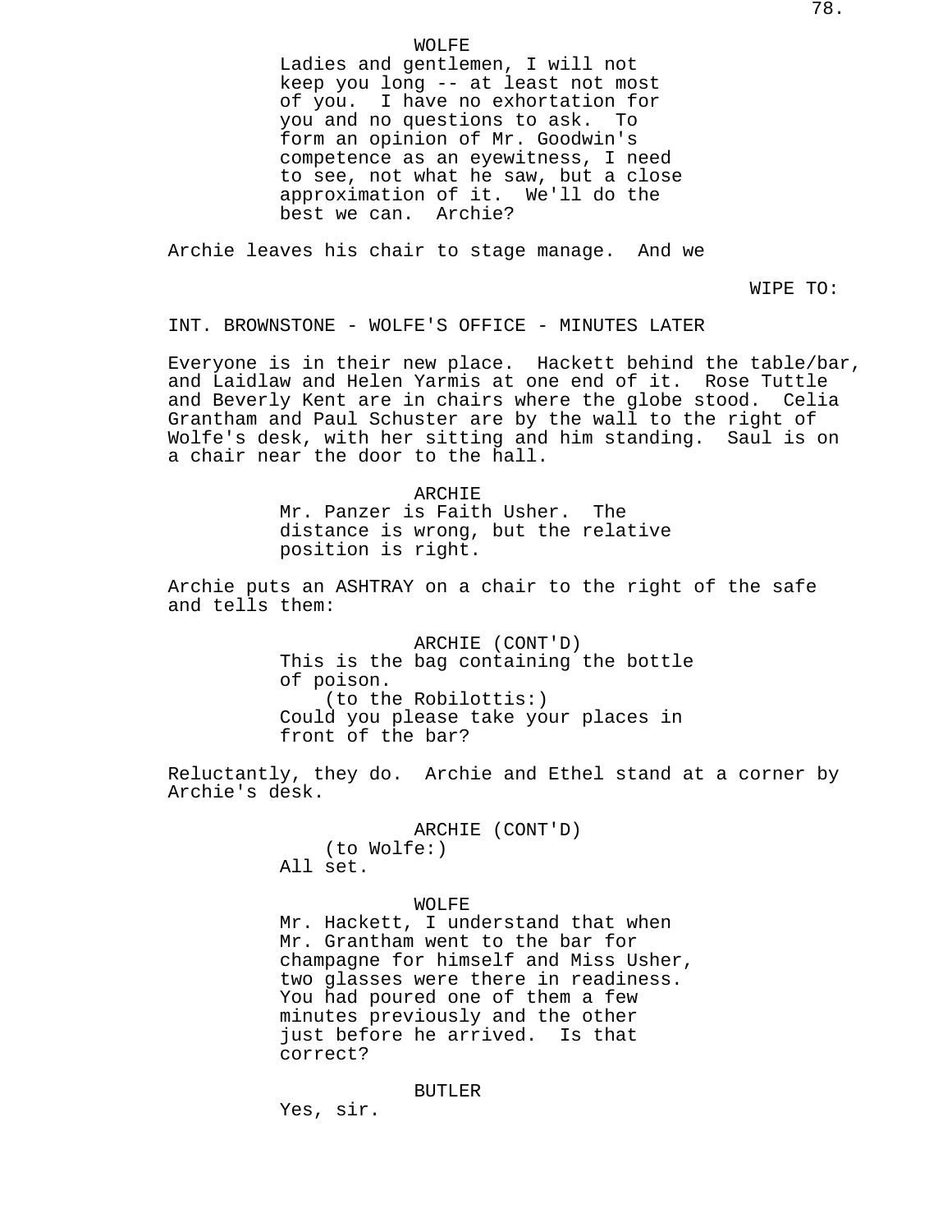WOLFE
Ladies and gentlemen, I will not keep you long -- at least not most of you. I have no exhortation for you and no questions to ask. To form an opinion of Mr. Goodwin's competence as an eyewitness, I need to see, not what he saw, but a close approximation of it. We'll do the best we can. Archie?

Archie leaves his chair to stage manage. And we

WIPE TO:

INT. BROWNSTONE - WOLFE'S OFFICE - MINUTES LATER

Everyone is in their new place. Hackett behind the table/bar, and Laidlaw and Helen Yarmis at one end of it. Rose Tuttle and Beverly Kent are in chairs where the globe stood. Celia Grantham and Paul Schuster are by the wall to the right of Wolfe's desk, with her sitting and him standing. Saul is on a chair near the door to the hall.

ARCHIE
Mr. Panzer is Faith Usher. The distance is wrong, but the relative position is right.

Archie puts an ASHTRAY on a chair to the right of the safe and tells them:

ARCHIE (CONT'D)
This is the bag containing the bottle of poison.
(to the Robilottis:)
Could you please take your places in front of the bar?

Reluctantly, they do. Archie and Ethel stand at a corner by Archie's desk.

ARCHIE (CONT'D)
(to Wolfe:)
All set.

WOLFE
Mr. Hackett, I understand that when Mr. Grantham went to the bar for champagne for himself and Miss Usher, two glasses were there in readiness. You had poured one of them a few minutes previously and the other just before he arrived. Is that correct?

BUTLER
Yes, sir.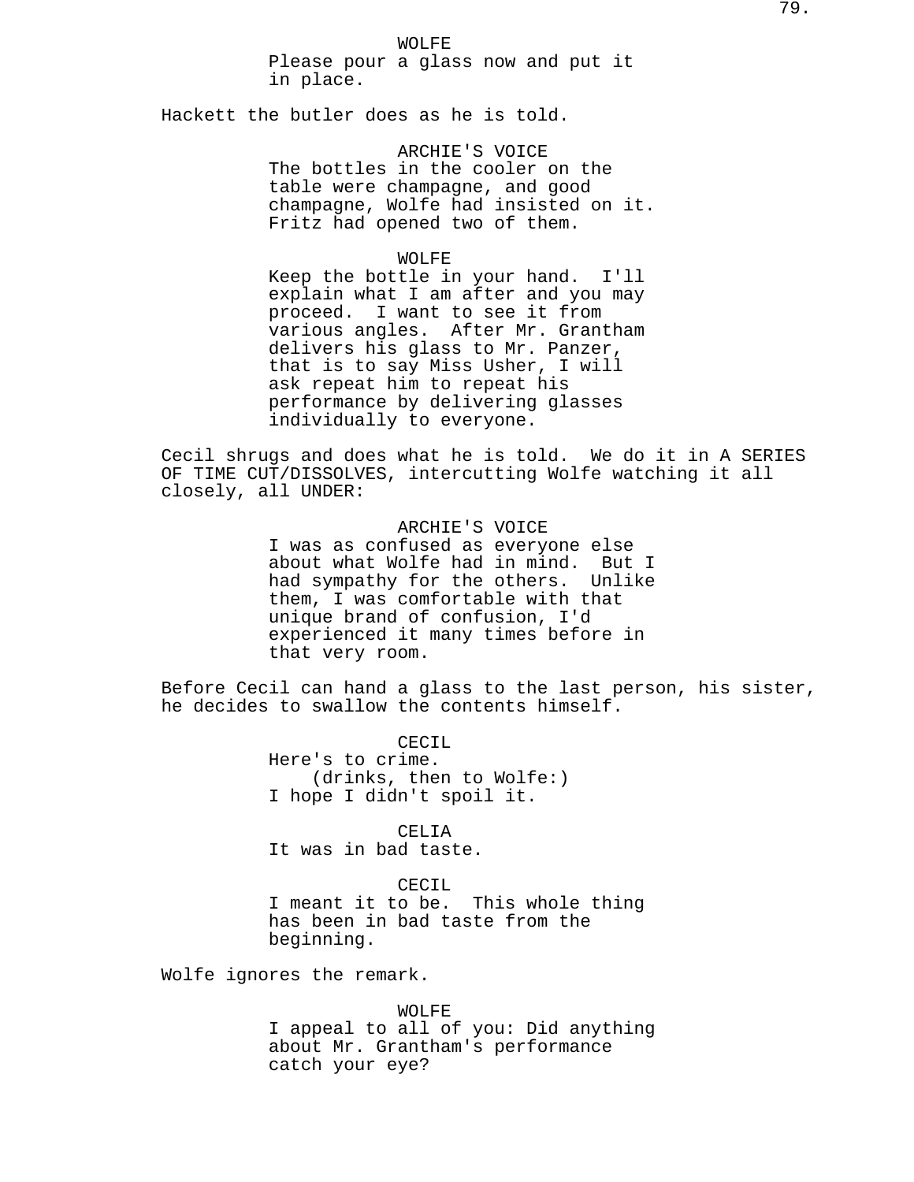WOLFE
Please pour a glass now and put it in place.

Hackett the butler does as he is told.

ARCHIE'S VOICE
The bottles in the cooler on the table were champagne, and good champagne, Wolfe had insisted on it. Fritz had opened two of them.

WOLFE
Keep the bottle in your hand. I'll explain what I am after and you may proceed. I want to see it from various angles. After Mr. Grantham delivers his glass to Mr. Panzer, that is to say Miss Usher, I will ask repeat him to repeat his performance by delivering glasses individually to everyone.

Cecil shrugs and does what he is told. We do it in A SERIES OF TIME CUT/DISSOLVES, intercutting Wolfe watching it all closely, all UNDER:

ARCHIE'S VOICE
I was as confused as everyone else about what Wolfe had in mind. But I had sympathy for the others. Unlike them, I was comfortable with that unique brand of confusion, I'd experienced it many times before in that very room.

Before Cecil can hand a glass to the last person, his sister, he decides to swallow the contents himself.

CECIL
Here's to crime.
(drinks, then to Wolfe:)
I hope I didn't spoil it.

CELIA
It was in bad taste.

CECIL
I meant it to be. This whole thing has been in bad taste from the beginning.

Wolfe ignores the remark.

WOLFE
I appeal to all of you: Did anything about Mr. Grantham's performance catch your eye?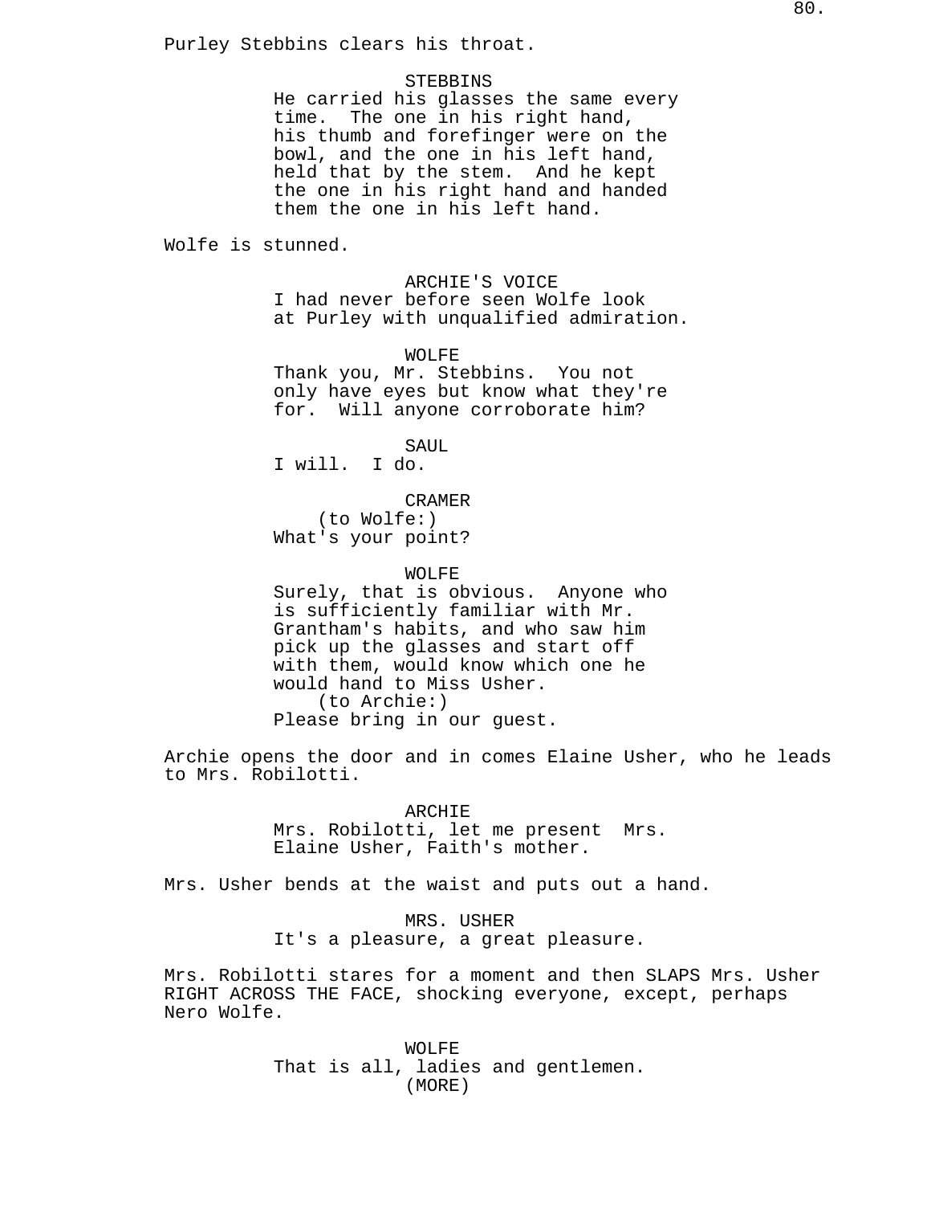Purley Stebbins clears his throat.

STEBBINS

He carried his glasses the same every time. The one in his right hand, his thumb and forefinger were on the bowl, and the one in his left hand, held that by the stem. And he kept the one in his right hand and handed them the one in his left hand.

Wolfe is stunned.

ARCHIE'S VOICE

I had never before seen Wolfe look at Purley with unqualified admiration.

WOLFE

Thank you, Mr. Stebbins. You not only have eyes but know what they're for. Will anyone corroborate him?

SAUL

I will. I do.

CRAMER

(to Wolfe:)

What's your point?

WOLFE

Surely, that is obvious. Anyone who is sufficiently familiar with Mr. Grantham's habits, and who saw him pick up the glasses and start off with them, would know which one he would hand to Miss Usher.

(to Archie:)

Please bring in our guest.

Archie opens the door and in comes Elaine Usher, who he leads to Mrs. Robilotti.

ARCHIE

Mrs. Robilotti, let me present Mrs. Elaine Usher, Faith's mother.

Mrs. Usher bends at the waist and puts out a hand.

MRS. USHER

It's a pleasure, a great pleasure.

Mrs. Robilotti stares for a moment and then SLAPS Mrs. Usher RIGHT ACROSS THE FACE, shocking everyone, except, perhaps Nero Wolfe.

WOLFE

That is all, ladies and gentlemen.

(MORE)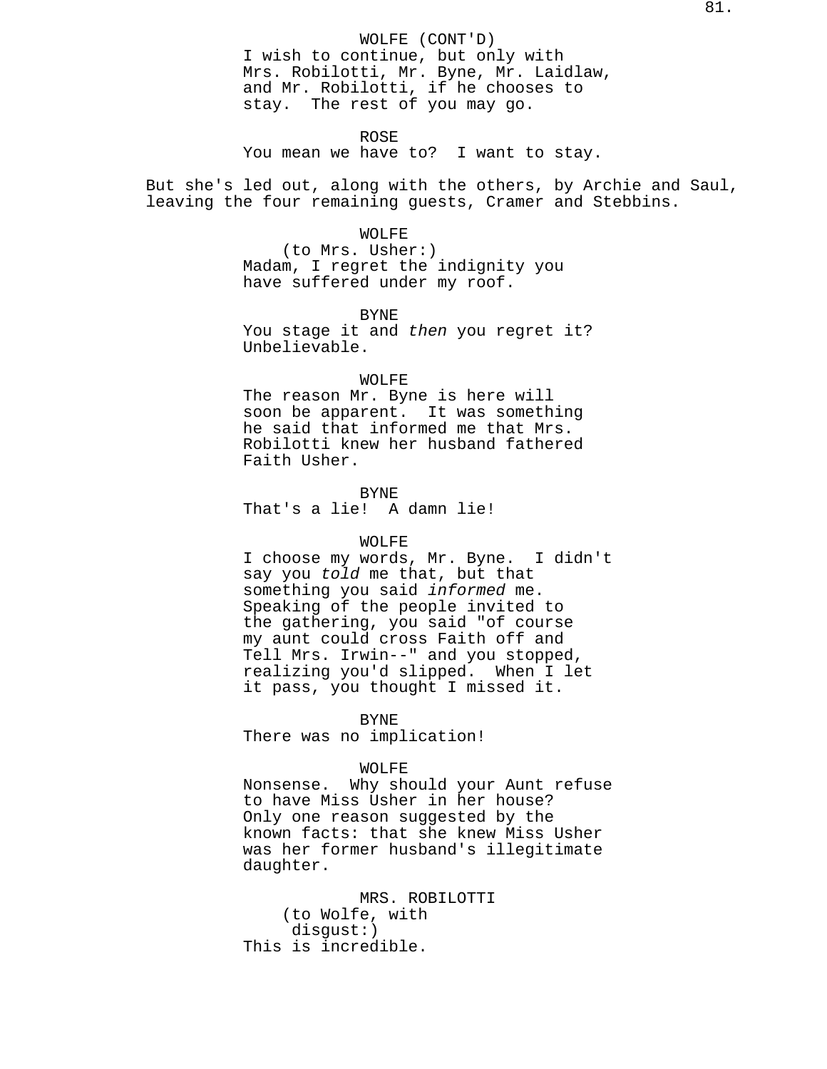WOLFE (CONT'D)
I wish to continue, but only with Mrs. Robilotti, Mr. Byne, Mr. Laidlaw, and Mr. Robilotti, if he chooses to stay. The rest of you may go.

ROSE
You mean we have to? I want to stay.

But she's led out, along with the others, by Archie and Saul, leaving the four remaining guests, Cramer and Stebbins.

WOLFE
(to Mrs. Usher:)
Madam, I regret the indignity you have suffered under my roof.

BYNE
You stage it and *then* you regret it? Unbelievable.

WOLFE
The reason Mr. Byne is here will soon be apparent. It was something he said that informed me that Mrs. Robilotti knew her husband fathered Faith Usher.

BYNE
That's a lie! A damn lie!

WOLFE
I choose my words, Mr. Byne. I didn't say you *told* me that, but that something you said *informed* me. Speaking of the people invited to the gathering, you said "of course my aunt could cross Faith off and Tell Mrs. Irwin--" and you stopped, realizing you'd slipped. When I let it pass, you thought I missed it.

BYNE
There was no implication!

WOLFE
Nonsense. Why should your Aunt refuse to have Miss Usher in her house? Only one reason suggested by the known facts: that she knew Miss Usher was her former husband's illegitimate daughter.

MRS. ROBILOTTI
(to Wolfe, with disgust:)
This is incredible.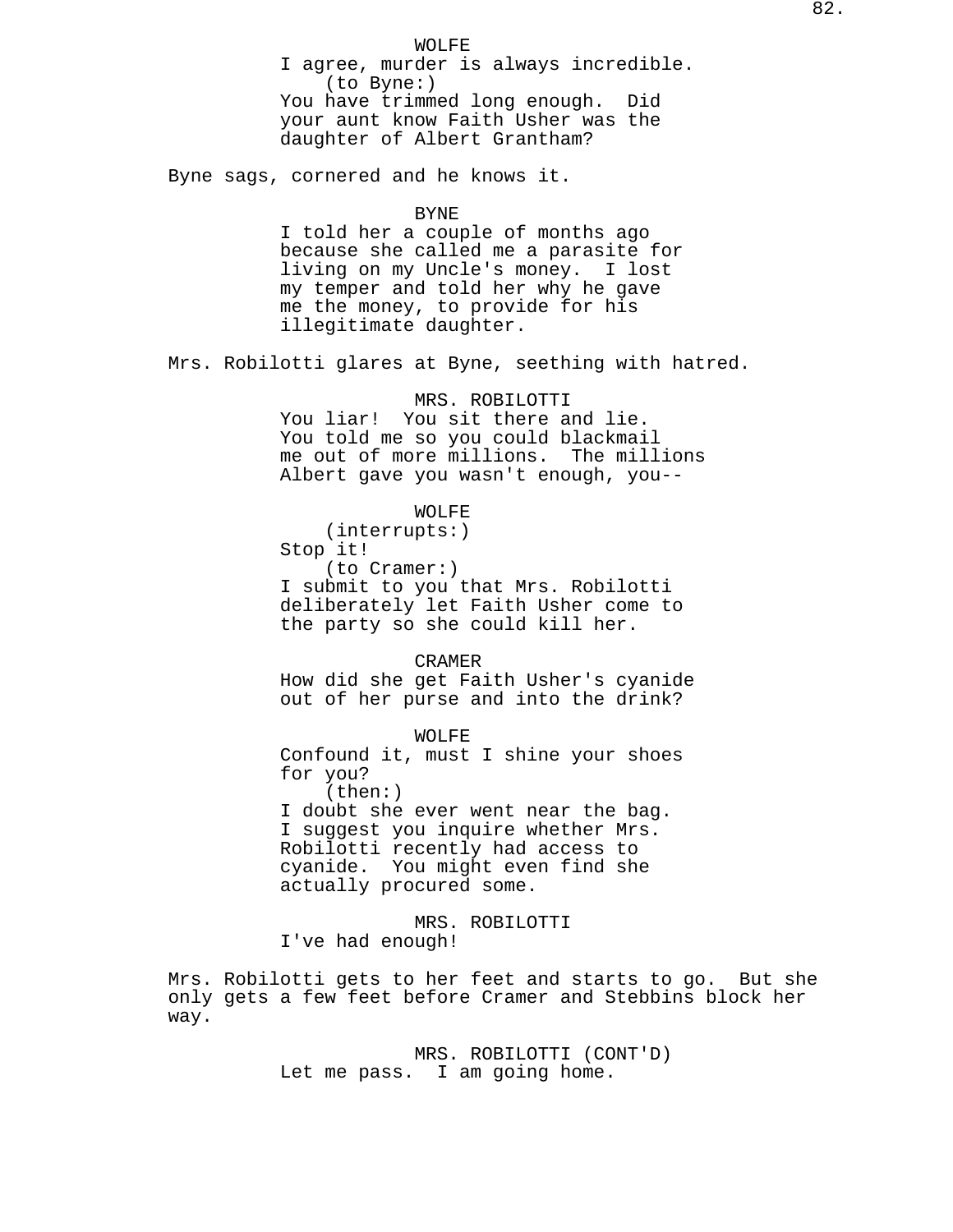WOLFE
I agree, murder is always incredible.
(to Byne:)
You have trimmed long enough. Did your aunt know Faith Usher was the daughter of Albert Grantham?

Byne sags, cornered and he knows it.

BYNE
I told her a couple of months ago because she called me a parasite for living on my Uncle's money. I lost my temper and told her why he gave me the money, to provide for his illegitimate daughter.

Mrs. Robilotti glares at Byne, seething with hatred.

MRS. ROBILOTTI
You liar! You sit there and lie. You told me so you could blackmail me out of more millions. The millions Albert gave you wasn't enough, you--

WOLFE
(interrupts:)
Stop it!
(to Cramer:)
I submit to you that Mrs. Robilotti deliberately let Faith Usher come to the party so she could kill her.

CRAMER
How did she get Faith Usher's cyanide out of her purse and into the drink?

WOLFE
Confound it, must I shine your shoes for you?
(then:)
I doubt she ever went near the bag. I suggest you inquire whether Mrs. Robilotti recently had access to cyanide. You might even find she actually procured some.

MRS. ROBILOTTI
I've had enough!

Mrs. Robilotti gets to her feet and starts to go. But she only gets a few feet before Cramer and Stebbins block her way.

MRS. ROBILOTTI (CONT'D)
Let me pass. I am going home.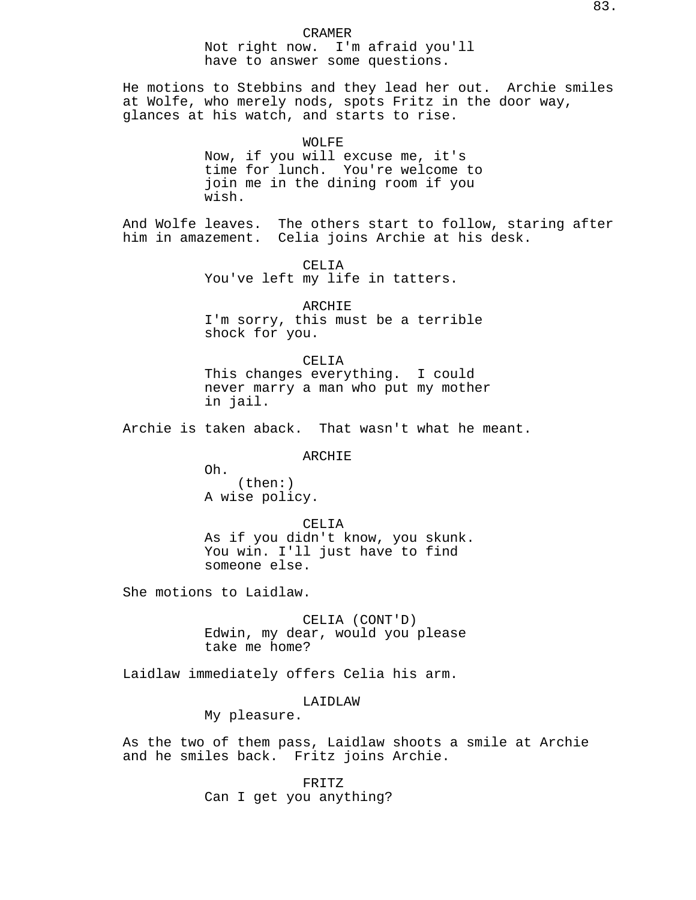CRAMER
Not right now.  I'm afraid you'll have to answer some questions.

He motions to Stebbins and they lead her out.  Archie smiles at Wolfe, who merely nods, spots Fritz in the door way, glances at his watch, and starts to rise.

WOLFE
Now, if you will excuse me, it's time for lunch.  You're welcome to join me in the dining room if you wish.

And Wolfe leaves.  The others start to follow, staring after him in amazement.  Celia joins Archie at his desk.

CELIA
You've left my life in tatters.

ARCHIE
I'm sorry, this must be a terrible shock for you.

CELIA
This changes everything.  I could never marry a man who put my mother in jail.

Archie is taken aback.  That wasn't what he meant.

ARCHIE
Oh.
(then:)
A wise policy.

CELIA
As if you didn't know, you skunk. You win. I'll just have to find someone else.

She motions to Laidlaw.

CELIA (CONT'D)
Edwin, my dear, would you please take me home?

Laidlaw immediately offers Celia his arm.

LAIDLAW
My pleasure.

As the two of them pass, Laidlaw shoots a smile at Archie and he smiles back.  Fritz joins Archie.

FRITZ
Can I get you anything?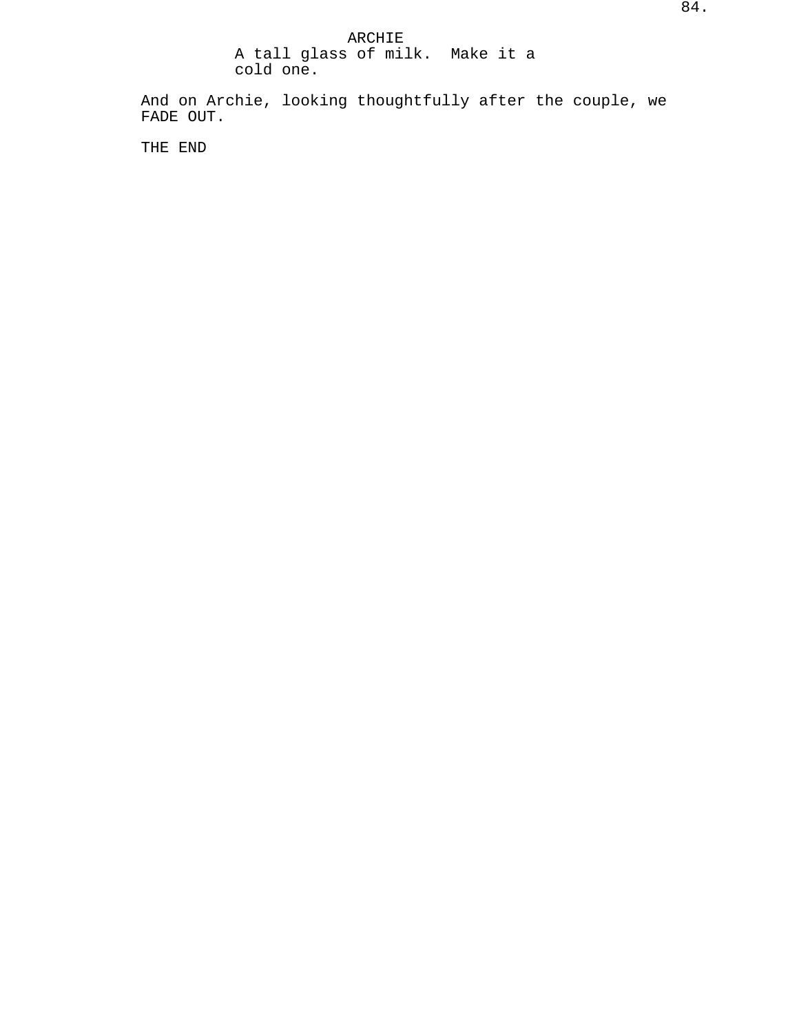ARCHIE
A tall glass of milk.  Make it a cold one.

And on Archie, looking thoughtfully after the couple, we FADE OUT.

THE END